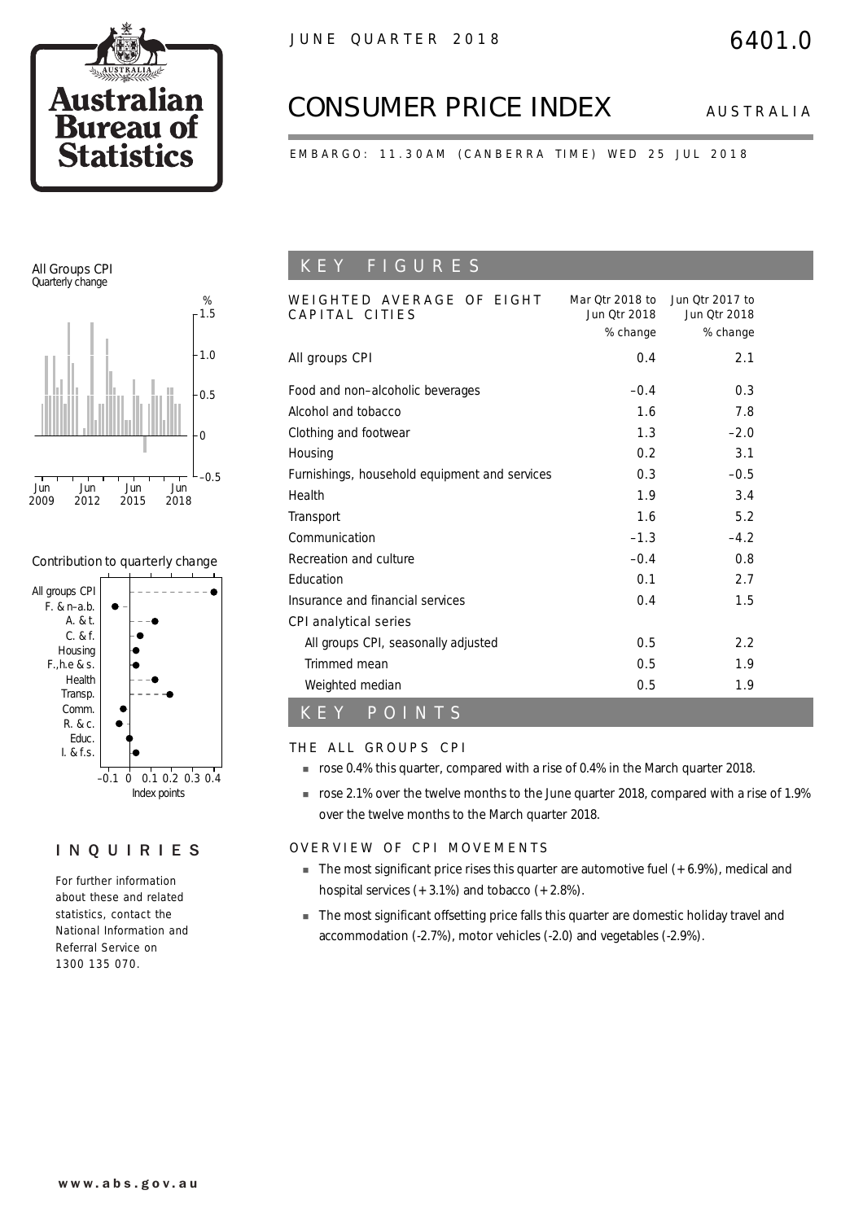JUNE QUARTER 2018

6401.0

# CONSUMER PRICE INDEX

AUSTRALIA

EMBARGO: 11.30AM (CANBERRA TIME) WED 25 JUL 2018

## KEY FIGURES

| WEIGHTED AVERAGE OF EIGHT CAPITAL CITIES | Mar Qtr 2018 to Jun Qtr 2018 % change | Jun Qtr 2017 to Jun Qtr 2018 % change |
|---|---|---|
| All groups CPI | 0.4 | 2.1 |
| Food and non–alcoholic beverages | –0.4 | 0.3 |
| Alcohol and tobacco | 1.6 | 7.8 |
| Clothing and footwear | 1.3 | –2.0 |
| Housing | 0.2 | 3.1 |
| Furnishings, household equipment and services | 0.3 | –0.5 |
| Health | 1.9 | 3.4 |
| Transport | 1.6 | 5.2 |
| Communication | –1.3 | –4.2 |
| Recreation and culture | –0.4 | 0.8 |
| Education | 0.1 | 2.7 |
| Insurance and financial services | 0.4 | 1.5 |
| CPI analytical series | | |
| All groups CPI, seasonally adjusted | 0.5 | 2.2 |
| Trimmed mean | 0.5 | 1.9 |
| Weighted median | 0.5 | 1.9 |

## KEY POINTS

### THE ALL GROUPS CPI

- rose 0.4% this quarter, compared with a rise of 0.4% in the March quarter 2018.
- rose 2.1% over the twelve months to the June quarter 2018, compared with a rise of 1.9% over the twelve months to the March quarter 2018.

### OVERVIEW OF CPI MOVEMENTS

- The most significant price rises this quarter are automotive fuel (+6.9%), medical and hospital services (+3.1%) and tobacco (+2.8%).
- The most significant offsetting price falls this quarter are domestic holiday travel and accommodation (-2.7%), motor vehicles (-2.0) and vegetables (-2.9%).

All Groups CPI
Quarterly change

Contribution to quarterly change

## INQUIRIES

For further information about these and related statistics, contact the National Information and Referral Service on 1300 135 070.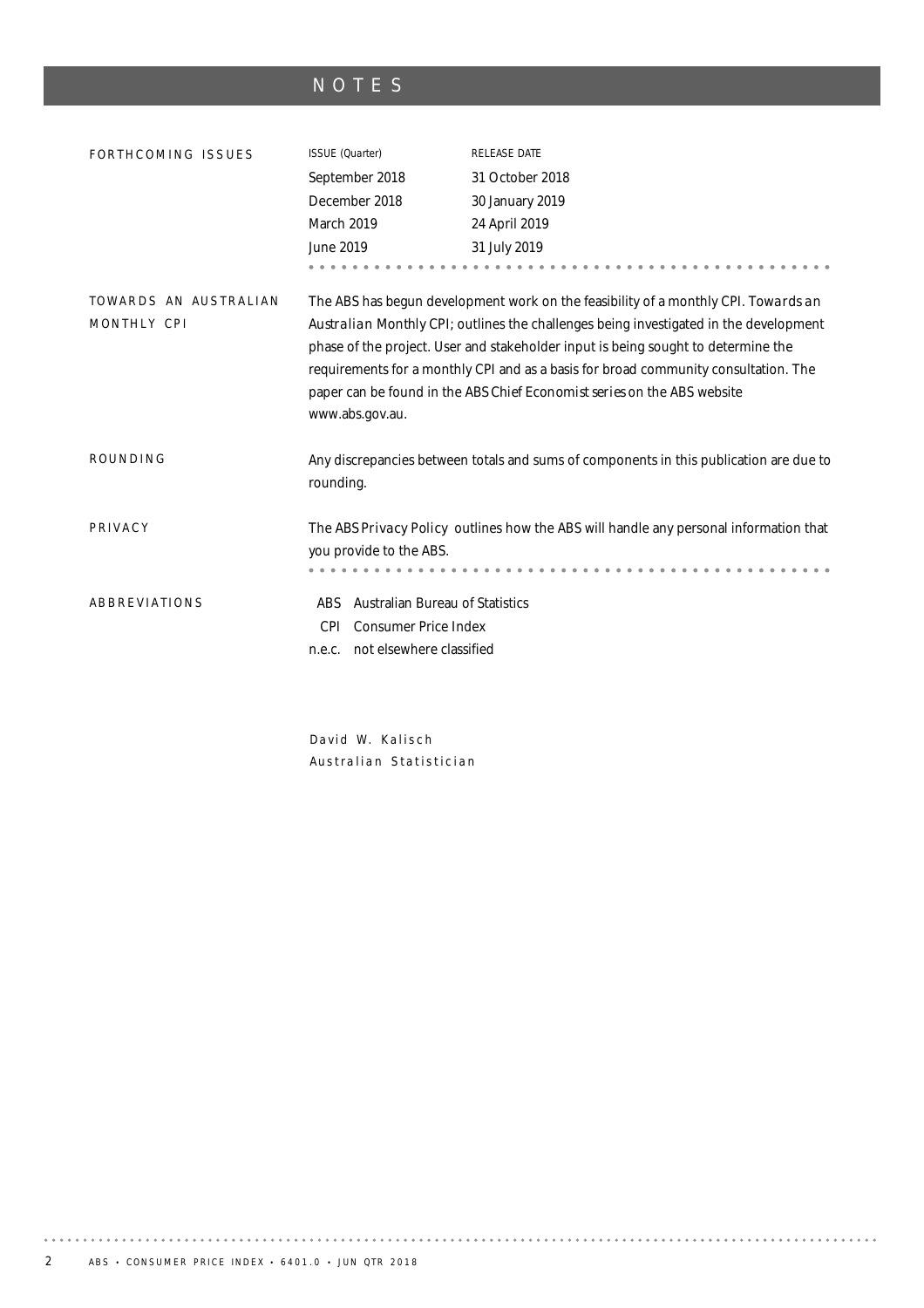# NOTES

## FORTHCOMING ISSUES

| ISSUE (Quarter) | RELEASE DATE |
| --- | --- |
| September 2018 | 31 October 2018 |
| December 2018 | 30 January 2019 |
| March 2019 | 24 April 2019 |
| June 2019 | 31 July 2019 |

## TOWARDS AN AUSTRALIAN MONTHLY CPI

The ABS has begun development work on the feasibility of a monthly CPI. *Towards an Australian Monthly CPI*; outlines the challenges being investigated in the development phase of the project. User and stakeholder input is being sought to determine the requirements for a monthly CPI and as a basis for broad community consultation. The paper can be found in the ABS *Chief Economist series* on the ABS website www.abs.gov.au.

## ROUNDING

Any discrepancies between totals and sums of components in this publication are due to rounding.

## PRIVACY

The ABS *Privacy Policy* outlines how the ABS will handle any personal information that you provide to the ABS.

## ABBREVIATIONS

- ABS Australian Bureau of Statistics
- CPI Consumer Price Index
- n.e.c. not elsewhere classified

David W. Kalisch
Australian Statistician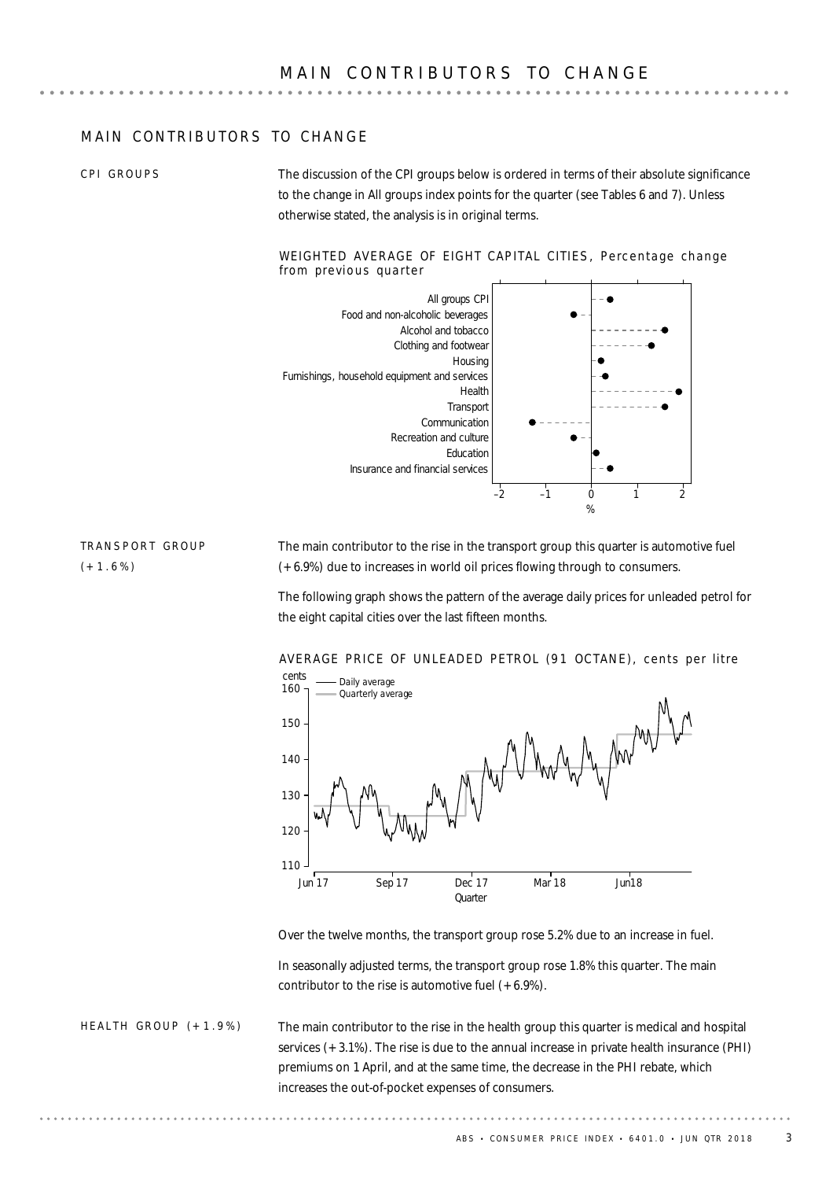# MAIN CONTRIBUTORS TO CHANGE

## MAIN CONTRIBUTORS TO CHANGE

### CPI GROUPS

The discussion of the CPI groups below is ordered in terms of their absolute significance to the change in All groups index points for the quarter (see Tables 6 and 7). Unless otherwise stated, the analysis is in original terms.

WEIGHTED AVERAGE OF EIGHT CAPITAL CITIES, Percentage change from previous quarter

### TRANSPORT GROUP (+1.6%)

The main contributor to the rise in the transport group this quarter is automotive fuel (+6.9%) due to increases in world oil prices flowing through to consumers.

The following graph shows the pattern of the average daily prices for unleaded petrol for the eight capital cities over the last fifteen months.

AVERAGE PRICE OF UNLEADED PETROL (91 OCTANE), cents per litre

Over the twelve months, the transport group rose 5.2% due to an increase in fuel.

In seasonally adjusted terms, the transport group rose 1.8% this quarter. The main contributor to the rise is automotive fuel (+6.9%).

### HEALTH GROUP (+1.9%)

The main contributor to the rise in the health group this quarter is medical and hospital services (+3.1%). The rise is due to the annual increase in private health insurance (PHI) premiums on 1 April, and at the same time, the decrease in the PHI rebate, which increases the out-of-pocket expenses of consumers.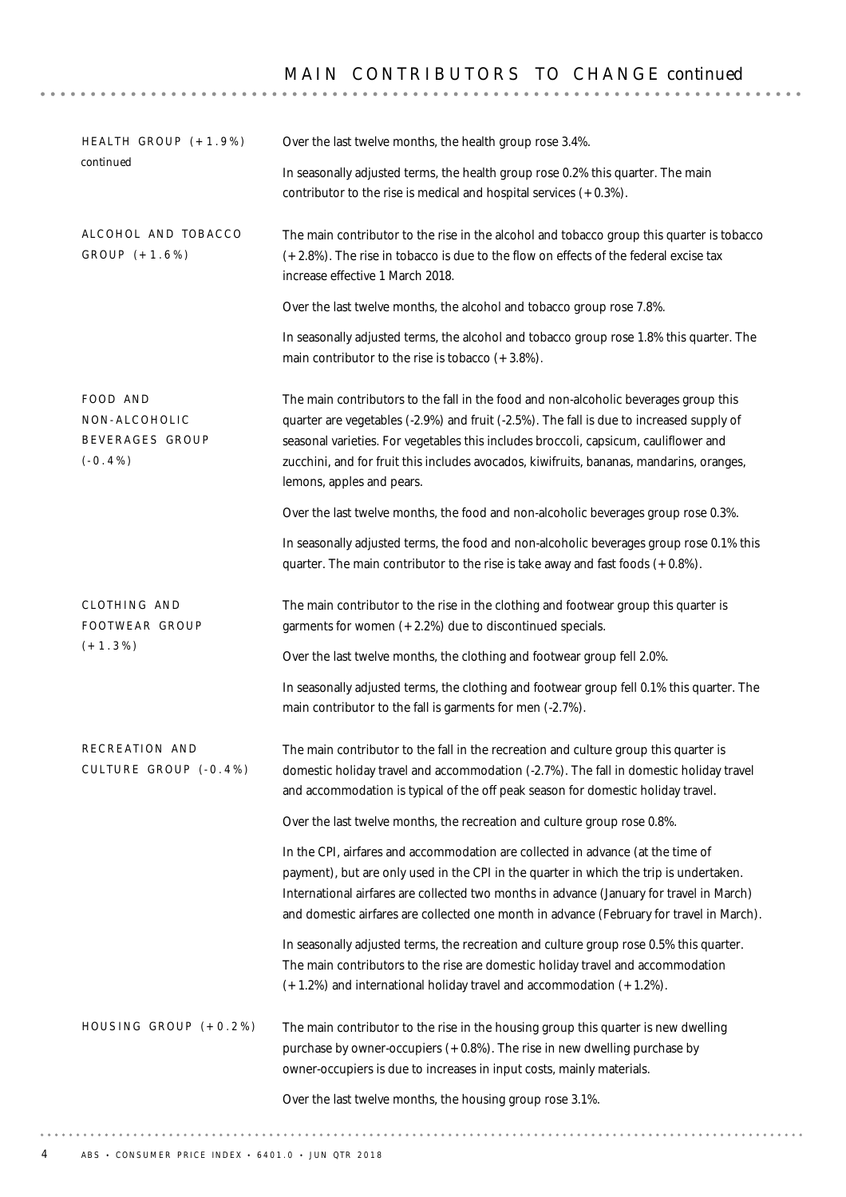## MAIN CONTRIBUTORS TO CHANGE *continued*

### HEALTH GROUP (+1.9%) *continued*

Over the last twelve months, the health group rose 3.4%.

In seasonally adjusted terms, the health group rose 0.2% this quarter. The main contributor to the rise is medical and hospital services (+0.3%).

### ALCOHOL AND TOBACCO GROUP (+1.6%)

The main contributor to the rise in the alcohol and tobacco group this quarter is tobacco (+2.8%). The rise in tobacco is due to the flow on effects of the federal excise tax increase effective 1 March 2018.

Over the last twelve months, the alcohol and tobacco group rose 7.8%.

In seasonally adjusted terms, the alcohol and tobacco group rose 1.8% this quarter. The main contributor to the rise is tobacco (+3.8%).

### FOOD AND NON-ALCOHOLIC BEVERAGES GROUP (-0.4%)

The main contributors to the fall in the food and non-alcoholic beverages group this quarter are vegetables (-2.9%) and fruit (-2.5%). The fall is due to increased supply of seasonal varieties. For vegetables this includes broccoli, capsicum, cauliflower and zucchini, and for fruit this includes avocados, kiwifruits, bananas, mandarins, oranges, lemons, apples and pears.

Over the last twelve months, the food and non-alcoholic beverages group rose 0.3%.

In seasonally adjusted terms, the food and non-alcoholic beverages group rose 0.1% this quarter. The main contributor to the rise is take away and fast foods (+0.8%).

### CLOTHING AND FOOTWEAR GROUP (+1.3%)

The main contributor to the rise in the clothing and footwear group this quarter is garments for women (+2.2%) due to discontinued specials.

Over the last twelve months, the clothing and footwear group fell 2.0%.

In seasonally adjusted terms, the clothing and footwear group fell 0.1% this quarter. The main contributor to the fall is garments for men (-2.7%).

### RECREATION AND CULTURE GROUP (-0.4%)

The main contributor to the fall in the recreation and culture group this quarter is domestic holiday travel and accommodation (-2.7%). The fall in domestic holiday travel and accommodation is typical of the off peak season for domestic holiday travel.

Over the last twelve months, the recreation and culture group rose 0.8%.

In the CPI, airfares and accommodation are collected in advance (at the time of payment), but are only used in the CPI in the quarter in which the trip is undertaken. International airfares are collected two months in advance (January for travel in March) and domestic airfares are collected one month in advance (February for travel in March).

In seasonally adjusted terms, the recreation and culture group rose 0.5% this quarter. The main contributors to the rise are domestic holiday travel and accommodation (+1.2%) and international holiday travel and accommodation (+1.2%).

### HOUSING GROUP (+0.2%)

The main contributor to the rise in the housing group this quarter is new dwelling purchase by owner-occupiers (+0.8%). The rise in new dwelling purchase by owner-occupiers is due to increases in input costs, mainly materials.

Over the last twelve months, the housing group rose 3.1%.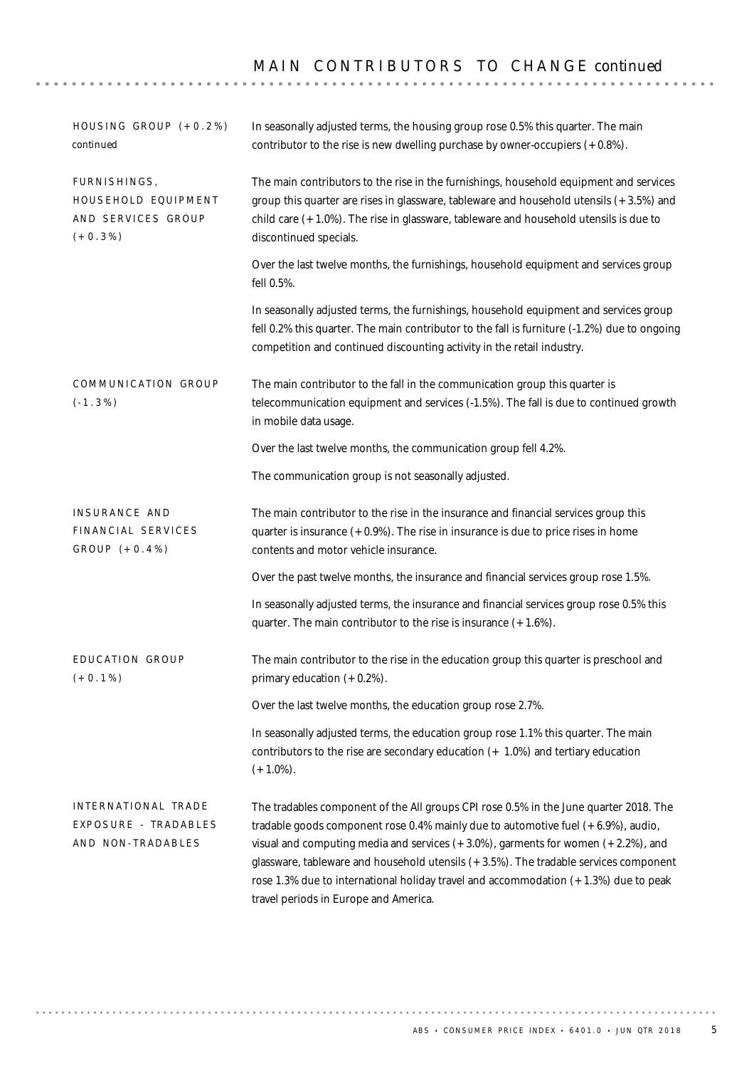## MAIN CONTRIBUTORS TO CHANGE *continued*

### HOUSING GROUP (+0.2%) *continued*

In seasonally adjusted terms, the housing group rose 0.5% this quarter. The main contributor to the rise is new dwelling purchase by owner-occupiers (+0.8%).

### FURNISHINGS, HOUSEHOLD EQUIPMENT AND SERVICES GROUP (+0.3%)

The main contributors to the rise in the furnishings, household equipment and services group this quarter are rises in glassware, tableware and household utensils (+3.5%) and child care (+1.0%). The rise in glassware, tableware and household utensils is due to discontinued specials.

Over the last twelve months, the furnishings, household equipment and services group fell 0.5%.

In seasonally adjusted terms, the furnishings, household equipment and services group fell 0.2% this quarter. The main contributor to the fall is furniture (-1.2%) due to ongoing competition and continued discounting activity in the retail industry.

### COMMUNICATION GROUP (-1.3%)

The main contributor to the fall in the communication group this quarter is telecommunication equipment and services (-1.5%). The fall is due to continued growth in mobile data usage.

Over the last twelve months, the communication group fell 4.2%.

The communication group is not seasonally adjusted.

### INSURANCE AND FINANCIAL SERVICES GROUP (+0.4%)

The main contributor to the rise in the insurance and financial services group this quarter is insurance (+0.9%). The rise in insurance is due to price rises in home contents and motor vehicle insurance.

Over the past twelve months, the insurance and financial services group rose 1.5%.

In seasonally adjusted terms, the insurance and financial services group rose 0.5% this quarter. The main contributor to the rise is insurance (+1.6%).

### EDUCATION GROUP (+0.1%)

The main contributor to the rise in the education group this quarter is preschool and primary education (+0.2%).

Over the last twelve months, the education group rose 2.7%.

In seasonally adjusted terms, the education group rose 1.1% this quarter. The main contributors to the rise are secondary education (+ 1.0%) and tertiary education (+1.0%).

### INTERNATIONAL TRADE EXPOSURE - TRADABLES AND NON-TRADABLES

The tradables component of the All groups CPI rose 0.5% in the June quarter 2018. The tradable goods component rose 0.4% mainly due to automotive fuel (+6.9%), audio, visual and computing media and services (+3.0%), garments for women (+2.2%), and glassware, tableware and household utensils (+3.5%). The tradable services component rose 1.3% due to international holiday travel and accommodation (+1.3%) due to peak travel periods in Europe and America.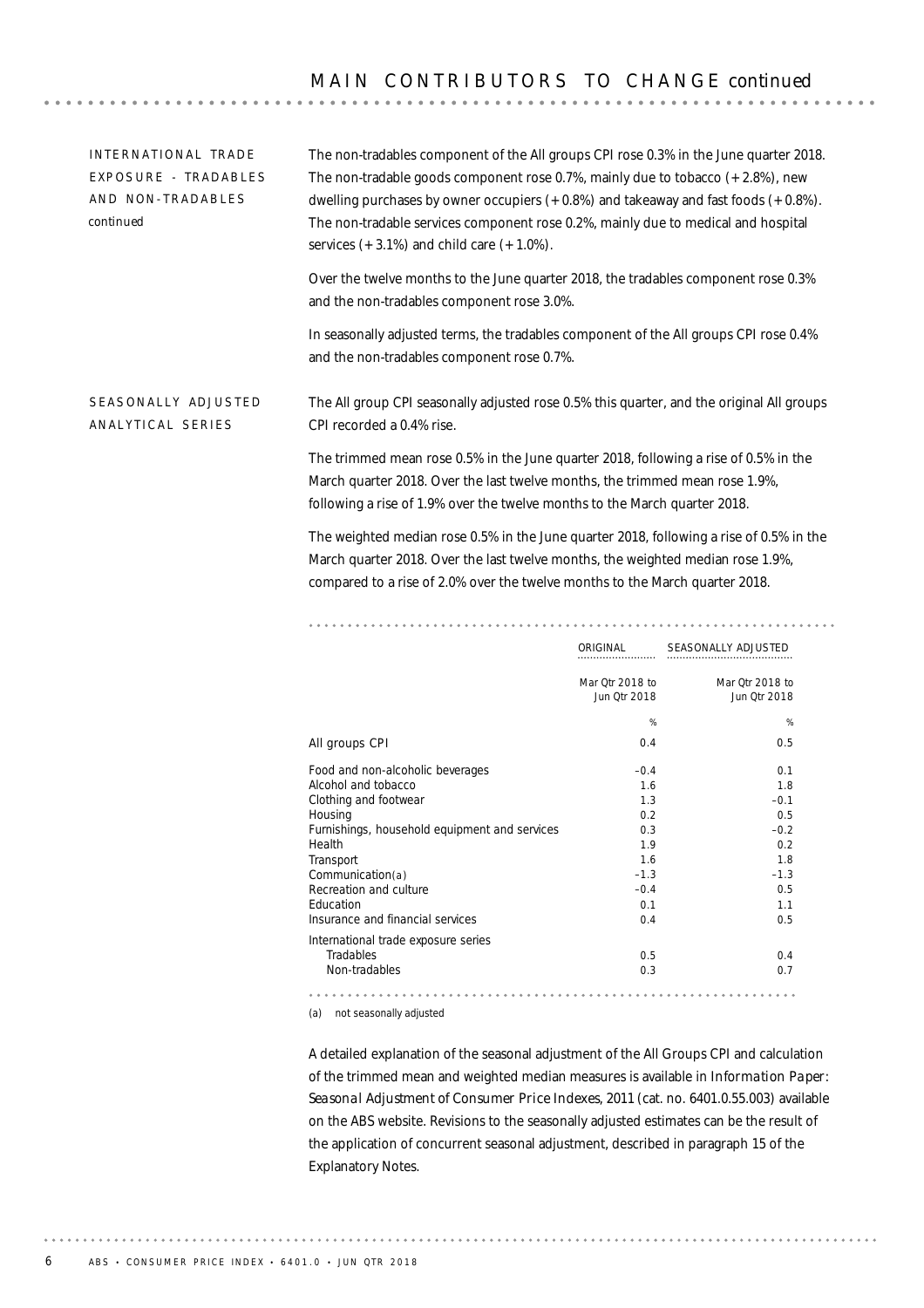## MAIN CONTRIBUTORS TO CHANGE *continued*

### INTERNATIONAL TRADE EXPOSURE - TRADABLES AND NON-TRADABLES *continued*

The non-tradables component of the All groups CPI rose 0.3% in the June quarter 2018. The non-tradable goods component rose 0.7%, mainly due to tobacco (+2.8%), new dwelling purchases by owner occupiers (+0.8%) and takeaway and fast foods (+0.8%). The non-tradable services component rose 0.2%, mainly due to medical and hospital services (+3.1%) and child care (+1.0%).

Over the twelve months to the June quarter 2018, the tradables component rose 0.3% and the non-tradables component rose 3.0%.

In seasonally adjusted terms, the tradables component of the All groups CPI rose 0.4% and the non-tradables component rose 0.7%.

### SEASONALLY ADJUSTED ANALYTICAL SERIES

The All group CPI seasonally adjusted rose 0.5% this quarter, and the original All groups CPI recorded a 0.4% rise.

The trimmed mean rose 0.5% in the June quarter 2018, following a rise of 0.5% in the March quarter 2018. Over the last twelve months, the trimmed mean rose 1.9%, following a rise of 1.9% over the twelve months to the March quarter 2018.

The weighted median rose 0.5% in the June quarter 2018, following a rise of 0.5% in the March quarter 2018. Over the last twelve months, the weighted median rose 1.9%, compared to a rise of 2.0% over the twelve months to the March quarter 2018.

| | ORIGINAL | SEASONALLY ADJUSTED |
|---|---|---|
| | Mar Qtr 2018 to Jun Qtr 2018 | Mar Qtr 2018 to Jun Qtr 2018 |
| | % | % |
| All groups CPI | 0.4 | 0.5 |
| Food and non-alcoholic beverages | –0.4 | 0.1 |
| Alcohol and tobacco | 1.6 | 1.8 |
| Clothing and footwear | 1.3 | –0.1 |
| Housing | 0.2 | 0.5 |
| Furnishings, household equipment and services | 0.3 | –0.2 |
| Health | 1.9 | 0.2 |
| Transport | 1.6 | 1.8 |
| Communication(a) | –1.3 | –1.3 |
| Recreation and culture | –0.4 | 0.5 |
| Education | 0.1 | 1.1 |
| Insurance and financial services | 0.4 | 0.5 |
| International trade exposure series | | |
| Tradables | 0.5 | 0.4 |
| Non-tradables | 0.3 | 0.7 |

(a) not seasonally adjusted

A detailed explanation of the seasonal adjustment of the All Groups CPI and calculation of the trimmed mean and weighted median measures is available in *Information Paper: Seasonal Adjustment of Consumer Price Indexes, 2011* (cat. no. 6401.0.55.003) available on the ABS website. Revisions to the seasonally adjusted estimates can be the result of the application of concurrent seasonal adjustment, described in paragraph 15 of the Explanatory Notes.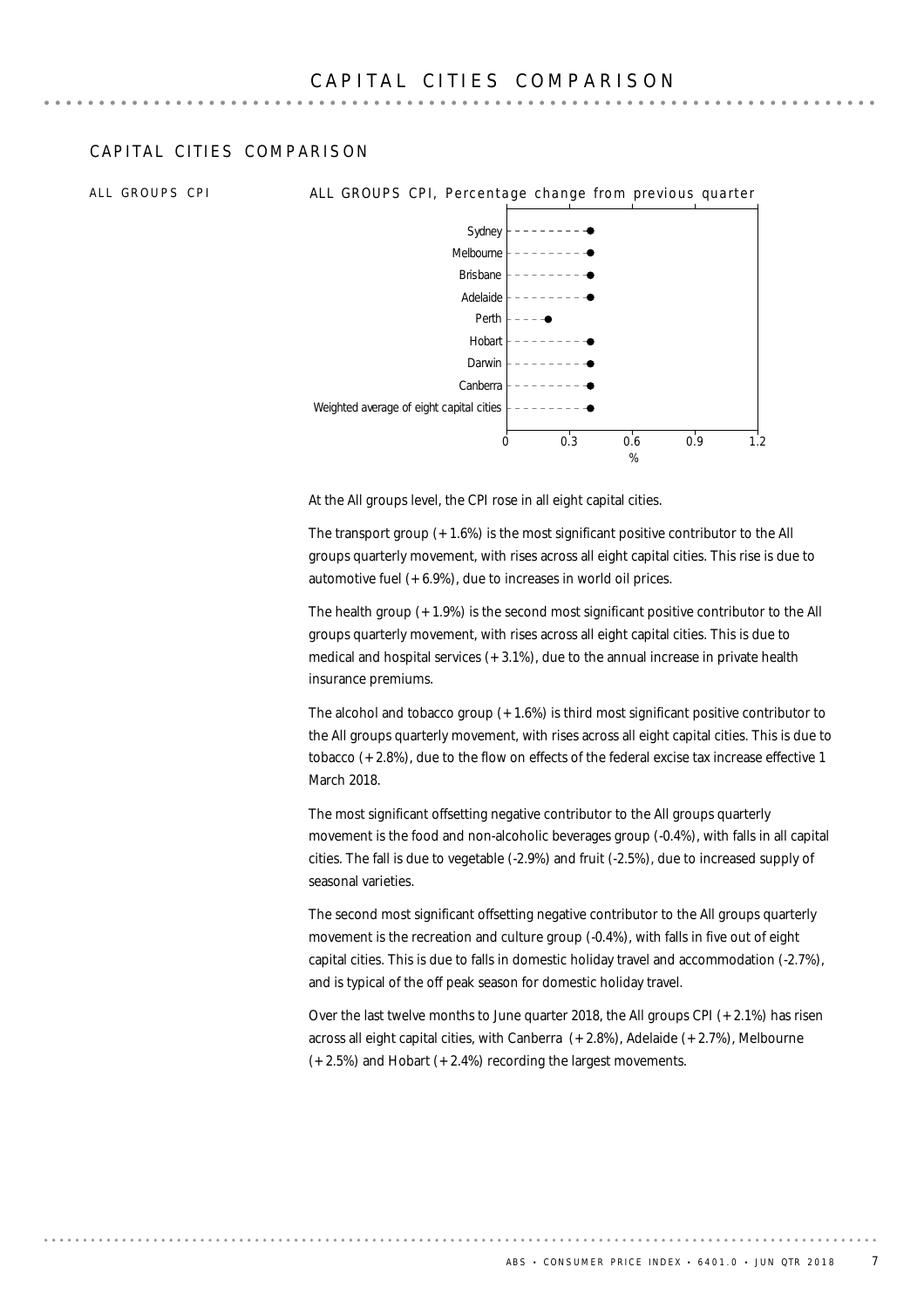# CAPITAL CITIES COMPARISON

## CAPITAL CITIES COMPARISON

ALL GROUPS CPI

ALL GROUPS CPI, Percentage change from previous quarter

At the All groups level, the CPI rose in all eight capital cities.

The transport group (+1.6%) is the most significant positive contributor to the All groups quarterly movement, with rises across all eight capital cities. This rise is due to automotive fuel (+6.9%), due to increases in world oil prices.

The health group (+1.9%) is the second most significant positive contributor to the All groups quarterly movement, with rises across all eight capital cities. This is due to medical and hospital services (+3.1%), due to the annual increase in private health insurance premiums.

The alcohol and tobacco group (+1.6%) is third most significant positive contributor to the All groups quarterly movement, with rises across all eight capital cities. This is due to tobacco (+2.8%), due to the flow on effects of the federal excise tax increase effective 1 March 2018.

The most significant offsetting negative contributor to the All groups quarterly movement is the food and non-alcoholic beverages group (-0.4%), with falls in all capital cities. The fall is due to vegetable (-2.9%) and fruit (-2.5%), due to increased supply of seasonal varieties.

The second most significant offsetting negative contributor to the All groups quarterly movement is the recreation and culture group (-0.4%), with falls in five out of eight capital cities. This is due to falls in domestic holiday travel and accommodation (-2.7%), and is typical of the off peak season for domestic holiday travel.

Over the last twelve months to June quarter 2018, the All groups CPI (+2.1%) has risen across all eight capital cities, with Canberra (+2.8%), Adelaide (+2.7%), Melbourne (+2.5%) and Hobart (+2.4%) recording the largest movements.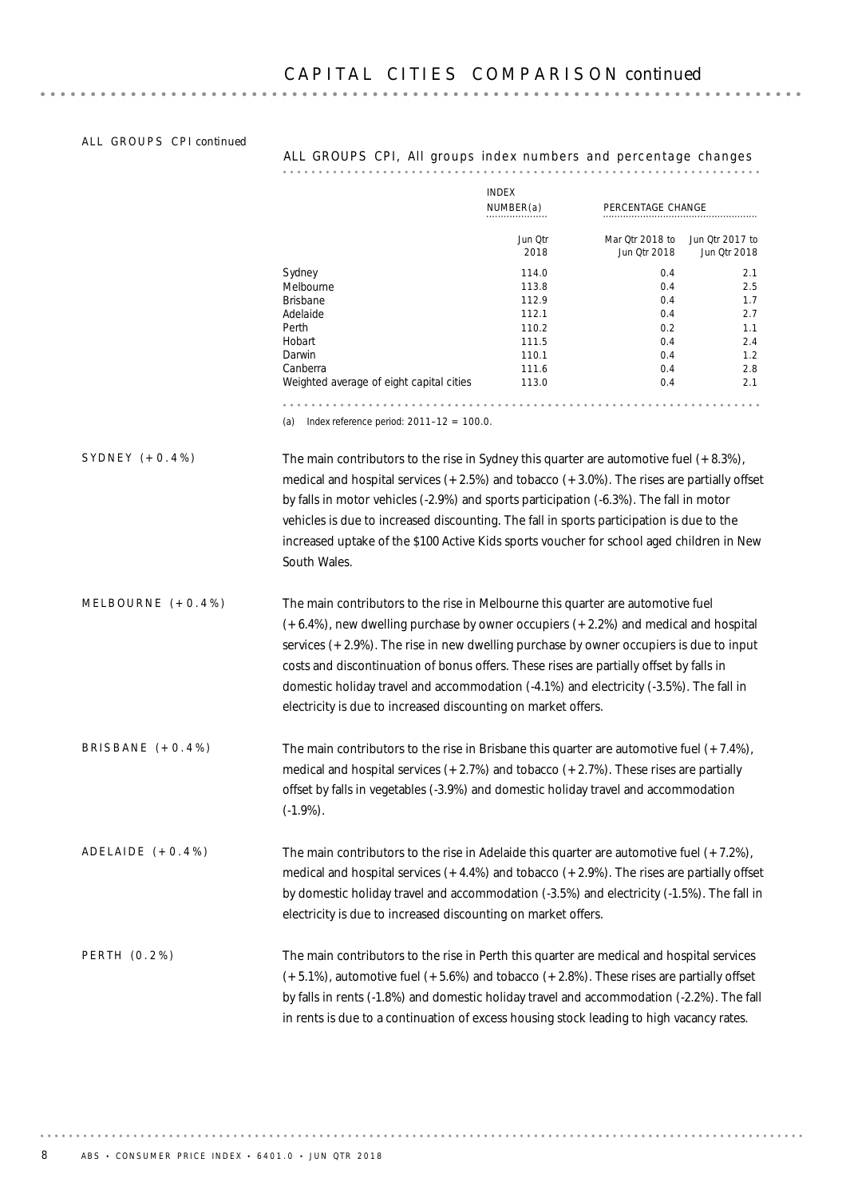# CAPITAL CITIES COMPARISON *continued*

ALL GROUPS CPI *continued*

ALL GROUPS CPI, All groups index numbers and percentage changes

| | INDEX NUMBER(a) | PERCENTAGE CHANGE | |
|---|---|---|---|
| | Jun Qtr 2018 | Mar Qtr 2018 to Jun Qtr 2018 | Jun Qtr 2017 to Jun Qtr 2018 |
| Sydney | 114.0 | 0.4 | 2.1 |
| Melbourne | 113.8 | 0.4 | 2.5 |
| Brisbane | 112.9 | 0.4 | 1.7 |
| Adelaide | 112.1 | 0.4 | 2.7 |
| Perth | 110.2 | 0.2 | 1.1 |
| Hobart | 111.5 | 0.4 | 2.4 |
| Darwin | 110.1 | 0.4 | 1.2 |
| Canberra | 111.6 | 0.4 | 2.8 |
| Weighted average of eight capital cities | 113.0 | 0.4 | 2.1 |

(a) Index reference period: 2011–12 = 100.0.

SYDNEY (+0.4%)

The main contributors to the rise in Sydney this quarter are automotive fuel (+8.3%), medical and hospital services (+2.5%) and tobacco (+3.0%). The rises are partially offset by falls in motor vehicles (-2.9%) and sports participation (-6.3%). The fall in motor vehicles is due to increased discounting. The fall in sports participation is due to the increased uptake of the $100 Active Kids sports voucher for school aged children in New South Wales.

MELBOURNE (+0.4%)

The main contributors to the rise in Melbourne this quarter are automotive fuel (+6.4%), new dwelling purchase by owner occupiers (+2.2%) and medical and hospital services (+2.9%). The rise in new dwelling purchase by owner occupiers is due to input costs and discontinuation of bonus offers. These rises are partially offset by falls in domestic holiday travel and accommodation (-4.1%) and electricity (-3.5%). The fall in electricity is due to increased discounting on market offers.

BRISBANE (+0.4%)

The main contributors to the rise in Brisbane this quarter are automotive fuel (+7.4%), medical and hospital services (+2.7%) and tobacco (+2.7%). These rises are partially offset by falls in vegetables (-3.9%) and domestic holiday travel and accommodation (-1.9%).

ADELAIDE (+0.4%)

The main contributors to the rise in Adelaide this quarter are automotive fuel (+7.2%), medical and hospital services (+4.4%) and tobacco (+2.9%). The rises are partially offset by domestic holiday travel and accommodation (-3.5%) and electricity (-1.5%). The fall in electricity is due to increased discounting on market offers.

PERTH (0.2%)

The main contributors to the rise in Perth this quarter are medical and hospital services (+5.1%), automotive fuel (+5.6%) and tobacco (+2.8%). These rises are partially offset by falls in rents (-1.8%) and domestic holiday travel and accommodation (-2.2%). The fall in rents is due to a continuation of excess housing stock leading to high vacancy rates.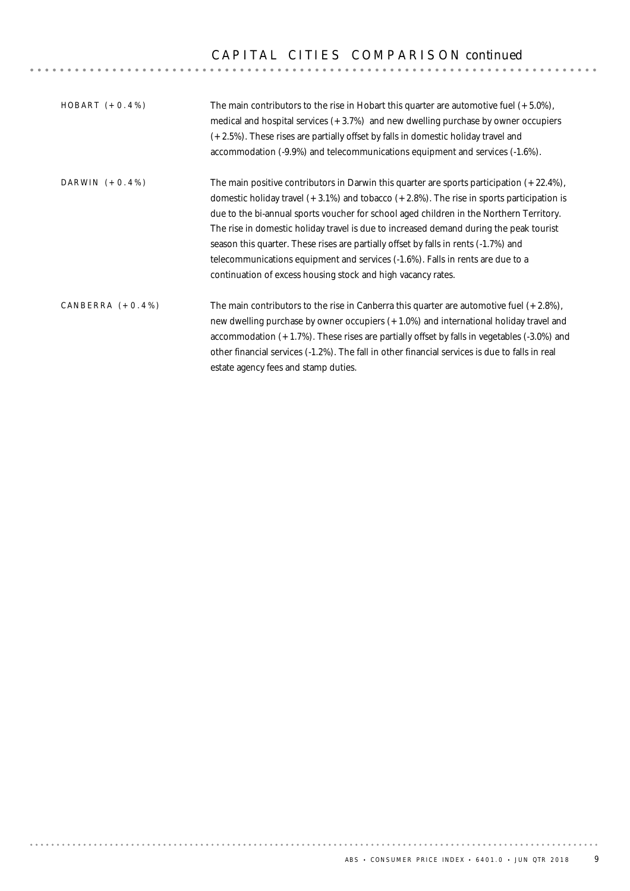## CAPITAL CITIES COMPARISON *continued*

**HOBART (+0.4%)**

The main contributors to the rise in Hobart this quarter are automotive fuel (+5.0%), medical and hospital services (+3.7%) and new dwelling purchase by owner occupiers (+2.5%). These rises are partially offset by falls in domestic holiday travel and accommodation (-9.9%) and telecommunications equipment and services (-1.6%).

**DARWIN (+0.4%)**

The main positive contributors in Darwin this quarter are sports participation (+22.4%), domestic holiday travel (+3.1%) and tobacco (+2.8%). The rise in sports participation is due to the bi-annual sports voucher for school aged children in the Northern Territory. The rise in domestic holiday travel is due to increased demand during the peak tourist season this quarter. These rises are partially offset by falls in rents (-1.7%) and telecommunications equipment and services (-1.6%). Falls in rents are due to a continuation of excess housing stock and high vacancy rates.

**CANBERRA (+0.4%)**

The main contributors to the rise in Canberra this quarter are automotive fuel (+2.8%), new dwelling purchase by owner occupiers (+1.0%) and international holiday travel and accommodation (+1.7%). These rises are partially offset by falls in vegetables (-3.0%) and other financial services (-1.2%). The fall in other financial services is due to falls in real estate agency fees and stamp duties.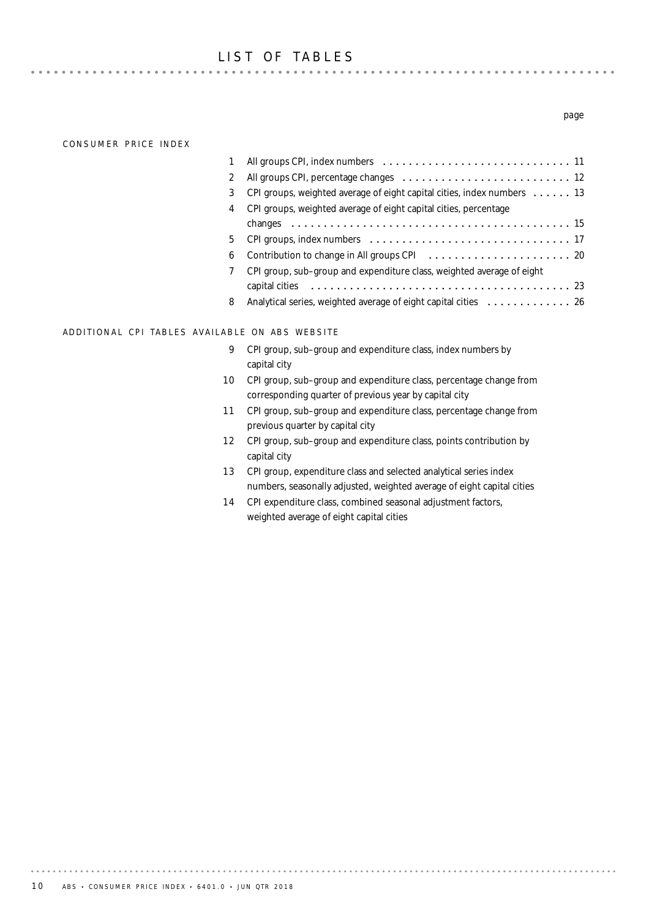# LIST OF TABLES

page

## CONSUMER PRICE INDEX

| | | page |
|---|---|---|
| 1 | All groups CPI, index numbers | 11 |
| 2 | All groups CPI, percentage changes | 12 |
| 3 | CPI groups, weighted average of eight capital cities, index numbers | 13 |
| 4 | CPI groups, weighted average of eight capital cities, percentage changes | 15 |
| 5 | CPI groups, index numbers | 17 |
| 6 | Contribution to change in All groups CPI | 20 |
| 7 | CPI group, sub–group and expenditure class, weighted average of eight capital cities | 23 |
| 8 | Analytical series, weighted average of eight capital cities | 26 |

## ADDITIONAL CPI TABLES AVAILABLE ON ABS WEBSITE

9. CPI group, sub–group and expenditure class, index numbers by capital city
10. CPI group, sub–group and expenditure class, percentage change from corresponding quarter of previous year by capital city
11. CPI group, sub–group and expenditure class, percentage change from previous quarter by capital city
12. CPI group, sub–group and expenditure class, points contribution by capital city
13. CPI group, expenditure class and selected analytical series index numbers, seasonally adjusted, weighted average of eight capital cities
14. CPI expenditure class, combined seasonal adjustment factors, weighted average of eight capital cities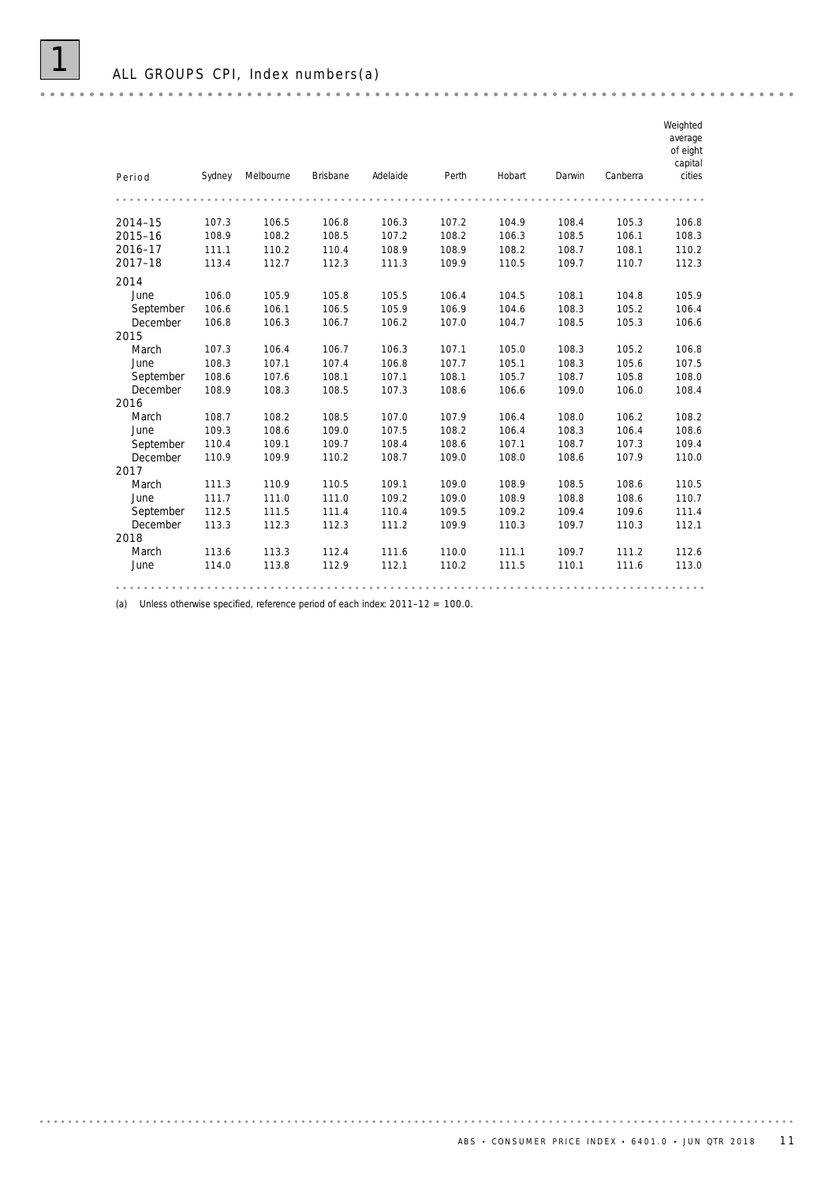# 1 ALL GROUPS CPI, Index numbers(a)

| Period | Sydney | Melbourne | Brisbane | Adelaide | Perth | Hobart | Darwin | Canberra | Weighted average of eight capital cities |
|---|---|---|---|---|---|---|---|---|---|
| 2014–15 | 107.3 | 106.5 | 106.8 | 106.3 | 107.2 | 104.9 | 108.4 | 105.3 | 106.8 |
| 2015–16 | 108.9 | 108.2 | 108.5 | 107.2 | 108.2 | 106.3 | 108.5 | 106.1 | 108.3 |
| 2016–17 | 111.1 | 110.2 | 110.4 | 108.9 | 108.9 | 108.2 | 108.7 | 108.1 | 110.2 |
| 2017–18 | 113.4 | 112.7 | 112.3 | 111.3 | 109.9 | 110.5 | 109.7 | 110.7 | 112.3 |
| **2014** | | | | | | | | | |
| June | 106.0 | 105.9 | 105.8 | 105.5 | 106.4 | 104.5 | 108.1 | 104.8 | 105.9 |
| September | 106.6 | 106.1 | 106.5 | 105.9 | 106.9 | 104.6 | 108.3 | 105.2 | 106.4 |
| December | 106.8 | 106.3 | 106.7 | 106.2 | 107.0 | 104.7 | 108.5 | 105.3 | 106.6 |
| **2015** | | | | | | | | | |
| March | 107.3 | 106.4 | 106.7 | 106.3 | 107.1 | 105.0 | 108.3 | 105.2 | 106.8 |
| June | 108.3 | 107.1 | 107.4 | 106.8 | 107.7 | 105.1 | 108.3 | 105.6 | 107.5 |
| September | 108.6 | 107.6 | 108.1 | 107.1 | 108.1 | 105.7 | 108.7 | 105.8 | 108.0 |
| December | 108.9 | 108.3 | 108.5 | 107.3 | 108.6 | 106.6 | 109.0 | 106.0 | 108.4 |
| **2016** | | | | | | | | | |
| March | 108.7 | 108.2 | 108.5 | 107.0 | 107.9 | 106.4 | 108.0 | 106.2 | 108.2 |
| June | 109.3 | 108.6 | 109.0 | 107.5 | 108.2 | 106.4 | 108.3 | 106.4 | 108.6 |
| September | 110.4 | 109.1 | 109.7 | 108.4 | 108.6 | 107.1 | 108.7 | 107.3 | 109.4 |
| December | 110.9 | 109.9 | 110.2 | 108.7 | 109.0 | 108.0 | 108.6 | 107.9 | 110.0 |
| **2017** | | | | | | | | | |
| March | 111.3 | 110.9 | 110.5 | 109.1 | 109.0 | 108.9 | 108.5 | 108.6 | 110.5 |
| June | 111.7 | 111.0 | 111.0 | 109.2 | 109.0 | 108.9 | 108.8 | 108.6 | 110.7 |
| September | 112.5 | 111.5 | 111.4 | 110.4 | 109.5 | 109.2 | 109.4 | 109.6 | 111.4 |
| December | 113.3 | 112.3 | 112.3 | 111.2 | 109.9 | 110.3 | 109.7 | 110.3 | 112.1 |
| **2018** | | | | | | | | | |
| March | 113.6 | 113.3 | 112.4 | 111.6 | 110.0 | 111.1 | 109.7 | 111.2 | 112.6 |
| June | 114.0 | 113.8 | 112.9 | 112.1 | 110.2 | 111.5 | 110.1 | 111.6 | 113.0 |

(a) Unless otherwise specified, reference period of each index: 2011–12 = 100.0.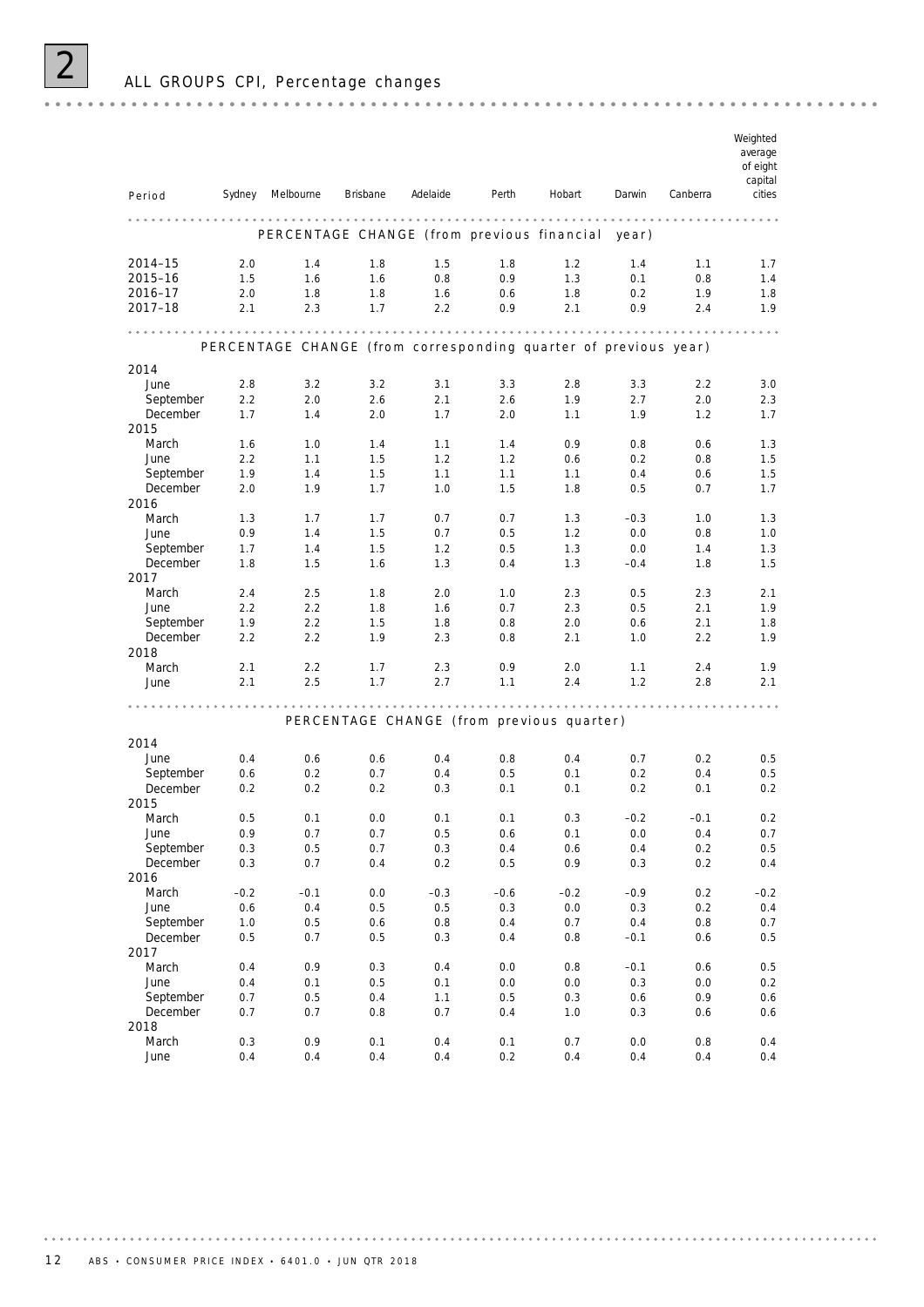## 2 ALL GROUPS CPI, Percentage changes

| Period | Sydney | Melbourne | Brisbane | Adelaide | Perth | Hobart | Darwin | Canberra | Weighted average of eight capital cities |
|---|---|---|---|---|---|---|---|---|---|
| **PERCENTAGE CHANGE (from previous financial year)** | | | | | | | | | |
| 2014–15 | 2.0 | 1.4 | 1.8 | 1.5 | 1.8 | 1.2 | 1.4 | 1.1 | 1.7 |
| 2015–16 | 1.5 | 1.6 | 1.6 | 0.8 | 0.9 | 1.3 | 0.1 | 0.8 | 1.4 |
| 2016–17 | 2.0 | 1.8 | 1.8 | 1.6 | 0.6 | 1.8 | 0.2 | 1.9 | 1.8 |
| 2017–18 | 2.1 | 2.3 | 1.7 | 2.2 | 0.9 | 2.1 | 0.9 | 2.4 | 1.9 |
| **PERCENTAGE CHANGE (from corresponding quarter of previous year)** | | | | | | | | | |
| 2014 | | | | | | | | | |
| June | 2.8 | 3.2 | 3.2 | 3.1 | 3.3 | 2.8 | 3.3 | 2.2 | 3.0 |
| September | 2.2 | 2.0 | 2.6 | 2.1 | 2.6 | 1.9 | 2.7 | 2.0 | 2.3 |
| December | 1.7 | 1.4 | 2.0 | 1.7 | 2.0 | 1.1 | 1.9 | 1.2 | 1.7 |
| 2015 | | | | | | | | | |
| March | 1.6 | 1.0 | 1.4 | 1.1 | 1.4 | 0.9 | 0.8 | 0.6 | 1.3 |
| June | 2.2 | 1.1 | 1.5 | 1.2 | 1.2 | 0.6 | 0.2 | 0.8 | 1.5 |
| September | 1.9 | 1.4 | 1.5 | 1.1 | 1.1 | 1.1 | 0.4 | 0.6 | 1.5 |
| December | 2.0 | 1.9 | 1.7 | 1.0 | 1.5 | 1.8 | 0.5 | 0.7 | 1.7 |
| 2016 | | | | | | | | | |
| March | 1.3 | 1.7 | 1.7 | 0.7 | 0.7 | 1.3 | –0.3 | 1.0 | 1.3 |
| June | 0.9 | 1.4 | 1.5 | 0.7 | 0.5 | 1.2 | 0.0 | 0.8 | 1.0 |
| September | 1.7 | 1.4 | 1.5 | 1.2 | 0.5 | 1.3 | 0.0 | 1.4 | 1.3 |
| December | 1.8 | 1.5 | 1.6 | 1.3 | 0.4 | 1.3 | –0.4 | 1.8 | 1.5 |
| 2017 | | | | | | | | | |
| March | 2.4 | 2.5 | 1.8 | 2.0 | 1.0 | 2.3 | 0.5 | 2.3 | 2.1 |
| June | 2.2 | 2.2 | 1.8 | 1.6 | 0.7 | 2.3 | 0.5 | 2.1 | 1.9 |
| September | 1.9 | 2.2 | 1.5 | 1.8 | 0.8 | 2.0 | 0.6 | 2.1 | 1.8 |
| December | 2.2 | 2.2 | 1.9 | 2.3 | 0.8 | 2.1 | 1.0 | 2.2 | 1.9 |
| 2018 | | | | | | | | | |
| March | 2.1 | 2.2 | 1.7 | 2.3 | 0.9 | 2.0 | 1.1 | 2.4 | 1.9 |
| June | 2.1 | 2.5 | 1.7 | 2.7 | 1.1 | 2.4 | 1.2 | 2.8 | 2.1 |
| **PERCENTAGE CHANGE (from previous quarter)** | | | | | | | | | |
| 2014 | | | | | | | | | |
| June | 0.4 | 0.6 | 0.6 | 0.4 | 0.8 | 0.4 | 0.7 | 0.2 | 0.5 |
| September | 0.6 | 0.2 | 0.7 | 0.4 | 0.5 | 0.1 | 0.2 | 0.4 | 0.5 |
| December | 0.2 | 0.2 | 0.2 | 0.3 | 0.1 | 0.1 | 0.2 | 0.1 | 0.2 |
| 2015 | | | | | | | | | |
| March | 0.5 | 0.1 | 0.0 | 0.1 | 0.1 | 0.3 | –0.2 | –0.1 | 0.2 |
| June | 0.9 | 0.7 | 0.7 | 0.5 | 0.6 | 0.1 | 0.0 | 0.4 | 0.7 |
| September | 0.3 | 0.5 | 0.7 | 0.3 | 0.4 | 0.6 | 0.4 | 0.2 | 0.5 |
| December | 0.3 | 0.7 | 0.4 | 0.2 | 0.5 | 0.9 | 0.3 | 0.2 | 0.4 |
| 2016 | | | | | | | | | |
| March | –0.2 | –0.1 | 0.0 | –0.3 | –0.6 | –0.2 | –0.9 | 0.2 | –0.2 |
| June | 0.6 | 0.4 | 0.5 | 0.5 | 0.3 | 0.0 | 0.3 | 0.2 | 0.4 |
| September | 1.0 | 0.5 | 0.6 | 0.8 | 0.4 | 0.7 | 0.4 | 0.8 | 0.7 |
| December | 0.5 | 0.7 | 0.5 | 0.3 | 0.4 | 0.8 | –0.1 | 0.6 | 0.5 |
| 2017 | | | | | | | | | |
| March | 0.4 | 0.9 | 0.3 | 0.4 | 0.0 | 0.8 | –0.1 | 0.6 | 0.5 |
| June | 0.4 | 0.1 | 0.5 | 0.1 | 0.0 | 0.0 | 0.3 | 0.0 | 0.2 |
| September | 0.7 | 0.5 | 0.4 | 1.1 | 0.5 | 0.3 | 0.6 | 0.9 | 0.6 |
| December | 0.7 | 0.7 | 0.8 | 0.7 | 0.4 | 1.0 | 0.3 | 0.6 | 0.6 |
| 2018 | | | | | | | | | |
| March | 0.3 | 0.9 | 0.1 | 0.4 | 0.1 | 0.7 | 0.0 | 0.8 | 0.4 |
| June | 0.4 | 0.4 | 0.4 | 0.4 | 0.2 | 0.4 | 0.4 | 0.4 | 0.4 |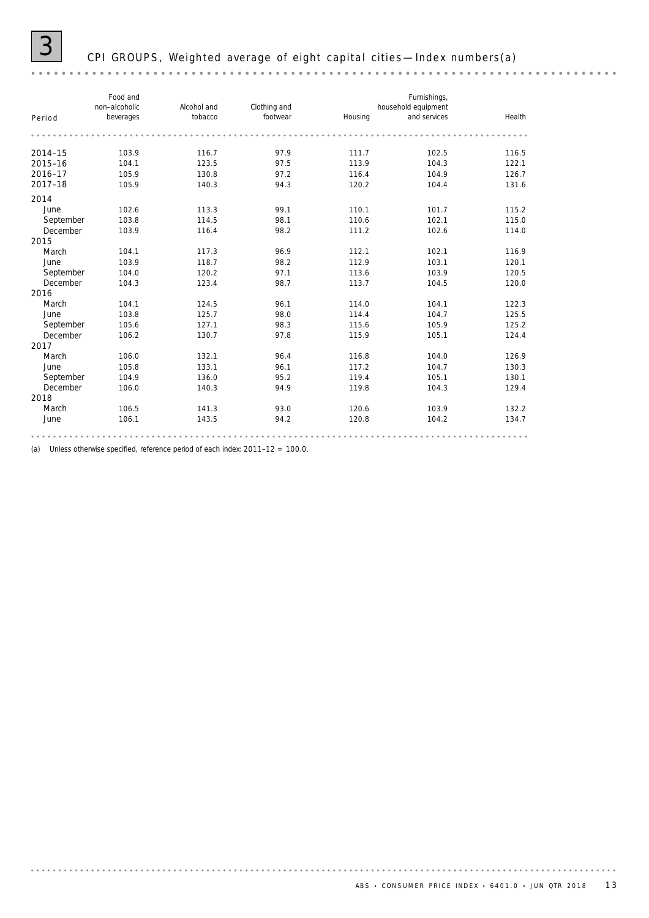# 3 CPI GROUPS, Weighted average of eight capital cities — Index numbers(a)

| Period | Food and non–alcoholic beverages | Alcohol and tobacco | Clothing and footwear | Housing | Furnishings, household equipment and services | Health |
|---|---|---|---|---|---|---|
| 2014–15 | 103.9 | 116.7 | 97.9 | 111.7 | 102.5 | 116.5 |
| 2015–16 | 104.1 | 123.5 | 97.5 | 113.9 | 104.3 | 122.1 |
| 2016–17 | 105.9 | 130.8 | 97.2 | 116.4 | 104.9 | 126.7 |
| 2017–18 | 105.9 | 140.3 | 94.3 | 120.2 | 104.4 | 131.6 |
| **2014** | | | | | | |
| June | 102.6 | 113.3 | 99.1 | 110.1 | 101.7 | 115.2 |
| September | 103.8 | 114.5 | 98.1 | 110.6 | 102.1 | 115.0 |
| December | 103.9 | 116.4 | 98.2 | 111.2 | 102.6 | 114.0 |
| **2015** | | | | | | |
| March | 104.1 | 117.3 | 96.9 | 112.1 | 102.1 | 116.9 |
| June | 103.9 | 118.7 | 98.2 | 112.9 | 103.1 | 120.1 |
| September | 104.0 | 120.2 | 97.1 | 113.6 | 103.9 | 120.5 |
| December | 104.3 | 123.4 | 98.7 | 113.7 | 104.5 | 120.0 |
| **2016** | | | | | | |
| March | 104.1 | 124.5 | 96.1 | 114.0 | 104.1 | 122.3 |
| June | 103.8 | 125.7 | 98.0 | 114.4 | 104.7 | 125.5 |
| September | 105.6 | 127.1 | 98.3 | 115.6 | 105.9 | 125.2 |
| December | 106.2 | 130.7 | 97.8 | 115.9 | 105.1 | 124.4 |
| **2017** | | | | | | |
| March | 106.0 | 132.1 | 96.4 | 116.8 | 104.0 | 126.9 |
| June | 105.8 | 133.1 | 96.1 | 117.2 | 104.7 | 130.3 |
| September | 104.9 | 136.0 | 95.2 | 119.4 | 105.1 | 130.1 |
| December | 106.0 | 140.3 | 94.9 | 119.8 | 104.3 | 129.4 |
| **2018** | | | | | | |
| March | 106.5 | 141.3 | 93.0 | 120.6 | 103.9 | 132.2 |
| June | 106.1 | 143.5 | 94.2 | 120.8 | 104.2 | 134.7 |

(a) Unless otherwise specified, reference period of each index: 2011–12 = 100.0.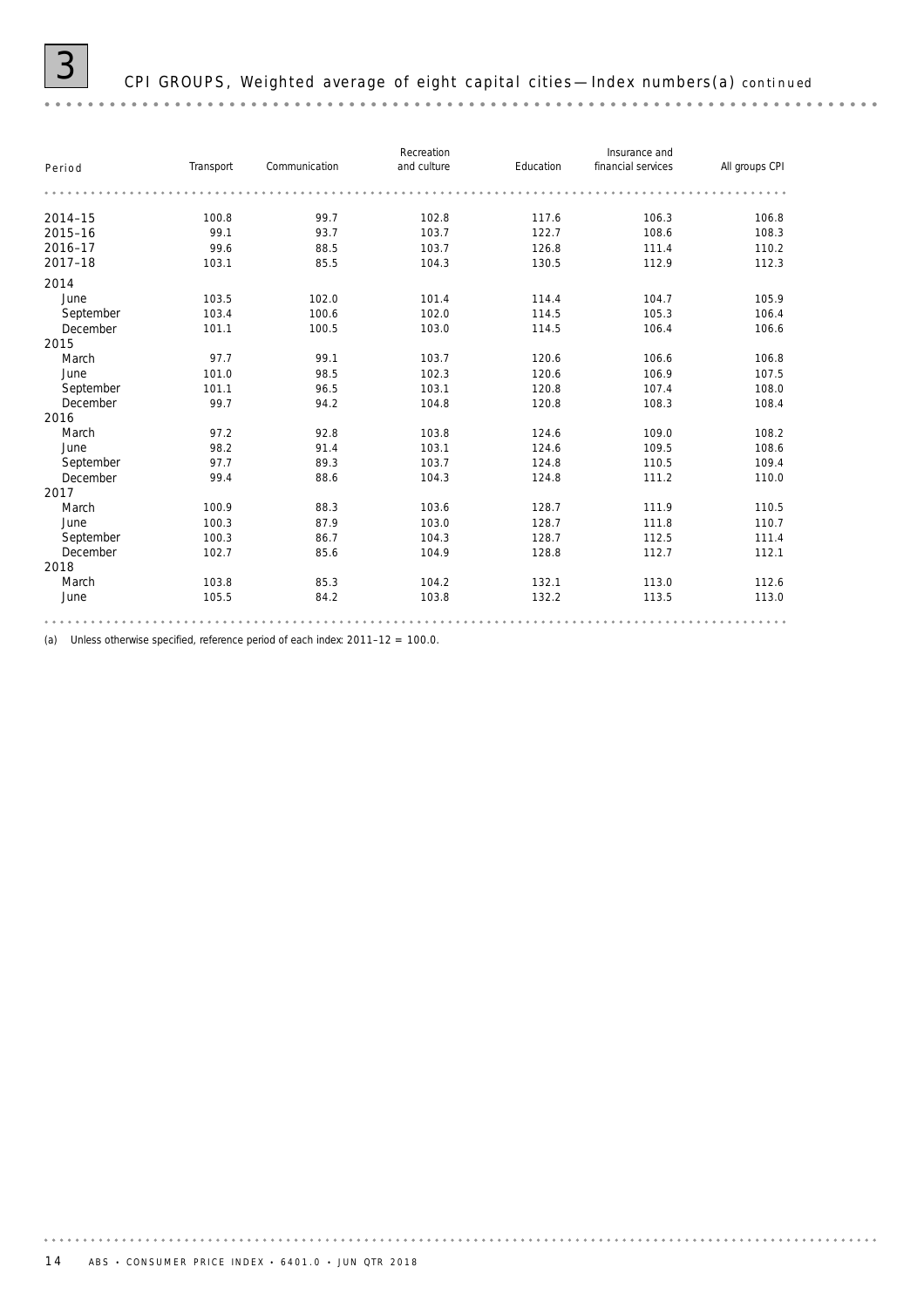# 3 CPI GROUPS, Weighted average of eight capital cities — Index numbers(a) *continued*

| Period | Transport | Communication | Recreation and culture | Education | Insurance and financial services | All groups CPI |
|---|---|---|---|---|---|---|
| 2014–15 | 100.8 | 99.7 | 102.8 | 117.6 | 106.3 | 106.8 |
| 2015–16 | 99.1 | 93.7 | 103.7 | 122.7 | 108.6 | 108.3 |
| 2016–17 | 99.6 | 88.5 | 103.7 | 126.8 | 111.4 | 110.2 |
| 2017–18 | 103.1 | 85.5 | 104.3 | 130.5 | 112.9 | 112.3 |
| **2014** | | | | | | |
| June | 103.5 | 102.0 | 101.4 | 114.4 | 104.7 | 105.9 |
| September | 103.4 | 100.6 | 102.0 | 114.5 | 105.3 | 106.4 |
| December | 101.1 | 100.5 | 103.0 | 114.5 | 106.4 | 106.6 |
| **2015** | | | | | | |
| March | 97.7 | 99.1 | 103.7 | 120.6 | 106.6 | 106.8 |
| June | 101.0 | 98.5 | 102.3 | 120.6 | 106.9 | 107.5 |
| September | 101.1 | 96.5 | 103.1 | 120.8 | 107.4 | 108.0 |
| December | 99.7 | 94.2 | 104.8 | 120.8 | 108.3 | 108.4 |
| **2016** | | | | | | |
| March | 97.2 | 92.8 | 103.8 | 124.6 | 109.0 | 108.2 |
| June | 98.2 | 91.4 | 103.1 | 124.6 | 109.5 | 108.6 |
| September | 97.7 | 89.3 | 103.7 | 124.8 | 110.5 | 109.4 |
| December | 99.4 | 88.6 | 104.3 | 124.8 | 111.2 | 110.0 |
| **2017** | | | | | | |
| March | 100.9 | 88.3 | 103.6 | 128.7 | 111.9 | 110.5 |
| June | 100.3 | 87.9 | 103.0 | 128.7 | 111.8 | 110.7 |
| September | 100.3 | 86.7 | 104.3 | 128.7 | 112.5 | 111.4 |
| December | 102.7 | 85.6 | 104.9 | 128.8 | 112.7 | 112.1 |
| **2018** | | | | | | |
| March | 103.8 | 85.3 | 104.2 | 132.1 | 113.0 | 112.6 |
| June | 105.5 | 84.2 | 103.8 | 132.2 | 113.5 | 113.0 |

(a) Unless otherwise specified, reference period of each index: 2011–12 = 100.0.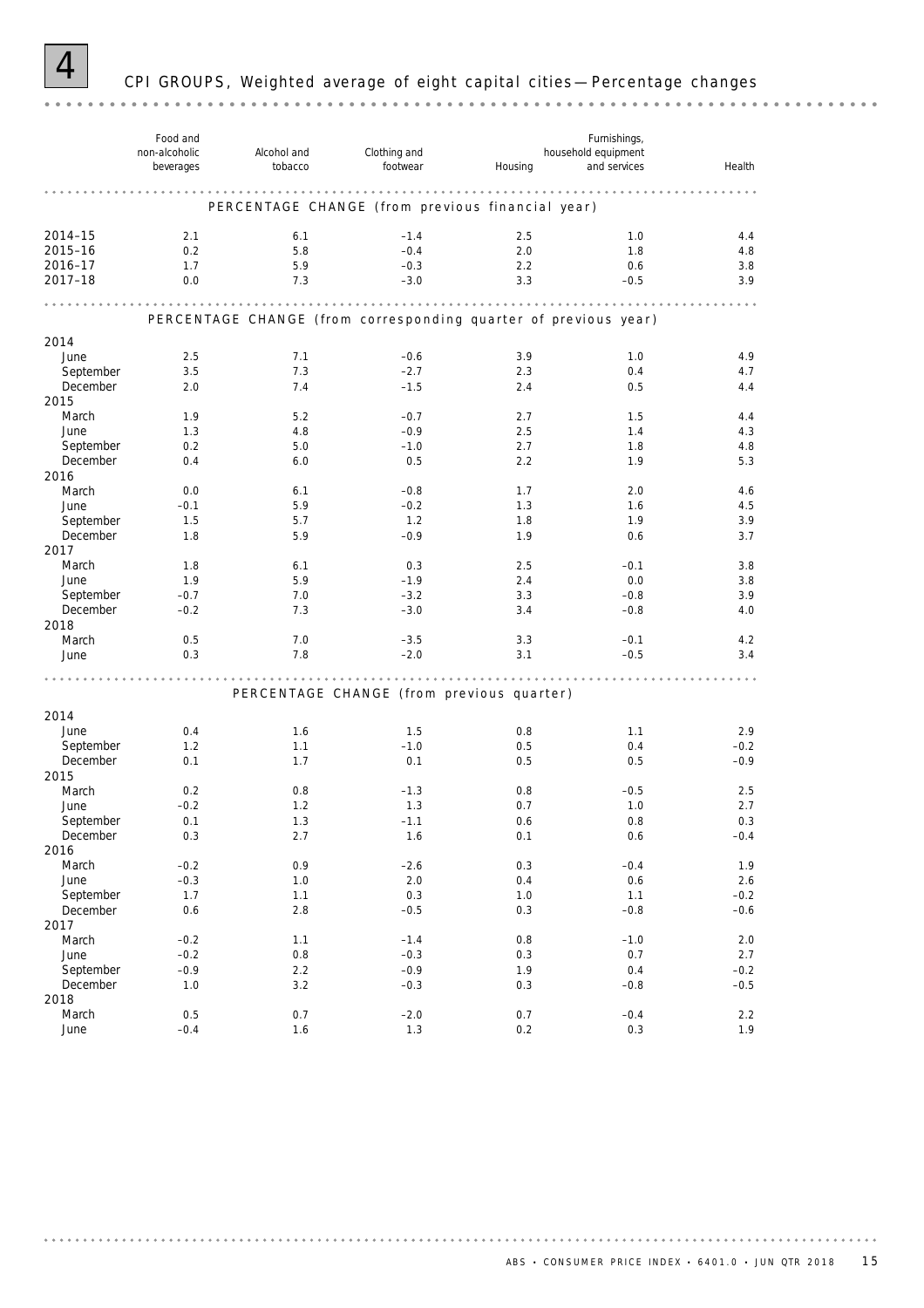# 4 CPI GROUPS, Weighted average of eight capital cities — Percentage changes

| | Food and non-alcoholic beverages | Alcohol and tobacco | Clothing and footwear | Housing | Furnishings, household equipment and services | Health |
|---|---|---|---|---|---|---|
| **PERCENTAGE CHANGE (from previous financial year)** | | | | | | |
| 2014–15 | 2.1 | 6.1 | –1.4 | 2.5 | 1.0 | 4.4 |
| 2015–16 | 0.2 | 5.8 | –0.4 | 2.0 | 1.8 | 4.8 |
| 2016–17 | 1.7 | 5.9 | –0.3 | 2.2 | 0.6 | 3.8 |
| 2017–18 | 0.0 | 7.3 | –3.0 | 3.3 | –0.5 | 3.9 |
| **PERCENTAGE CHANGE (from corresponding quarter of previous year)** | | | | | | |
| 2014 | | | | | | |
| June | 2.5 | 7.1 | –0.6 | 3.9 | 1.0 | 4.9 |
| September | 3.5 | 7.3 | –2.7 | 2.3 | 0.4 | 4.7 |
| December | 2.0 | 7.4 | –1.5 | 2.4 | 0.5 | 4.4 |
| 2015 | | | | | | |
| March | 1.9 | 5.2 | –0.7 | 2.7 | 1.5 | 4.4 |
| June | 1.3 | 4.8 | –0.9 | 2.5 | 1.4 | 4.3 |
| September | 0.2 | 5.0 | –1.0 | 2.7 | 1.8 | 4.8 |
| December | 0.4 | 6.0 | 0.5 | 2.2 | 1.9 | 5.3 |
| 2016 | | | | | | |
| March | 0.0 | 6.1 | –0.8 | 1.7 | 2.0 | 4.6 |
| June | –0.1 | 5.9 | –0.2 | 1.3 | 1.6 | 4.5 |
| September | 1.5 | 5.7 | 1.2 | 1.8 | 1.9 | 3.9 |
| December | 1.8 | 5.9 | –0.9 | 1.9 | 0.6 | 3.7 |
| 2017 | | | | | | |
| March | 1.8 | 6.1 | 0.3 | 2.5 | –0.1 | 3.8 |
| June | 1.9 | 5.9 | –1.9 | 2.4 | 0.0 | 3.8 |
| September | –0.7 | 7.0 | –3.2 | 3.3 | –0.8 | 3.9 |
| December | –0.2 | 7.3 | –3.0 | 3.4 | –0.8 | 4.0 |
| 2018 | | | | | | |
| March | 0.5 | 7.0 | –3.5 | 3.3 | –0.1 | 4.2 |
| June | 0.3 | 7.8 | –2.0 | 3.1 | –0.5 | 3.4 |
| **PERCENTAGE CHANGE (from previous quarter)** | | | | | | |
| 2014 | | | | | | |
| June | 0.4 | 1.6 | 1.5 | 0.8 | 1.1 | 2.9 |
| September | 1.2 | 1.1 | –1.0 | 0.5 | 0.4 | –0.2 |
| December | 0.1 | 1.7 | 0.1 | 0.5 | 0.5 | –0.9 |
| 2015 | | | | | | |
| March | 0.2 | 0.8 | –1.3 | 0.8 | –0.5 | 2.5 |
| June | –0.2 | 1.2 | 1.3 | 0.7 | 1.0 | 2.7 |
| September | 0.1 | 1.3 | –1.1 | 0.6 | 0.8 | 0.3 |
| December | 0.3 | 2.7 | 1.6 | 0.1 | 0.6 | –0.4 |
| 2016 | | | | | | |
| March | –0.2 | 0.9 | –2.6 | 0.3 | –0.4 | 1.9 |
| June | –0.3 | 1.0 | 2.0 | 0.4 | 0.6 | 2.6 |
| September | 1.7 | 1.1 | 0.3 | 1.0 | 1.1 | –0.2 |
| December | 0.6 | 2.8 | –0.5 | 0.3 | –0.8 | –0.6 |
| 2017 | | | | | | |
| March | –0.2 | 1.1 | –1.4 | 0.8 | –1.0 | 2.0 |
| June | –0.2 | 0.8 | –0.3 | 0.3 | 0.7 | 2.7 |
| September | –0.9 | 2.2 | –0.9 | 1.9 | 0.4 | –0.2 |
| December | 1.0 | 3.2 | –0.3 | 0.3 | –0.8 | –0.5 |
| 2018 | | | | | | |
| March | 0.5 | 0.7 | –2.0 | 0.7 | –0.4 | 2.2 |
| June | –0.4 | 1.6 | 1.3 | 0.2 | 0.3 | 1.9 |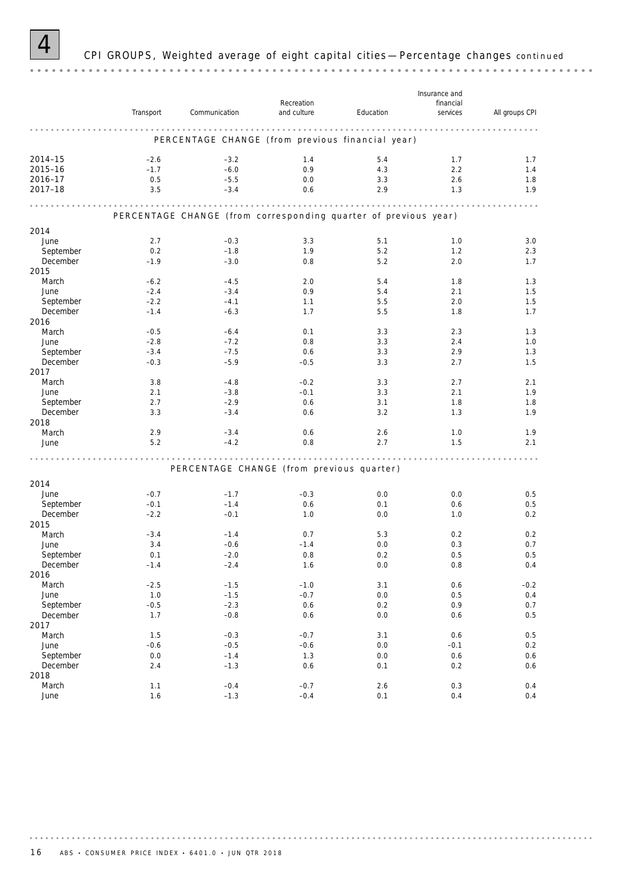# 4 CPI GROUPS, Weighted average of eight capital cities — Percentage changes *continued*

| | Transport | Communication | Recreation and culture | Education | Insurance and financial services | All groups CPI |
|---|---|---|---|---|---|---|
| **PERCENTAGE CHANGE (from previous financial year)** | | | | | | |
| 2014–15 | –2.6 | –3.2 | 1.4 | 5.4 | 1.7 | 1.7 |
| 2015–16 | –1.7 | –6.0 | 0.9 | 4.3 | 2.2 | 1.4 |
| 2016–17 | 0.5 | –5.5 | 0.0 | 3.3 | 2.6 | 1.8 |
| 2017–18 | 3.5 | –3.4 | 0.6 | 2.9 | 1.3 | 1.9 |
| **PERCENTAGE CHANGE (from corresponding quarter of previous year)** | | | | | | |
| 2014 | | | | | | |
| June | 2.7 | –0.3 | 3.3 | 5.1 | 1.0 | 3.0 |
| September | 0.2 | –1.8 | 1.9 | 5.2 | 1.2 | 2.3 |
| December | –1.9 | –3.0 | 0.8 | 5.2 | 2.0 | 1.7 |
| 2015 | | | | | | |
| March | –6.2 | –4.5 | 2.0 | 5.4 | 1.8 | 1.3 |
| June | –2.4 | –3.4 | 0.9 | 5.4 | 2.1 | 1.5 |
| September | –2.2 | –4.1 | 1.1 | 5.5 | 2.0 | 1.5 |
| December | –1.4 | –6.3 | 1.7 | 5.5 | 1.8 | 1.7 |
| 2016 | | | | | | |
| March | –0.5 | –6.4 | 0.1 | 3.3 | 2.3 | 1.3 |
| June | –2.8 | –7.2 | 0.8 | 3.3 | 2.4 | 1.0 |
| September | –3.4 | –7.5 | 0.6 | 3.3 | 2.9 | 1.3 |
| December | –0.3 | –5.9 | –0.5 | 3.3 | 2.7 | 1.5 |
| 2017 | | | | | | |
| March | 3.8 | –4.8 | –0.2 | 3.3 | 2.7 | 2.1 |
| June | 2.1 | –3.8 | –0.1 | 3.3 | 2.1 | 1.9 |
| September | 2.7 | –2.9 | 0.6 | 3.1 | 1.8 | 1.8 |
| December | 3.3 | –3.4 | 0.6 | 3.2 | 1.3 | 1.9 |
| 2018 | | | | | | |
| March | 2.9 | –3.4 | 0.6 | 2.6 | 1.0 | 1.9 |
| June | 5.2 | –4.2 | 0.8 | 2.7 | 1.5 | 2.1 |
| **PERCENTAGE CHANGE (from previous quarter)** | | | | | | |
| 2014 | | | | | | |
| June | –0.7 | –1.7 | –0.3 | 0.0 | 0.0 | 0.5 |
| September | –0.1 | –1.4 | 0.6 | 0.1 | 0.6 | 0.5 |
| December | –2.2 | –0.1 | 1.0 | 0.0 | 1.0 | 0.2 |
| 2015 | | | | | | |
| March | –3.4 | –1.4 | 0.7 | 5.3 | 0.2 | 0.2 |
| June | 3.4 | –0.6 | –1.4 | 0.0 | 0.3 | 0.7 |
| September | 0.1 | –2.0 | 0.8 | 0.2 | 0.5 | 0.5 |
| December | –1.4 | –2.4 | 1.6 | 0.0 | 0.8 | 0.4 |
| 2016 | | | | | | |
| March | –2.5 | –1.5 | –1.0 | 3.1 | 0.6 | –0.2 |
| June | 1.0 | –1.5 | –0.7 | 0.0 | 0.5 | 0.4 |
| September | –0.5 | –2.3 | 0.6 | 0.2 | 0.9 | 0.7 |
| December | 1.7 | –0.8 | 0.6 | 0.0 | 0.6 | 0.5 |
| 2017 | | | | | | |
| March | 1.5 | –0.3 | –0.7 | 3.1 | 0.6 | 0.5 |
| June | –0.6 | –0.5 | –0.6 | 0.0 | –0.1 | 0.2 |
| September | 0.0 | –1.4 | 1.3 | 0.0 | 0.6 | 0.6 |
| December | 2.4 | –1.3 | 0.6 | 0.1 | 0.2 | 0.6 |
| 2018 | | | | | | |
| March | 1.1 | –0.4 | –0.7 | 2.6 | 0.3 | 0.4 |
| June | 1.6 | –1.3 | –0.4 | 0.1 | 0.4 | 0.4 |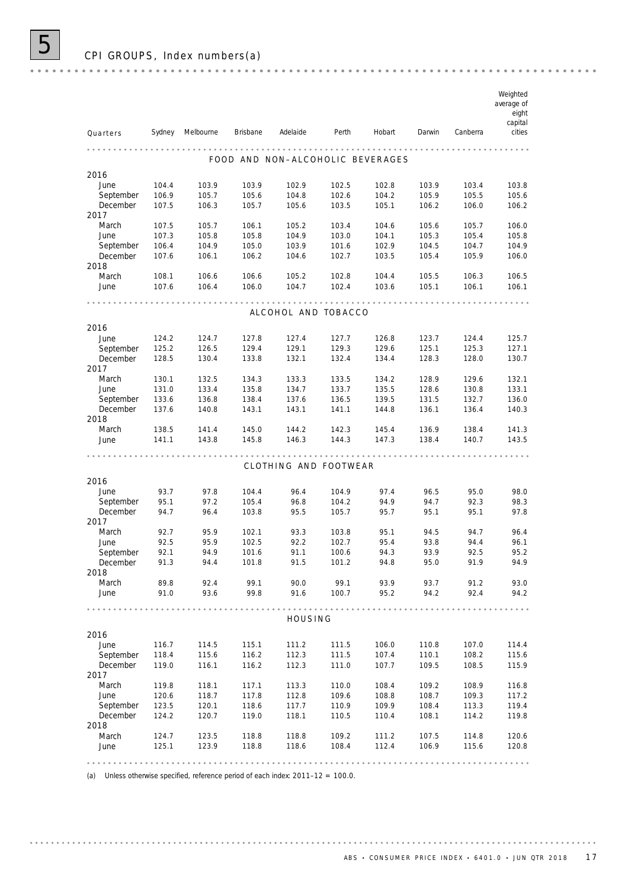# 5 CPI GROUPS, Index numbers(a)

| Quarters | Sydney | Melbourne | Brisbane | Adelaide | Perth | Hobart | Darwin | Canberra | Weighted average of eight capital cities |
|---|---|---|---|---|---|---|---|---|---|
| **FOOD AND NON–ALCOHOLIC BEVERAGES** | | | | | | | | | |
| **2016** | | | | | | | | | |
| June | 104.4 | 103.9 | 103.9 | 102.9 | 102.5 | 102.8 | 103.9 | 103.4 | 103.8 |
| September | 106.9 | 105.7 | 105.6 | 104.8 | 102.6 | 104.2 | 105.9 | 105.5 | 105.6 |
| December | 107.5 | 106.3 | 105.7 | 105.6 | 103.5 | 105.1 | 106.2 | 106.0 | 106.2 |
| **2017** | | | | | | | | | |
| March | 107.5 | 105.7 | 106.1 | 105.2 | 103.4 | 104.6 | 105.6 | 105.7 | 106.0 |
| June | 107.3 | 105.8 | 105.8 | 104.9 | 103.0 | 104.1 | 105.3 | 105.4 | 105.8 |
| September | 106.4 | 104.9 | 105.0 | 103.9 | 101.6 | 102.9 | 104.5 | 104.7 | 104.9 |
| December | 107.6 | 106.1 | 106.2 | 104.6 | 102.7 | 103.5 | 105.4 | 105.9 | 106.0 |
| **2018** | | | | | | | | | |
| March | 108.1 | 106.6 | 106.6 | 105.2 | 102.8 | 104.4 | 105.5 | 106.3 | 106.5 |
| June | 107.6 | 106.4 | 106.0 | 104.7 | 102.4 | 103.6 | 105.1 | 106.1 | 106.1 |
| **ALCOHOL AND TOBACCO** | | | | | | | | | |
| **2016** | | | | | | | | | |
| June | 124.2 | 124.7 | 127.8 | 127.4 | 127.7 | 126.8 | 123.7 | 124.4 | 125.7 |
| September | 125.2 | 126.5 | 129.4 | 129.1 | 129.3 | 129.6 | 125.1 | 125.3 | 127.1 |
| December | 128.5 | 130.4 | 133.8 | 132.1 | 132.4 | 134.4 | 128.3 | 128.0 | 130.7 |
| **2017** | | | | | | | | | |
| March | 130.1 | 132.5 | 134.3 | 133.3 | 133.5 | 134.2 | 128.9 | 129.6 | 132.1 |
| June | 131.0 | 133.4 | 135.8 | 134.7 | 133.7 | 135.5 | 128.6 | 130.8 | 133.1 |
| September | 133.6 | 136.8 | 138.4 | 137.6 | 136.5 | 139.5 | 131.5 | 132.7 | 136.0 |
| December | 137.6 | 140.8 | 143.1 | 143.1 | 141.1 | 144.8 | 136.1 | 136.4 | 140.3 |
| **2018** | | | | | | | | | |
| March | 138.5 | 141.4 | 145.0 | 144.2 | 142.3 | 145.4 | 136.9 | 138.4 | 141.3 |
| June | 141.1 | 143.8 | 145.8 | 146.3 | 144.3 | 147.3 | 138.4 | 140.7 | 143.5 |
| **CLOTHING AND FOOTWEAR** | | | | | | | | | |
| **2016** | | | | | | | | | |
| June | 93.7 | 97.8 | 104.4 | 96.4 | 104.9 | 97.4 | 96.5 | 95.0 | 98.0 |
| September | 95.1 | 97.2 | 105.4 | 96.8 | 104.2 | 94.9 | 94.7 | 92.3 | 98.3 |
| December | 94.7 | 96.4 | 103.8 | 95.5 | 105.7 | 95.7 | 95.1 | 95.1 | 97.8 |
| **2017** | | | | | | | | | |
| March | 92.7 | 95.9 | 102.1 | 93.3 | 103.8 | 95.1 | 94.5 | 94.7 | 96.4 |
| June | 92.5 | 95.9 | 102.5 | 92.2 | 102.7 | 95.4 | 93.8 | 94.4 | 96.1 |
| September | 92.1 | 94.9 | 101.6 | 91.1 | 100.6 | 94.3 | 93.9 | 92.5 | 95.2 |
| December | 91.3 | 94.4 | 101.8 | 91.5 | 101.2 | 94.8 | 95.0 | 91.9 | 94.9 |
| **2018** | | | | | | | | | |
| March | 89.8 | 92.4 | 99.1 | 90.0 | 99.1 | 93.9 | 93.7 | 91.2 | 93.0 |
| June | 91.0 | 93.6 | 99.8 | 91.6 | 100.7 | 95.2 | 94.2 | 92.4 | 94.2 |
| **HOUSING** | | | | | | | | | |
| **2016** | | | | | | | | | |
| June | 116.7 | 114.5 | 115.1 | 111.2 | 111.5 | 106.0 | 110.8 | 107.0 | 114.4 |
| September | 118.4 | 115.6 | 116.2 | 112.3 | 111.5 | 107.4 | 110.1 | 108.2 | 115.6 |
| December | 119.0 | 116.1 | 116.2 | 112.3 | 111.0 | 107.7 | 109.5 | 108.5 | 115.9 |
| **2017** | | | | | | | | | |
| March | 119.8 | 118.1 | 117.1 | 113.3 | 110.0 | 108.4 | 109.2 | 108.9 | 116.8 |
| June | 120.6 | 118.7 | 117.8 | 112.8 | 109.6 | 108.8 | 108.7 | 109.3 | 117.2 |
| September | 123.5 | 120.1 | 118.6 | 117.7 | 110.9 | 109.9 | 108.4 | 113.3 | 119.4 |
| December | 124.2 | 120.7 | 119.0 | 118.1 | 110.5 | 110.4 | 108.1 | 114.2 | 119.8 |
| **2018** | | | | | | | | | |
| March | 124.7 | 123.5 | 118.8 | 118.8 | 109.2 | 111.2 | 107.5 | 114.8 | 120.6 |
| June | 125.1 | 123.9 | 118.8 | 118.6 | 108.4 | 112.4 | 106.9 | 115.6 | 120.8 |

(a) Unless otherwise specified, reference period of each index: 2011–12 = 100.0.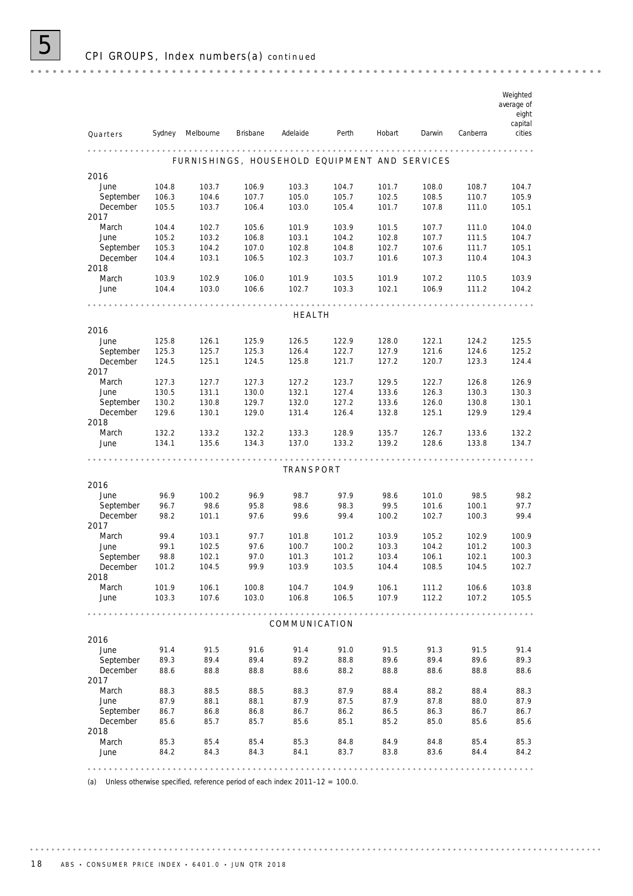## 5 CPI GROUPS, Index numbers(a) *continued*

| Quarters | Sydney | Melbourne | Brisbane | Adelaide | Perth | Hobart | Darwin | Canberra | Weighted average of eight capital cities |
|---|---|---|---|---|---|---|---|---|---|
| **FURNISHINGS, HOUSEHOLD EQUIPMENT AND SERVICES** | | | | | | | | | |
| 2016 | | | | | | | | | |
| June | 104.8 | 103.7 | 106.9 | 103.3 | 104.7 | 101.7 | 108.0 | 108.7 | 104.7 |
| September | 106.3 | 104.6 | 107.7 | 105.0 | 105.7 | 102.5 | 108.5 | 110.7 | 105.9 |
| December | 105.5 | 103.7 | 106.4 | 103.0 | 105.4 | 101.7 | 107.8 | 111.0 | 105.1 |
| 2017 | | | | | | | | | |
| March | 104.4 | 102.7 | 105.6 | 101.9 | 103.9 | 101.5 | 107.7 | 111.0 | 104.0 |
| June | 105.2 | 103.2 | 106.8 | 103.1 | 104.2 | 102.8 | 107.7 | 111.5 | 104.7 |
| September | 105.3 | 104.2 | 107.0 | 102.8 | 104.8 | 102.7 | 107.6 | 111.7 | 105.1 |
| December | 104.4 | 103.1 | 106.5 | 102.3 | 103.7 | 101.6 | 107.3 | 110.4 | 104.3 |
| 2018 | | | | | | | | | |
| March | 103.9 | 102.9 | 106.0 | 101.9 | 103.5 | 101.9 | 107.2 | 110.5 | 103.9 |
| June | 104.4 | 103.0 | 106.6 | 102.7 | 103.3 | 102.1 | 106.9 | 111.2 | 104.2 |
| **HEALTH** | | | | | | | | | |
| 2016 | | | | | | | | | |
| June | 125.8 | 126.1 | 125.9 | 126.5 | 122.9 | 128.0 | 122.1 | 124.2 | 125.5 |
| September | 125.3 | 125.7 | 125.3 | 126.4 | 122.7 | 127.9 | 121.6 | 124.6 | 125.2 |
| December | 124.5 | 125.1 | 124.5 | 125.8 | 121.7 | 127.2 | 120.7 | 123.3 | 124.4 |
| 2017 | | | | | | | | | |
| March | 127.3 | 127.7 | 127.3 | 127.2 | 123.7 | 129.5 | 122.7 | 126.8 | 126.9 |
| June | 130.5 | 131.1 | 130.0 | 132.1 | 127.4 | 133.6 | 126.3 | 130.3 | 130.3 |
| September | 130.2 | 130.8 | 129.7 | 132.0 | 127.2 | 133.6 | 126.0 | 130.8 | 130.1 |
| December | 129.6 | 130.1 | 129.0 | 131.4 | 126.4 | 132.8 | 125.1 | 129.9 | 129.4 |
| 2018 | | | | | | | | | |
| March | 132.2 | 133.2 | 132.2 | 133.3 | 128.9 | 135.7 | 126.7 | 133.6 | 132.2 |
| June | 134.1 | 135.6 | 134.3 | 137.0 | 133.2 | 139.2 | 128.6 | 133.8 | 134.7 |
| **TRANSPORT** | | | | | | | | | |
| 2016 | | | | | | | | | |
| June | 96.9 | 100.2 | 96.9 | 98.7 | 97.9 | 98.6 | 101.0 | 98.5 | 98.2 |
| September | 96.7 | 98.6 | 95.8 | 98.6 | 98.3 | 99.5 | 101.6 | 100.1 | 97.7 |
| December | 98.2 | 101.1 | 97.6 | 99.6 | 99.4 | 100.2 | 102.7 | 100.3 | 99.4 |
| 2017 | | | | | | | | | |
| March | 99.4 | 103.1 | 97.7 | 101.8 | 101.2 | 103.9 | 105.2 | 102.9 | 100.9 |
| June | 99.1 | 102.5 | 97.6 | 100.7 | 100.2 | 103.3 | 104.2 | 101.2 | 100.3 |
| September | 98.8 | 102.1 | 97.0 | 101.3 | 101.2 | 103.4 | 106.1 | 102.1 | 100.3 |
| December | 101.2 | 104.5 | 99.9 | 103.9 | 103.5 | 104.4 | 108.5 | 104.5 | 102.7 |
| 2018 | | | | | | | | | |
| March | 101.9 | 106.1 | 100.8 | 104.7 | 104.9 | 106.1 | 111.2 | 106.6 | 103.8 |
| June | 103.3 | 107.6 | 103.0 | 106.8 | 106.5 | 107.9 | 112.2 | 107.2 | 105.5 |
| **COMMUNICATION** | | | | | | | | | |
| 2016 | | | | | | | | | |
| June | 91.4 | 91.5 | 91.6 | 91.4 | 91.0 | 91.5 | 91.3 | 91.5 | 91.4 |
| September | 89.3 | 89.4 | 89.4 | 89.2 | 88.8 | 89.6 | 89.4 | 89.6 | 89.3 |
| December | 88.6 | 88.8 | 88.8 | 88.6 | 88.2 | 88.8 | 88.6 | 88.8 | 88.6 |
| 2017 | | | | | | | | | |
| March | 88.3 | 88.5 | 88.5 | 88.3 | 87.9 | 88.4 | 88.2 | 88.4 | 88.3 |
| June | 87.9 | 88.1 | 88.1 | 87.9 | 87.5 | 87.9 | 87.8 | 88.0 | 87.9 |
| September | 86.7 | 86.8 | 86.8 | 86.7 | 86.2 | 86.5 | 86.3 | 86.7 | 86.7 |
| December | 85.6 | 85.7 | 85.7 | 85.6 | 85.1 | 85.2 | 85.0 | 85.6 | 85.6 |
| 2018 | | | | | | | | | |
| March | 85.3 | 85.4 | 85.4 | 85.3 | 84.8 | 84.9 | 84.8 | 85.4 | 85.3 |
| June | 84.2 | 84.3 | 84.3 | 84.1 | 83.7 | 83.8 | 83.6 | 84.4 | 84.2 |

(a) Unless otherwise specified, reference period of each index: 2011–12 = 100.0.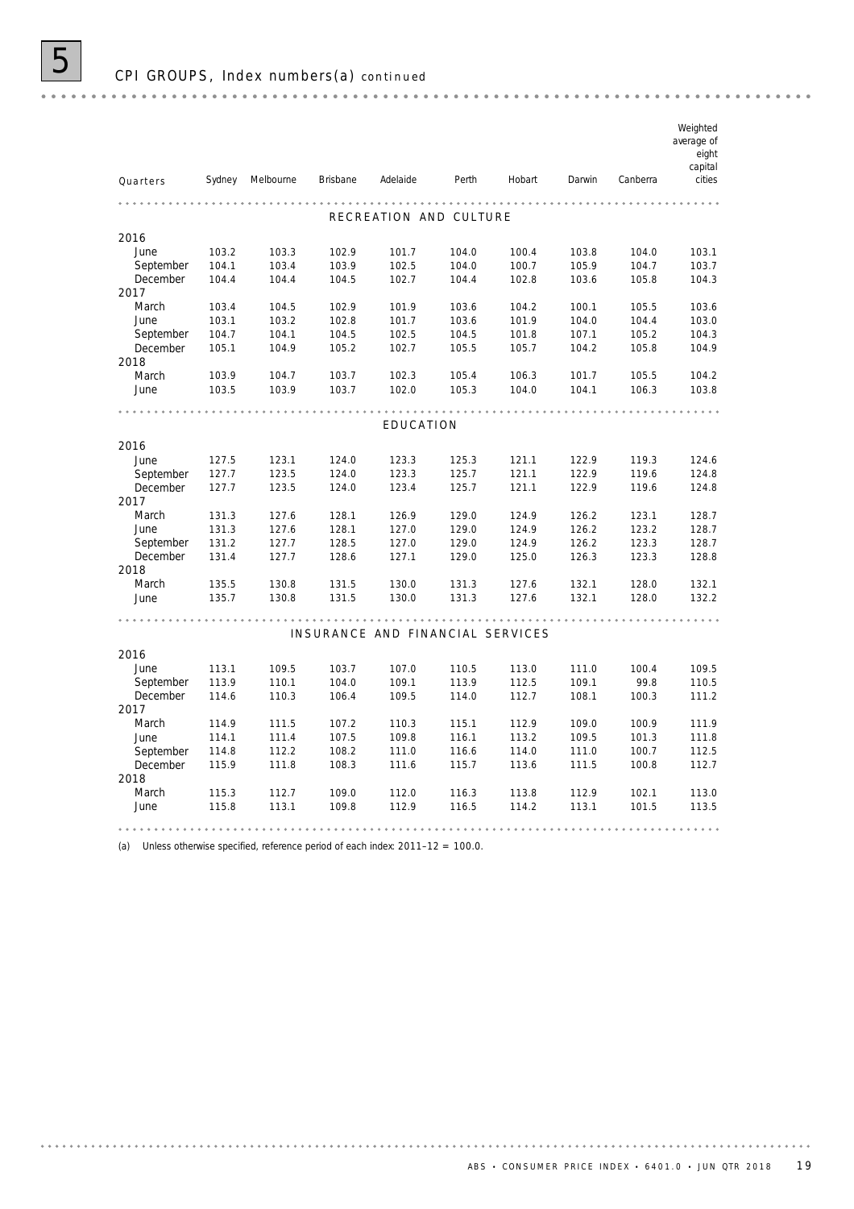## 5 CPI GROUPS, Index numbers(a) *continued*

| Quarters | Sydney | Melbourne | Brisbane | Adelaide | Perth | Hobart | Darwin | Canberra | Weighted average of eight capital cities |
|---|---|---|---|---|---|---|---|---|---|
| | | | | **RECREATION AND CULTURE** | | | | | |
| **2016** | | | | | | | | | |
| June | 103.2 | 103.3 | 102.9 | 101.7 | 104.0 | 100.4 | 103.8 | 104.0 | 103.1 |
| September | 104.1 | 103.4 | 103.9 | 102.5 | 104.0 | 100.7 | 105.9 | 104.7 | 103.7 |
| December | 104.4 | 104.4 | 104.5 | 102.7 | 104.4 | 102.8 | 103.6 | 105.8 | 104.3 |
| **2017** | | | | | | | | | |
| March | 103.4 | 104.5 | 102.9 | 101.9 | 103.6 | 104.2 | 100.1 | 105.5 | 103.6 |
| June | 103.1 | 103.2 | 102.8 | 101.7 | 103.6 | 101.9 | 104.0 | 104.4 | 103.0 |
| September | 104.7 | 104.1 | 104.5 | 102.5 | 104.5 | 101.8 | 107.1 | 105.2 | 104.3 |
| December | 105.1 | 104.9 | 105.2 | 102.7 | 105.5 | 105.7 | 104.2 | 105.8 | 104.9 |
| **2018** | | | | | | | | | |
| March | 103.9 | 104.7 | 103.7 | 102.3 | 105.4 | 106.3 | 101.7 | 105.5 | 104.2 |
| June | 103.5 | 103.9 | 103.7 | 102.0 | 105.3 | 104.0 | 104.1 | 106.3 | 103.8 |
| | | | | **EDUCATION** | | | | | |
| **2016** | | | | | | | | | |
| June | 127.5 | 123.1 | 124.0 | 123.3 | 125.3 | 121.1 | 122.9 | 119.3 | 124.6 |
| September | 127.7 | 123.5 | 124.0 | 123.3 | 125.7 | 121.1 | 122.9 | 119.6 | 124.8 |
| December | 127.7 | 123.5 | 124.0 | 123.4 | 125.7 | 121.1 | 122.9 | 119.6 | 124.8 |
| **2017** | | | | | | | | | |
| March | 131.3 | 127.6 | 128.1 | 126.9 | 129.0 | 124.9 | 126.2 | 123.1 | 128.7 |
| June | 131.3 | 127.6 | 128.1 | 127.0 | 129.0 | 124.9 | 126.2 | 123.2 | 128.7 |
| September | 131.2 | 127.7 | 128.5 | 127.0 | 129.0 | 124.9 | 126.2 | 123.3 | 128.7 |
| December | 131.4 | 127.7 | 128.6 | 127.1 | 129.0 | 125.0 | 126.3 | 123.3 | 128.8 |
| **2018** | | | | | | | | | |
| March | 135.5 | 130.8 | 131.5 | 130.0 | 131.3 | 127.6 | 132.1 | 128.0 | 132.1 |
| June | 135.7 | 130.8 | 131.5 | 130.0 | 131.3 | 127.6 | 132.1 | 128.0 | 132.2 |
| | | | | **INSURANCE AND FINANCIAL SERVICES** | | | | | |
| **2016** | | | | | | | | | |
| June | 113.1 | 109.5 | 103.7 | 107.0 | 110.5 | 113.0 | 111.0 | 100.4 | 109.5 |
| September | 113.9 | 110.1 | 104.0 | 109.1 | 113.9 | 112.5 | 109.1 | 99.8 | 110.5 |
| December | 114.6 | 110.3 | 106.4 | 109.5 | 114.0 | 112.7 | 108.1 | 100.3 | 111.2 |
| **2017** | | | | | | | | | |
| March | 114.9 | 111.5 | 107.2 | 110.3 | 115.1 | 112.9 | 109.0 | 100.9 | 111.9 |
| June | 114.1 | 111.4 | 107.5 | 109.8 | 116.1 | 113.2 | 109.5 | 101.3 | 111.8 |
| September | 114.8 | 112.2 | 108.2 | 111.0 | 116.6 | 114.0 | 111.0 | 100.7 | 112.5 |
| December | 115.9 | 111.8 | 108.3 | 111.6 | 115.7 | 113.6 | 111.5 | 100.8 | 112.7 |
| **2018** | | | | | | | | | |
| March | 115.3 | 112.7 | 109.0 | 112.0 | 116.3 | 113.8 | 112.9 | 102.1 | 113.0 |
| June | 115.8 | 113.1 | 109.8 | 112.9 | 116.5 | 114.2 | 113.1 | 101.5 | 113.5 |

(a) Unless otherwise specified, reference period of each index: 2011–12 = 100.0.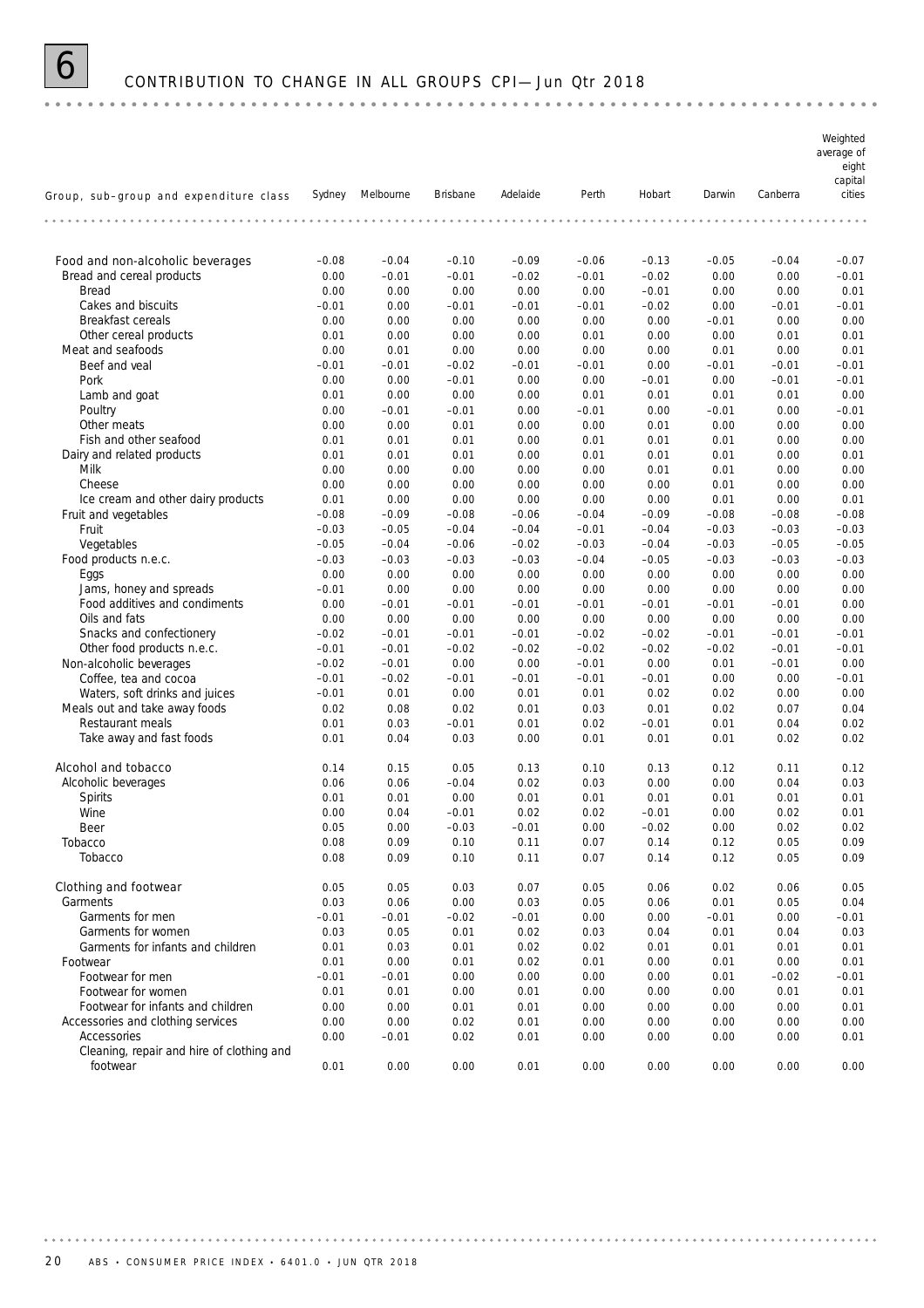# 6 CONTRIBUTION TO CHANGE IN ALL GROUPS CPI—Jun Qtr 2018

| Group, sub-group and expenditure class | Sydney | Melbourne | Brisbane | Adelaide | Perth | Hobart | Darwin | Canberra | Weighted average of eight capital cities |
|---|---|---|---|---|---|---|---|---|---|
| Food and non-alcoholic beverages | −0.08 | −0.04 | −0.10 | −0.09 | −0.06 | −0.13 | −0.05 | −0.04 | −0.07 |
| Bread and cereal products | 0.00 | −0.01 | −0.01 | −0.02 | −0.01 | −0.02 | 0.00 | 0.00 | −0.01 |
| Bread | 0.00 | 0.00 | 0.00 | 0.00 | 0.00 | −0.01 | 0.00 | 0.00 | 0.01 |
| Cakes and biscuits | −0.01 | 0.00 | −0.01 | −0.01 | −0.01 | −0.02 | 0.00 | −0.01 | −0.01 |
| Breakfast cereals | 0.00 | 0.00 | 0.00 | 0.00 | 0.00 | 0.00 | −0.01 | 0.00 | 0.00 |
| Other cereal products | 0.01 | 0.00 | 0.00 | 0.00 | 0.01 | 0.00 | 0.00 | 0.01 | 0.01 |
| Meat and seafoods | 0.00 | 0.01 | 0.00 | 0.00 | 0.00 | 0.00 | 0.01 | 0.00 | 0.01 |
| Beef and veal | −0.01 | −0.01 | −0.02 | −0.01 | −0.01 | 0.00 | −0.01 | −0.01 | −0.01 |
| Pork | 0.00 | 0.00 | −0.01 | 0.00 | 0.00 | −0.01 | 0.00 | −0.01 | −0.01 |
| Lamb and goat | 0.01 | 0.00 | 0.00 | 0.00 | 0.01 | 0.01 | 0.01 | 0.01 | 0.00 |
| Poultry | 0.00 | −0.01 | −0.01 | 0.00 | −0.01 | 0.00 | −0.01 | 0.00 | −0.01 |
| Other meats | 0.00 | 0.00 | 0.01 | 0.00 | 0.00 | 0.01 | 0.00 | 0.00 | 0.00 |
| Fish and other seafood | 0.01 | 0.01 | 0.01 | 0.00 | 0.01 | 0.01 | 0.01 | 0.00 | 0.00 |
| Dairy and related products | 0.01 | 0.01 | 0.01 | 0.00 | 0.01 | 0.01 | 0.01 | 0.00 | 0.01 |
| Milk | 0.00 | 0.00 | 0.00 | 0.00 | 0.00 | 0.01 | 0.01 | 0.00 | 0.00 |
| Cheese | 0.00 | 0.00 | 0.00 | 0.00 | 0.00 | 0.00 | 0.01 | 0.00 | 0.00 |
| Ice cream and other dairy products | 0.01 | 0.00 | 0.00 | 0.00 | 0.00 | 0.00 | 0.01 | 0.00 | 0.01 |
| Fruit and vegetables | −0.08 | −0.09 | −0.08 | −0.06 | −0.04 | −0.09 | −0.08 | −0.08 | −0.08 |
| Fruit | −0.03 | −0.05 | −0.04 | −0.04 | −0.01 | −0.04 | −0.03 | −0.03 | −0.03 |
| Vegetables | −0.05 | −0.04 | −0.06 | −0.02 | −0.03 | −0.04 | −0.03 | −0.05 | −0.05 |
| Food products n.e.c. | −0.03 | −0.03 | −0.03 | −0.03 | −0.04 | −0.05 | −0.03 | −0.03 | −0.03 |
| Eggs | 0.00 | 0.00 | 0.00 | 0.00 | 0.00 | 0.00 | 0.00 | 0.00 | 0.00 |
| Jams, honey and spreads | −0.01 | 0.00 | 0.00 | 0.00 | 0.00 | 0.00 | 0.00 | 0.00 | 0.00 |
| Food additives and condiments | 0.00 | −0.01 | −0.01 | −0.01 | −0.01 | −0.01 | −0.01 | −0.01 | 0.00 |
| Oils and fats | 0.00 | 0.00 | 0.00 | 0.00 | 0.00 | 0.00 | 0.00 | 0.00 | 0.00 |
| Snacks and confectionery | −0.02 | −0.01 | −0.01 | −0.01 | −0.02 | −0.02 | −0.01 | −0.01 | −0.01 |
| Other food products n.e.c. | −0.01 | −0.01 | −0.02 | −0.02 | −0.02 | −0.02 | −0.02 | −0.01 | −0.01 |
| Non-alcoholic beverages | −0.02 | −0.01 | 0.00 | 0.00 | −0.01 | 0.00 | 0.01 | −0.01 | 0.00 |
| Coffee, tea and cocoa | −0.01 | −0.02 | −0.01 | −0.01 | −0.01 | −0.01 | 0.00 | 0.00 | −0.01 |
| Waters, soft drinks and juices | −0.01 | 0.01 | 0.00 | 0.01 | 0.01 | 0.02 | 0.02 | 0.00 | 0.00 |
| Meals out and take away foods | 0.02 | 0.08 | 0.02 | 0.01 | 0.03 | 0.01 | 0.02 | 0.07 | 0.04 |
| Restaurant meals | 0.01 | 0.03 | −0.01 | 0.01 | 0.02 | −0.01 | 0.01 | 0.04 | 0.02 |
| Take away and fast foods | 0.01 | 0.04 | 0.03 | 0.00 | 0.01 | 0.01 | 0.01 | 0.02 | 0.02 |
| Alcohol and tobacco | 0.14 | 0.15 | 0.05 | 0.13 | 0.10 | 0.13 | 0.12 | 0.11 | 0.12 |
| Alcoholic beverages | 0.06 | 0.06 | −0.04 | 0.02 | 0.03 | 0.00 | 0.00 | 0.04 | 0.03 |
| Spirits | 0.01 | 0.01 | 0.00 | 0.01 | 0.01 | 0.01 | 0.01 | 0.01 | 0.01 |
| Wine | 0.00 | 0.04 | −0.01 | 0.02 | 0.02 | −0.01 | 0.00 | 0.02 | 0.01 |
| Beer | 0.05 | 0.00 | −0.03 | −0.01 | 0.00 | −0.02 | 0.00 | 0.02 | 0.02 |
| Tobacco | 0.08 | 0.09 | 0.10 | 0.11 | 0.07 | 0.14 | 0.12 | 0.05 | 0.09 |
| Tobacco | 0.08 | 0.09 | 0.10 | 0.11 | 0.07 | 0.14 | 0.12 | 0.05 | 0.09 |
| Clothing and footwear | 0.05 | 0.05 | 0.03 | 0.07 | 0.05 | 0.06 | 0.02 | 0.06 | 0.05 |
| Garments | 0.03 | 0.06 | 0.00 | 0.03 | 0.05 | 0.06 | 0.01 | 0.05 | 0.04 |
| Garments for men | −0.01 | −0.01 | −0.02 | −0.01 | 0.00 | 0.00 | −0.01 | 0.00 | −0.01 |
| Garments for women | 0.03 | 0.05 | 0.01 | 0.02 | 0.03 | 0.04 | 0.01 | 0.04 | 0.03 |
| Garments for infants and children | 0.01 | 0.03 | 0.01 | 0.02 | 0.02 | 0.01 | 0.01 | 0.01 | 0.01 |
| Footwear | 0.01 | 0.00 | 0.01 | 0.02 | 0.01 | 0.00 | 0.01 | 0.00 | 0.01 |
| Footwear for men | −0.01 | −0.01 | 0.00 | 0.00 | 0.00 | 0.00 | 0.01 | −0.02 | −0.01 |
| Footwear for women | 0.01 | 0.01 | 0.00 | 0.01 | 0.00 | 0.00 | 0.00 | 0.01 | 0.01 |
| Footwear for infants and children | 0.00 | 0.00 | 0.01 | 0.01 | 0.00 | 0.00 | 0.00 | 0.00 | 0.01 |
| Accessories and clothing services | 0.00 | 0.00 | 0.02 | 0.01 | 0.00 | 0.00 | 0.00 | 0.00 | 0.00 |
| Accessories | 0.00 | −0.01 | 0.02 | 0.01 | 0.00 | 0.00 | 0.00 | 0.00 | 0.01 |
| Cleaning, repair and hire of clothing and footwear | 0.01 | 0.00 | 0.00 | 0.01 | 0.00 | 0.00 | 0.00 | 0.00 | 0.00 |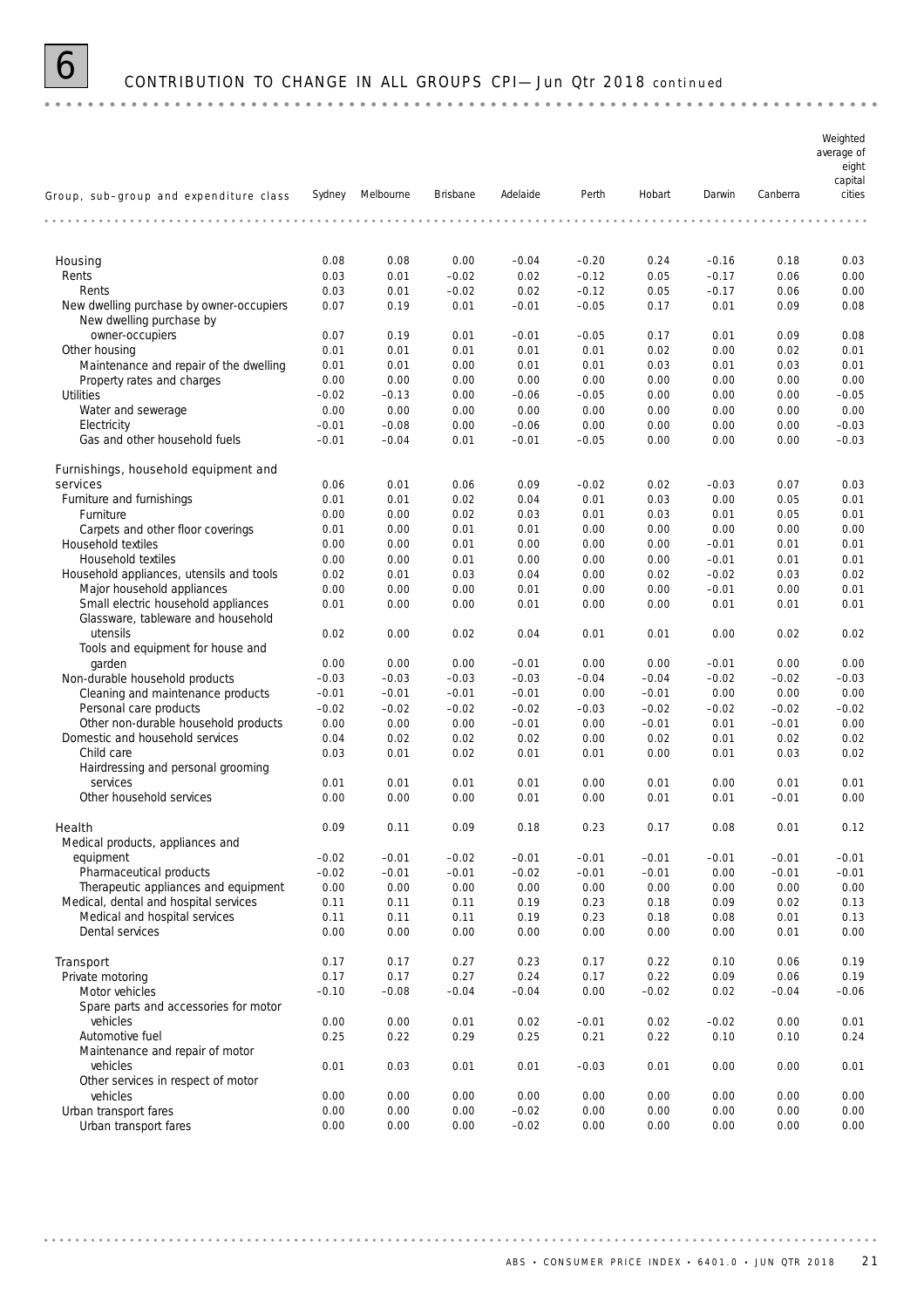# 6 CONTRIBUTION TO CHANGE IN ALL GROUPS CPI—Jun Qtr 2018 *continued*

| Group, sub–group and expenditure class | Sydney | Melbourne | Brisbane | Adelaide | Perth | Hobart | Darwin | Canberra | Weighted average of eight capital cities |
|---|---|---|---|---|---|---|---|---|---|
| Housing | 0.08 | 0.08 | 0.00 | −0.04 | −0.20 | 0.24 | −0.16 | 0.18 | 0.03 |
| Rents | 0.03 | 0.01 | −0.02 | 0.02 | −0.12 | 0.05 | −0.17 | 0.06 | 0.00 |
| Rents | 0.03 | 0.01 | −0.02 | 0.02 | −0.12 | 0.05 | −0.17 | 0.06 | 0.00 |
| New dwelling purchase by owner-occupiers | 0.07 | 0.19 | 0.01 | −0.01 | −0.05 | 0.17 | 0.01 | 0.09 | 0.08 |
| New dwelling purchase by owner-occupiers | 0.07 | 0.19 | 0.01 | −0.01 | −0.05 | 0.17 | 0.01 | 0.09 | 0.08 |
| Other housing | 0.01 | 0.01 | 0.01 | 0.01 | 0.01 | 0.02 | 0.00 | 0.02 | 0.01 |
| Maintenance and repair of the dwelling | 0.01 | 0.01 | 0.00 | 0.01 | 0.01 | 0.03 | 0.01 | 0.03 | 0.01 |
| Property rates and charges | 0.00 | 0.00 | 0.00 | 0.00 | 0.00 | 0.00 | 0.00 | 0.00 | 0.00 |
| Utilities | −0.02 | −0.13 | 0.00 | −0.06 | −0.05 | 0.00 | 0.00 | 0.00 | −0.05 |
| Water and sewerage | 0.00 | 0.00 | 0.00 | 0.00 | 0.00 | 0.00 | 0.00 | 0.00 | 0.00 |
| Electricity | −0.01 | −0.08 | 0.00 | −0.06 | 0.00 | 0.00 | 0.00 | 0.00 | −0.03 |
| Gas and other household fuels | −0.01 | −0.04 | 0.01 | −0.01 | −0.05 | 0.00 | 0.00 | 0.00 | −0.03 |
| Furnishings, household equipment and services | 0.06 | 0.01 | 0.06 | 0.09 | −0.02 | 0.02 | −0.03 | 0.07 | 0.03 |
| Furniture and furnishings | 0.01 | 0.01 | 0.02 | 0.04 | 0.01 | 0.03 | 0.00 | 0.05 | 0.01 |
| Furniture | 0.00 | 0.00 | 0.02 | 0.03 | 0.01 | 0.03 | 0.01 | 0.05 | 0.01 |
| Carpets and other floor coverings | 0.01 | 0.00 | 0.01 | 0.01 | 0.00 | 0.00 | 0.00 | 0.00 | 0.00 |
| Household textiles | 0.00 | 0.00 | 0.01 | 0.00 | 0.00 | 0.00 | −0.01 | 0.01 | 0.01 |
| Household textiles | 0.00 | 0.00 | 0.01 | 0.00 | 0.00 | 0.00 | −0.01 | 0.01 | 0.01 |
| Household appliances, utensils and tools | 0.02 | 0.01 | 0.03 | 0.04 | 0.00 | 0.02 | −0.02 | 0.03 | 0.02 |
| Major household appliances | 0.00 | 0.00 | 0.00 | 0.01 | 0.00 | 0.00 | −0.01 | 0.00 | 0.01 |
| Small electric household appliances | 0.01 | 0.00 | 0.00 | 0.01 | 0.00 | 0.00 | 0.01 | 0.01 | 0.01 |
| Glassware, tableware and household utensils | 0.02 | 0.00 | 0.02 | 0.04 | 0.01 | 0.01 | 0.00 | 0.02 | 0.02 |
| Tools and equipment for house and garden | 0.00 | 0.00 | 0.00 | −0.01 | 0.00 | 0.00 | −0.01 | 0.00 | 0.00 |
| Non-durable household products | −0.03 | −0.03 | −0.03 | −0.03 | −0.04 | −0.04 | −0.02 | −0.02 | −0.03 |
| Cleaning and maintenance products | −0.01 | −0.01 | −0.01 | −0.01 | 0.00 | −0.01 | 0.00 | 0.00 | 0.00 |
| Personal care products | −0.02 | −0.02 | −0.02 | −0.02 | −0.03 | −0.02 | −0.02 | −0.02 | −0.02 |
| Other non-durable household products | 0.00 | 0.00 | 0.00 | −0.01 | 0.00 | −0.01 | 0.01 | −0.01 | 0.00 |
| Domestic and household services | 0.04 | 0.02 | 0.02 | 0.02 | 0.00 | 0.02 | 0.01 | 0.02 | 0.02 |
| Child care | 0.03 | 0.01 | 0.02 | 0.01 | 0.01 | 0.00 | 0.01 | 0.03 | 0.02 |
| Hairdressing and personal grooming services | 0.01 | 0.01 | 0.01 | 0.01 | 0.00 | 0.01 | 0.00 | 0.01 | 0.01 |
| Other household services | 0.00 | 0.00 | 0.00 | 0.01 | 0.00 | 0.01 | 0.01 | −0.01 | 0.00 |
| Health | 0.09 | 0.11 | 0.09 | 0.18 | 0.23 | 0.17 | 0.08 | 0.01 | 0.12 |
| Medical products, appliances and equipment | −0.02 | −0.01 | −0.02 | −0.01 | −0.01 | −0.01 | −0.01 | −0.01 | −0.01 |
| Pharmaceutical products | −0.02 | −0.01 | −0.01 | −0.02 | −0.01 | −0.01 | 0.00 | −0.01 | −0.01 |
| Therapeutic appliances and equipment | 0.00 | 0.00 | 0.00 | 0.00 | 0.00 | 0.00 | 0.00 | 0.00 | 0.00 |
| Medical, dental and hospital services | 0.11 | 0.11 | 0.11 | 0.19 | 0.23 | 0.18 | 0.09 | 0.02 | 0.13 |
| Medical and hospital services | 0.11 | 0.11 | 0.11 | 0.19 | 0.23 | 0.18 | 0.08 | 0.01 | 0.13 |
| Dental services | 0.00 | 0.00 | 0.00 | 0.00 | 0.00 | 0.00 | 0.00 | 0.01 | 0.00 |
| Transport | 0.17 | 0.17 | 0.27 | 0.23 | 0.17 | 0.22 | 0.10 | 0.06 | 0.19 |
| Private motoring | 0.17 | 0.17 | 0.27 | 0.24 | 0.17 | 0.22 | 0.09 | 0.06 | 0.19 |
| Motor vehicles | −0.10 | −0.08 | −0.04 | −0.04 | 0.00 | −0.02 | 0.02 | −0.04 | −0.06 |
| Spare parts and accessories for motor vehicles | 0.00 | 0.00 | 0.01 | 0.02 | −0.01 | 0.02 | −0.02 | 0.00 | 0.01 |
| Automotive fuel | 0.25 | 0.22 | 0.29 | 0.25 | 0.21 | 0.22 | 0.10 | 0.10 | 0.24 |
| Maintenance and repair of motor vehicles | 0.01 | 0.03 | 0.01 | 0.01 | −0.03 | 0.01 | 0.00 | 0.00 | 0.01 |
| Other services in respect of motor vehicles | 0.00 | 0.00 | 0.00 | 0.00 | 0.00 | 0.00 | 0.00 | 0.00 | 0.00 |
| Urban transport fares | 0.00 | 0.00 | 0.00 | −0.02 | 0.00 | 0.00 | 0.00 | 0.00 | 0.00 |
| Urban transport fares | 0.00 | 0.00 | 0.00 | −0.02 | 0.00 | 0.00 | 0.00 | 0.00 | 0.00 |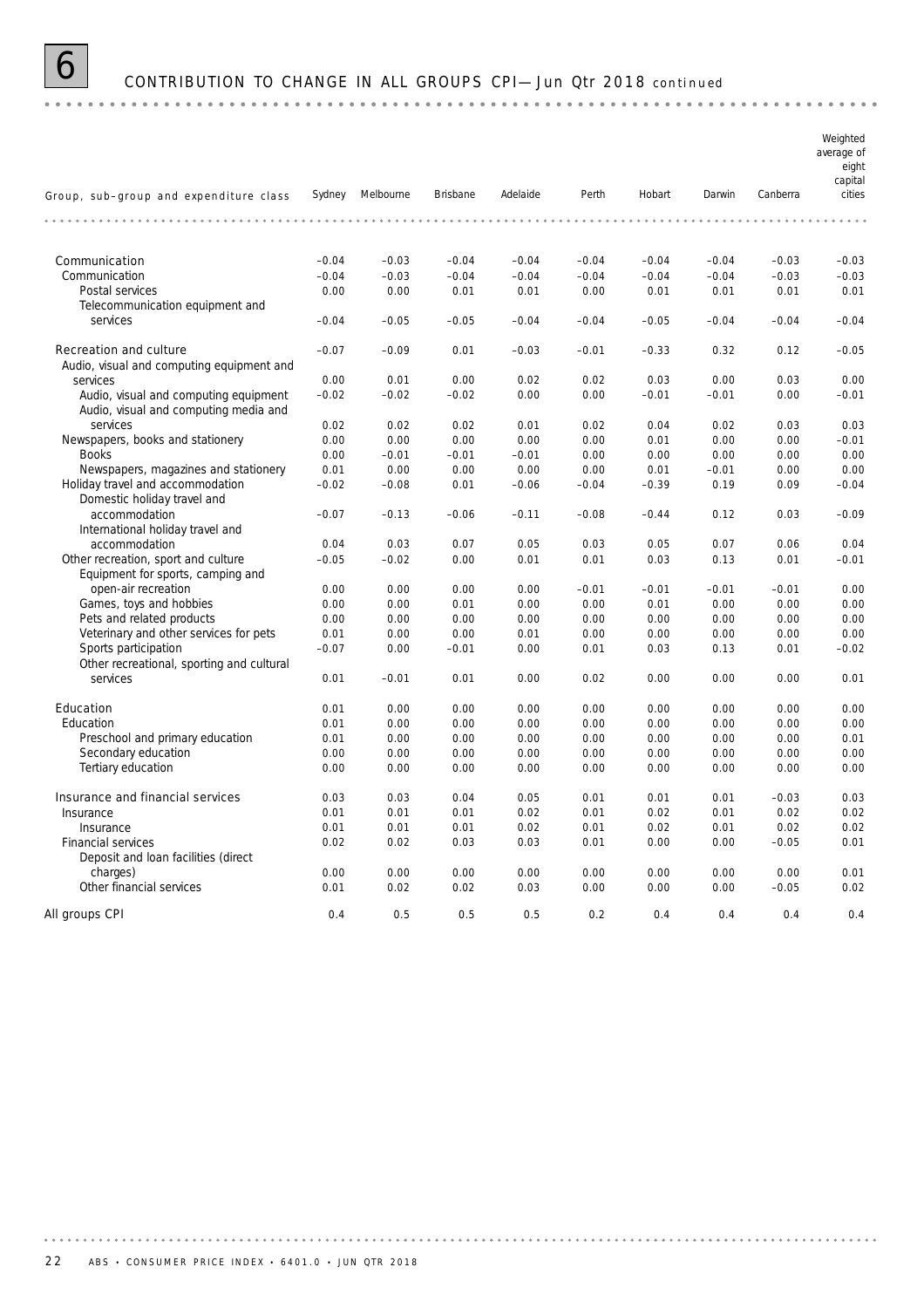## 6 CONTRIBUTION TO CHANGE IN ALL GROUPS CPI—Jun Qtr 2018 *continued*

| Group, sub–group and expenditure class | Sydney | Melbourne | Brisbane | Adelaide | Perth | Hobart | Darwin | Canberra | Weighted average of eight capital cities |
|---|---|---|---|---|---|---|---|---|---|
| Communication | −0.04 | −0.03 | −0.04 | −0.04 | −0.04 | −0.04 | −0.04 | −0.03 | −0.03 |
| Communication | −0.04 | −0.03 | −0.04 | −0.04 | −0.04 | −0.04 | −0.04 | −0.03 | −0.03 |
| Postal services | 0.00 | 0.00 | 0.01 | 0.01 | 0.00 | 0.01 | 0.01 | 0.01 | 0.01 |
| Telecommunication equipment and services | −0.04 | −0.05 | −0.05 | −0.04 | −0.04 | −0.05 | −0.04 | −0.04 | −0.04 |
| Recreation and culture | −0.07 | −0.09 | 0.01 | −0.03 | −0.01 | −0.33 | 0.32 | 0.12 | −0.05 |
| Audio, visual and computing equipment and services | 0.00 | 0.01 | 0.00 | 0.02 | 0.02 | 0.03 | 0.00 | 0.03 | 0.00 |
| Audio, visual and computing equipment | −0.02 | −0.02 | −0.02 | 0.00 | 0.00 | −0.01 | −0.01 | 0.00 | −0.01 |
| Audio, visual and computing media and services | 0.02 | 0.02 | 0.02 | 0.01 | 0.02 | 0.04 | 0.02 | 0.03 | 0.03 |
| Newspapers, books and stationery | 0.00 | 0.00 | 0.00 | 0.00 | 0.00 | 0.01 | 0.00 | 0.00 | −0.01 |
| Books | 0.00 | −0.01 | −0.01 | −0.01 | 0.00 | 0.00 | 0.00 | 0.00 | 0.00 |
| Newspapers, magazines and stationery | 0.01 | 0.00 | 0.00 | 0.00 | 0.00 | 0.01 | −0.01 | 0.00 | 0.00 |
| Holiday travel and accommodation | −0.02 | −0.08 | 0.01 | −0.06 | −0.04 | −0.39 | 0.19 | 0.09 | −0.04 |
| Domestic holiday travel and accommodation | −0.07 | −0.13 | −0.06 | −0.11 | −0.08 | −0.44 | 0.12 | 0.03 | −0.09 |
| International holiday travel and accommodation | 0.04 | 0.03 | 0.07 | 0.05 | 0.03 | 0.05 | 0.07 | 0.06 | 0.04 |
| Other recreation, sport and culture | −0.05 | −0.02 | 0.00 | 0.01 | 0.01 | 0.03 | 0.13 | 0.01 | −0.01 |
| Equipment for sports, camping and open-air recreation | 0.00 | 0.00 | 0.00 | 0.00 | −0.01 | −0.01 | −0.01 | −0.01 | 0.00 |
| Games, toys and hobbies | 0.00 | 0.00 | 0.01 | 0.00 | 0.00 | 0.01 | 0.00 | 0.00 | 0.00 |
| Pets and related products | 0.00 | 0.00 | 0.00 | 0.00 | 0.00 | 0.00 | 0.00 | 0.00 | 0.00 |
| Veterinary and other services for pets | 0.01 | 0.00 | 0.00 | 0.01 | 0.00 | 0.00 | 0.00 | 0.00 | 0.00 |
| Sports participation | −0.07 | 0.00 | −0.01 | 0.00 | 0.01 | 0.03 | 0.13 | 0.01 | −0.02 |
| Other recreational, sporting and cultural services | 0.01 | −0.01 | 0.01 | 0.00 | 0.02 | 0.00 | 0.00 | 0.00 | 0.01 |
| Education | 0.01 | 0.00 | 0.00 | 0.00 | 0.00 | 0.00 | 0.00 | 0.00 | 0.00 |
| Education | 0.01 | 0.00 | 0.00 | 0.00 | 0.00 | 0.00 | 0.00 | 0.00 | 0.00 |
| Preschool and primary education | 0.01 | 0.00 | 0.00 | 0.00 | 0.00 | 0.00 | 0.00 | 0.00 | 0.01 |
| Secondary education | 0.00 | 0.00 | 0.00 | 0.00 | 0.00 | 0.00 | 0.00 | 0.00 | 0.00 |
| Tertiary education | 0.00 | 0.00 | 0.00 | 0.00 | 0.00 | 0.00 | 0.00 | 0.00 | 0.00 |
| Insurance and financial services | 0.03 | 0.03 | 0.04 | 0.05 | 0.01 | 0.01 | 0.01 | −0.03 | 0.03 |
| Insurance | 0.01 | 0.01 | 0.01 | 0.02 | 0.01 | 0.02 | 0.01 | 0.02 | 0.02 |
| Insurance | 0.01 | 0.01 | 0.01 | 0.02 | 0.01 | 0.02 | 0.01 | 0.02 | 0.02 |
| Financial services | 0.02 | 0.02 | 0.03 | 0.03 | 0.01 | 0.00 | 0.00 | −0.05 | 0.01 |
| Deposit and loan facilities (direct charges) | 0.00 | 0.00 | 0.00 | 0.00 | 0.00 | 0.00 | 0.00 | 0.00 | 0.01 |
| Other financial services | 0.01 | 0.02 | 0.02 | 0.03 | 0.00 | 0.00 | 0.00 | −0.05 | 0.02 |
| All groups CPI | 0.4 | 0.5 | 0.5 | 0.5 | 0.2 | 0.4 | 0.4 | 0.4 | 0.4 |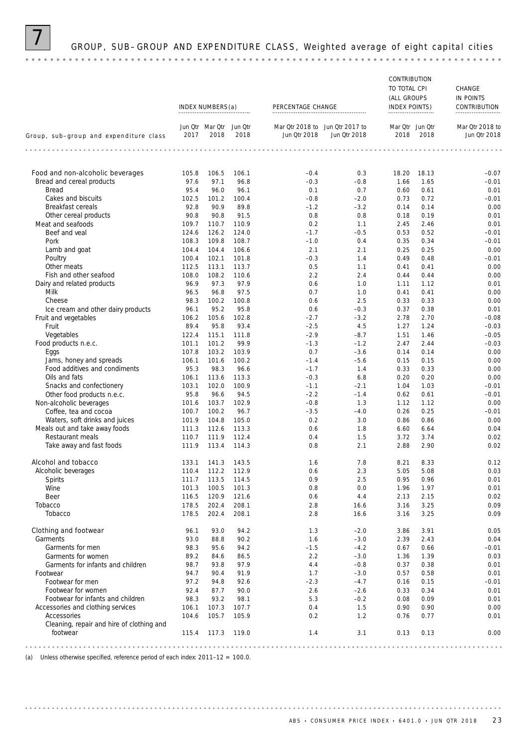# 7 GROUP, SUB–GROUP AND EXPENDITURE CLASS, Weighted average of eight capital cities

| Group, sub–group and expenditure class | INDEX NUMBERS(a) | | | PERCENTAGE CHANGE | | CONTRIBUTION TO TOTAL CPI (ALL GROUPS INDEX POINTS) | | CHANGE IN POINTS CONTRIBUTION |
|---|---|---|---|---|---|---|---|---|
| | Jun Qtr 2017 | Mar Qtr 2018 | Jun Qtr 2018 | Mar Qtr 2018 to Jun Qtr 2018 | Jun Qtr 2017 to Jun Qtr 2018 | Mar Qtr 2018 | Jun Qtr 2018 | Mar Qtr 2018 to Jun Qtr 2018 |
| Food and non-alcoholic beverages | 105.8 | 106.5 | 106.1 | –0.4 | 0.3 | 18.20 | 18.13 | –0.07 |
| Bread and cereal products | 97.6 | 97.1 | 96.8 | –0.3 | –0.8 | 1.66 | 1.65 | –0.01 |
| Bread | 95.4 | 96.0 | 96.1 | 0.1 | 0.7 | 0.60 | 0.61 | 0.01 |
| Cakes and biscuits | 102.5 | 101.2 | 100.4 | –0.8 | –2.0 | 0.73 | 0.72 | –0.01 |
| Breakfast cereals | 92.8 | 90.9 | 89.8 | –1.2 | –3.2 | 0.14 | 0.14 | 0.00 |
| Other cereal products | 90.8 | 90.8 | 91.5 | 0.8 | 0.8 | 0.18 | 0.19 | 0.01 |
| Meat and seafoods | 109.7 | 110.7 | 110.9 | 0.2 | 1.1 | 2.45 | 2.46 | 0.01 |
| Beef and veal | 124.6 | 126.2 | 124.0 | –1.7 | –0.5 | 0.53 | 0.52 | –0.01 |
| Pork | 108.3 | 109.8 | 108.7 | –1.0 | 0.4 | 0.35 | 0.34 | –0.01 |
| Lamb and goat | 104.4 | 104.4 | 106.6 | 2.1 | 2.1 | 0.25 | 0.25 | 0.00 |
| Poultry | 100.4 | 102.1 | 101.8 | –0.3 | 1.4 | 0.49 | 0.48 | –0.01 |
| Other meats | 112.5 | 113.1 | 113.7 | 0.5 | 1.1 | 0.41 | 0.41 | 0.00 |
| Fish and other seafood | 108.0 | 108.2 | 110.6 | 2.2 | 2.4 | 0.44 | 0.44 | 0.00 |
| Dairy and related products | 96.9 | 97.3 | 97.9 | 0.6 | 1.0 | 1.11 | 1.12 | 0.01 |
| Milk | 96.5 | 96.8 | 97.5 | 0.7 | 1.0 | 0.41 | 0.41 | 0.00 |
| Cheese | 98.3 | 100.2 | 100.8 | 0.6 | 2.5 | 0.33 | 0.33 | 0.00 |
| Ice cream and other dairy products | 96.1 | 95.2 | 95.8 | 0.6 | –0.3 | 0.37 | 0.38 | 0.01 |
| Fruit and vegetables | 106.2 | 105.6 | 102.8 | –2.7 | –3.2 | 2.78 | 2.70 | –0.08 |
| Fruit | 89.4 | 95.8 | 93.4 | –2.5 | 4.5 | 1.27 | 1.24 | –0.03 |
| Vegetables | 122.4 | 115.1 | 111.8 | –2.9 | –8.7 | 1.51 | 1.46 | –0.05 |
| Food products n.e.c. | 101.1 | 101.2 | 99.9 | –1.3 | –1.2 | 2.47 | 2.44 | –0.03 |
| Eggs | 107.8 | 103.2 | 103.9 | 0.7 | –3.6 | 0.14 | 0.14 | 0.00 |
| Jams, honey and spreads | 106.1 | 101.6 | 100.2 | –1.4 | –5.6 | 0.15 | 0.15 | 0.00 |
| Food additives and condiments | 95.3 | 98.3 | 96.6 | –1.7 | 1.4 | 0.33 | 0.33 | 0.00 |
| Oils and fats | 106.1 | 113.6 | 113.3 | –0.3 | 6.8 | 0.20 | 0.20 | 0.00 |
| Snacks and confectionery | 103.1 | 102.0 | 100.9 | –1.1 | –2.1 | 1.04 | 1.03 | –0.01 |
| Other food products n.e.c. | 95.8 | 96.6 | 94.5 | –2.2 | –1.4 | 0.62 | 0.61 | –0.01 |
| Non-alcoholic beverages | 101.6 | 103.7 | 102.9 | –0.8 | 1.3 | 1.12 | 1.12 | 0.00 |
| Coffee, tea and cocoa | 100.7 | 100.2 | 96.7 | –3.5 | –4.0 | 0.26 | 0.25 | –0.01 |
| Waters, soft drinks and juices | 101.9 | 104.8 | 105.0 | 0.2 | 3.0 | 0.86 | 0.86 | 0.00 |
| Meals out and take away foods | 111.3 | 112.6 | 113.3 | 0.6 | 1.8 | 6.60 | 6.64 | 0.04 |
| Restaurant meals | 110.7 | 111.9 | 112.4 | 0.4 | 1.5 | 3.72 | 3.74 | 0.02 |
| Take away and fast foods | 111.9 | 113.4 | 114.3 | 0.8 | 2.1 | 2.88 | 2.90 | 0.02 |
| Alcohol and tobacco | 133.1 | 141.3 | 143.5 | 1.6 | 7.8 | 8.21 | 8.33 | 0.12 |
| Alcoholic beverages | 110.4 | 112.2 | 112.9 | 0.6 | 2.3 | 5.05 | 5.08 | 0.03 |
| Spirits | 111.7 | 113.5 | 114.5 | 0.9 | 2.5 | 0.95 | 0.96 | 0.01 |
| Wine | 101.3 | 100.5 | 101.3 | 0.8 | 0.0 | 1.96 | 1.97 | 0.01 |
| Beer | 116.5 | 120.9 | 121.6 | 0.6 | 4.4 | 2.13 | 2.15 | 0.02 |
| Tobacco | 178.5 | 202.4 | 208.1 | 2.8 | 16.6 | 3.16 | 3.25 | 0.09 |
| Tobacco | 178.5 | 202.4 | 208.1 | 2.8 | 16.6 | 3.16 | 3.25 | 0.09 |
| Clothing and footwear | 96.1 | 93.0 | 94.2 | 1.3 | –2.0 | 3.86 | 3.91 | 0.05 |
| Garments | 93.0 | 88.8 | 90.2 | 1.6 | –3.0 | 2.39 | 2.43 | 0.04 |
| Garments for men | 98.3 | 95.6 | 94.2 | –1.5 | –4.2 | 0.67 | 0.66 | –0.01 |
| Garments for women | 89.2 | 84.6 | 86.5 | 2.2 | –3.0 | 1.36 | 1.39 | 0.03 |
| Garments for infants and children | 98.7 | 93.8 | 97.9 | 4.4 | –0.8 | 0.37 | 0.38 | 0.01 |
| Footwear | 94.7 | 90.4 | 91.9 | 1.7 | –3.0 | 0.57 | 0.58 | 0.01 |
| Footwear for men | 97.2 | 94.8 | 92.6 | –2.3 | –4.7 | 0.16 | 0.15 | –0.01 |
| Footwear for women | 92.4 | 87.7 | 90.0 | 2.6 | –2.6 | 0.33 | 0.34 | 0.01 |
| Footwear for infants and children | 98.3 | 93.2 | 98.1 | 5.3 | –0.2 | 0.08 | 0.09 | 0.01 |
| Accessories and clothing services | 106.1 | 107.3 | 107.7 | 0.4 | 1.5 | 0.90 | 0.90 | 0.00 |
| Accessories | 104.6 | 105.7 | 105.9 | 0.2 | 1.2 | 0.76 | 0.77 | 0.01 |
| Cleaning, repair and hire of clothing and footwear | 115.4 | 117.3 | 119.0 | 1.4 | 3.1 | 0.13 | 0.13 | 0.00 |

(a) Unless otherwise specified, reference period of each index: 2011–12 = 100.0.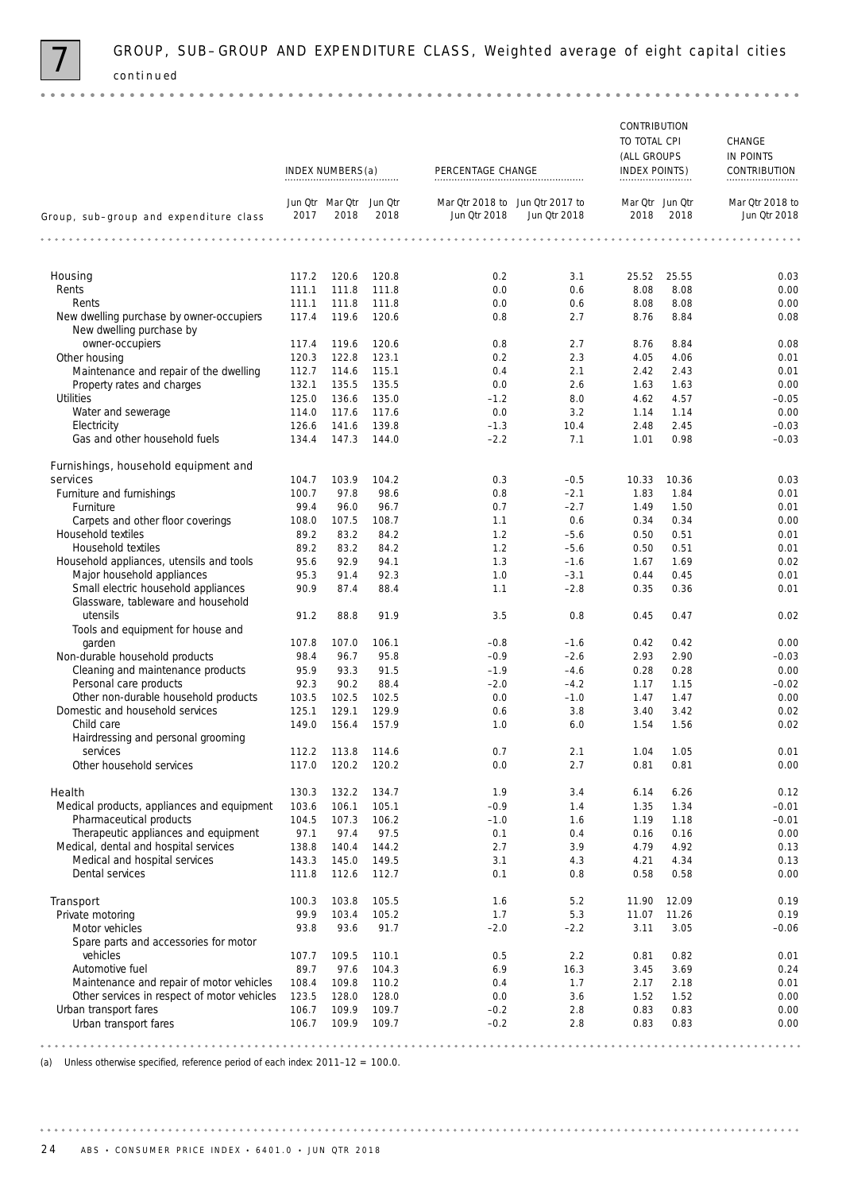# 7 GROUP, SUB–GROUP AND EXPENDITURE CLASS, Weighted average of eight capital cities *continued*

| Group, sub–group and expenditure class | INDEX NUMBERS(a) | | | PERCENTAGE CHANGE | | CONTRIBUTION TO TOTAL CPI (ALL GROUPS INDEX POINTS) | | CHANGE IN POINTS CONTRIBUTION |
|---|---|---|---|---|---|---|---|---|
| | Jun Qtr 2017 | Mar Qtr 2018 | Jun Qtr 2018 | Mar Qtr 2018 to Jun Qtr 2018 | Jun Qtr 2017 to Jun Qtr 2018 | Mar Qtr 2018 | Jun Qtr 2018 | Mar Qtr 2018 to Jun Qtr 2018 |
| Housing | 117.2 | 120.6 | 120.8 | 0.2 | 3.1 | 25.52 | 25.55 | 0.03 |
| Rents | 111.1 | 111.8 | 111.8 | 0.0 | 0.6 | 8.08 | 8.08 | 0.00 |
| Rents | 111.1 | 111.8 | 111.8 | 0.0 | 0.6 | 8.08 | 8.08 | 0.00 |
| New dwelling purchase by owner-occupiers | 117.4 | 119.6 | 120.6 | 0.8 | 2.7 | 8.76 | 8.84 | 0.08 |
| New dwelling purchase by owner-occupiers | 117.4 | 119.6 | 120.6 | 0.8 | 2.7 | 8.76 | 8.84 | 0.08 |
| Other housing | 120.3 | 122.8 | 123.1 | 0.2 | 2.3 | 4.05 | 4.06 | 0.01 |
| Maintenance and repair of the dwelling | 112.7 | 114.6 | 115.1 | 0.4 | 2.1 | 2.42 | 2.43 | 0.01 |
| Property rates and charges | 132.1 | 135.5 | 135.5 | 0.0 | 2.6 | 1.63 | 1.63 | 0.00 |
| Utilities | 125.0 | 136.6 | 135.0 | –1.2 | 8.0 | 4.62 | 4.57 | –0.05 |
| Water and sewerage | 114.0 | 117.6 | 117.6 | 0.0 | 3.2 | 1.14 | 1.14 | 0.00 |
| Electricity | 126.6 | 141.6 | 139.8 | –1.3 | 10.4 | 2.48 | 2.45 | –0.03 |
| Gas and other household fuels | 134.4 | 147.3 | 144.0 | –2.2 | 7.1 | 1.01 | 0.98 | –0.03 |
| Furnishings, household equipment and services | 104.7 | 103.9 | 104.2 | 0.3 | –0.5 | 10.33 | 10.36 | 0.03 |
| Furniture and furnishings | 100.7 | 97.8 | 98.6 | 0.8 | –2.1 | 1.83 | 1.84 | 0.01 |
| Furniture | 99.4 | 96.0 | 96.7 | 0.7 | –2.7 | 1.49 | 1.50 | 0.01 |
| Carpets and other floor coverings | 108.0 | 107.5 | 108.7 | 1.1 | 0.6 | 0.34 | 0.34 | 0.00 |
| Household textiles | 89.2 | 83.2 | 84.2 | 1.2 | –5.6 | 0.50 | 0.51 | 0.01 |
| Household textiles | 89.2 | 83.2 | 84.2 | 1.2 | –5.6 | 0.50 | 0.51 | 0.01 |
| Household appliances, utensils and tools | 95.6 | 92.9 | 94.1 | 1.3 | –1.6 | 1.67 | 1.69 | 0.02 |
| Major household appliances | 95.3 | 91.4 | 92.3 | 1.0 | –3.1 | 0.44 | 0.45 | 0.01 |
| Small electric household appliances | 90.9 | 87.4 | 88.4 | 1.1 | –2.8 | 0.35 | 0.36 | 0.01 |
| Glassware, tableware and household utensils | 91.2 | 88.8 | 91.9 | 3.5 | 0.8 | 0.45 | 0.47 | 0.02 |
| Tools and equipment for house and garden | 107.8 | 107.0 | 106.1 | –0.8 | –1.6 | 0.42 | 0.42 | 0.00 |
| Non-durable household products | 98.4 | 96.7 | 95.8 | –0.9 | –2.6 | 2.93 | 2.90 | –0.03 |
| Cleaning and maintenance products | 95.9 | 93.3 | 91.5 | –1.9 | –4.6 | 0.28 | 0.28 | 0.00 |
| Personal care products | 92.3 | 90.2 | 88.4 | –2.0 | –4.2 | 1.17 | 1.15 | –0.02 |
| Other non-durable household products | 103.5 | 102.5 | 102.5 | 0.0 | –1.0 | 1.47 | 1.47 | 0.00 |
| Domestic and household services | 125.1 | 129.1 | 129.9 | 0.6 | 3.8 | 3.40 | 3.42 | 0.02 |
| Child care | 149.0 | 156.4 | 157.9 | 1.0 | 6.0 | 1.54 | 1.56 | 0.02 |
| Hairdressing and personal grooming services | 112.2 | 113.8 | 114.6 | 0.7 | 2.1 | 1.04 | 1.05 | 0.01 |
| Other household services | 117.0 | 120.2 | 120.2 | 0.0 | 2.7 | 0.81 | 0.81 | 0.00 |
| Health | 130.3 | 132.2 | 134.7 | 1.9 | 3.4 | 6.14 | 6.26 | 0.12 |
| Medical products, appliances and equipment | 103.6 | 106.1 | 105.1 | –0.9 | 1.4 | 1.35 | 1.34 | –0.01 |
| Pharmaceutical products | 104.5 | 107.3 | 106.2 | –1.0 | 1.6 | 1.19 | 1.18 | –0.01 |
| Therapeutic appliances and equipment | 97.1 | 97.4 | 97.5 | 0.1 | 0.4 | 0.16 | 0.16 | 0.00 |
| Medical, dental and hospital services | 138.8 | 140.4 | 144.2 | 2.7 | 3.9 | 4.79 | 4.92 | 0.13 |
| Medical and hospital services | 143.3 | 145.0 | 149.5 | 3.1 | 4.3 | 4.21 | 4.34 | 0.13 |
| Dental services | 111.8 | 112.6 | 112.7 | 0.1 | 0.8 | 0.58 | 0.58 | 0.00 |
| Transport | 100.3 | 103.8 | 105.5 | 1.6 | 5.2 | 11.90 | 12.09 | 0.19 |
| Private motoring | 99.9 | 103.4 | 105.2 | 1.7 | 5.3 | 11.07 | 11.26 | 0.19 |
| Motor vehicles | 93.8 | 93.6 | 91.7 | –2.0 | –2.2 | 3.11 | 3.05 | –0.06 |
| Spare parts and accessories for motor vehicles | 107.7 | 109.5 | 110.1 | 0.5 | 2.2 | 0.81 | 0.82 | 0.01 |
| Automotive fuel | 89.7 | 97.6 | 104.3 | 6.9 | 16.3 | 3.45 | 3.69 | 0.24 |
| Maintenance and repair of motor vehicles | 108.4 | 109.8 | 110.2 | 0.4 | 1.7 | 2.17 | 2.18 | 0.01 |
| Other services in respect of motor vehicles | 123.5 | 128.0 | 128.0 | 0.0 | 3.6 | 1.52 | 1.52 | 0.00 |
| Urban transport fares | 106.7 | 109.9 | 109.7 | –0.2 | 2.8 | 0.83 | 0.83 | 0.00 |
| Urban transport fares | 106.7 | 109.9 | 109.7 | –0.2 | 2.8 | 0.83 | 0.83 | 0.00 |

(a) Unless otherwise specified, reference period of each index: 2011–12 = 100.0.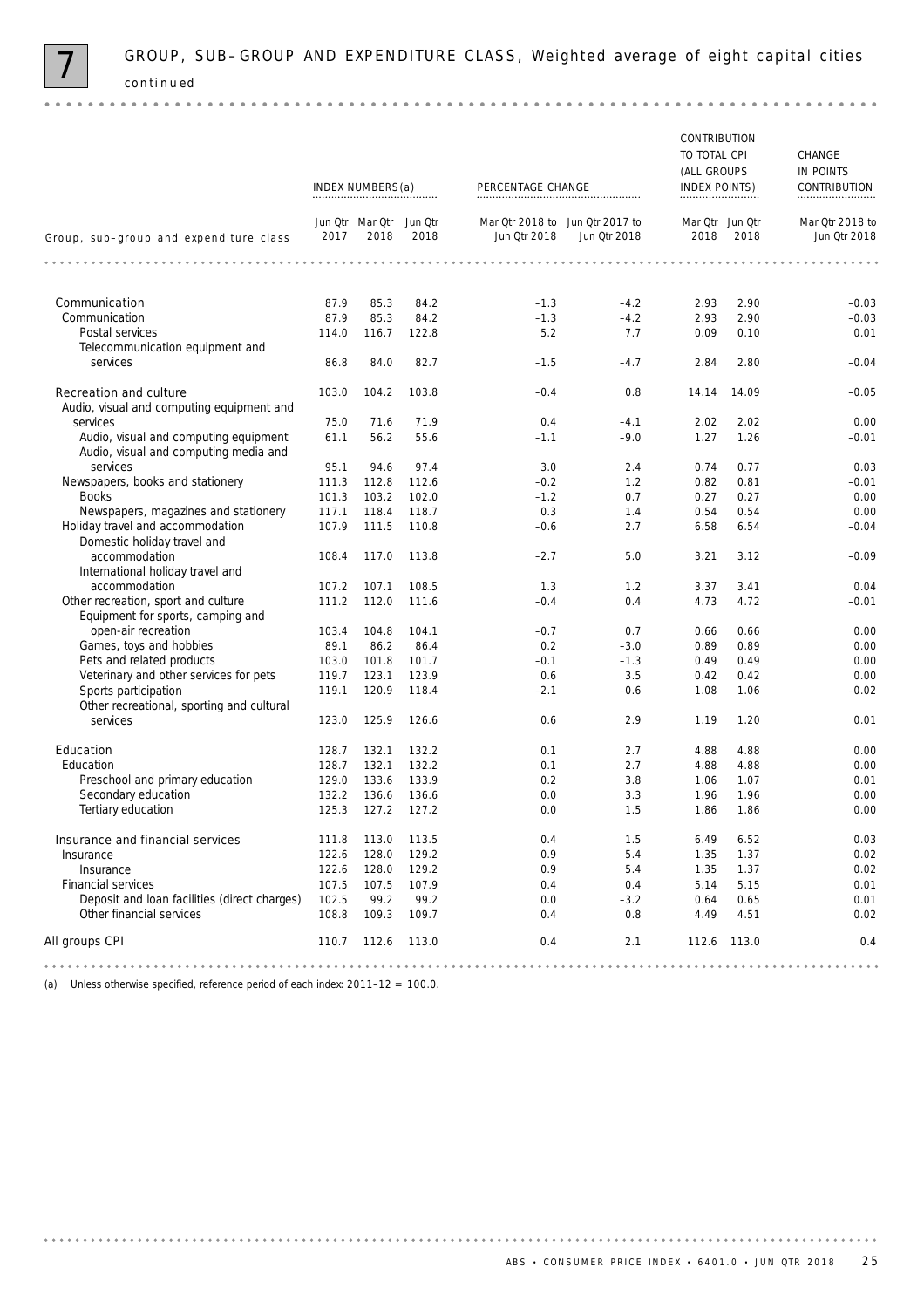# 7 GROUP, SUB–GROUP AND EXPENDITURE CLASS, Weighted average of eight capital cities *continued*

| Group, sub–group and expenditure class | INDEX NUMBERS(a) | | | PERCENTAGE CHANGE | | CONTRIBUTION TO TOTAL CPI (ALL GROUPS INDEX POINTS) | | CHANGE IN POINTS CONTRIBUTION |
|---|---|---|---|---|---|---|---|---|
| | Jun Qtr 2017 | Mar Qtr 2018 | Jun Qtr 2018 | Mar Qtr 2018 to Jun Qtr 2018 | Jun Qtr 2017 to Jun Qtr 2018 | Mar Qtr 2018 | Jun Qtr 2018 | Mar Qtr 2018 to Jun Qtr 2018 |
| Communication | 87.9 | 85.3 | 84.2 | –1.3 | –4.2 | 2.93 | 2.90 | –0.03 |
| Communication | 87.9 | 85.3 | 84.2 | –1.3 | –4.2 | 2.93 | 2.90 | –0.03 |
| Postal services | 114.0 | 116.7 | 122.8 | 5.2 | 7.7 | 0.09 | 0.10 | 0.01 |
| Telecommunication equipment and services | 86.8 | 84.0 | 82.7 | –1.5 | –4.7 | 2.84 | 2.80 | –0.04 |
| Recreation and culture | 103.0 | 104.2 | 103.8 | –0.4 | 0.8 | 14.14 | 14.09 | –0.05 |
| Audio, visual and computing equipment and services | 75.0 | 71.6 | 71.9 | 0.4 | –4.1 | 2.02 | 2.02 | 0.00 |
| Audio, visual and computing equipment | 61.1 | 56.2 | 55.6 | –1.1 | –9.0 | 1.27 | 1.26 | –0.01 |
| Audio, visual and computing media and services | 95.1 | 94.6 | 97.4 | 3.0 | 2.4 | 0.74 | 0.77 | 0.03 |
| Newspapers, books and stationery | 111.3 | 112.8 | 112.6 | –0.2 | 1.2 | 0.82 | 0.81 | –0.01 |
| Books | 101.3 | 103.2 | 102.0 | –1.2 | 0.7 | 0.27 | 0.27 | 0.00 |
| Newspapers, magazines and stationery | 117.1 | 118.4 | 118.7 | 0.3 | 1.4 | 0.54 | 0.54 | 0.00 |
| Holiday travel and accommodation | 107.9 | 111.5 | 110.8 | –0.6 | 2.7 | 6.58 | 6.54 | –0.04 |
| Domestic holiday travel and accommodation | 108.4 | 117.0 | 113.8 | –2.7 | 5.0 | 3.21 | 3.12 | –0.09 |
| International holiday travel and accommodation | 107.2 | 107.1 | 108.5 | 1.3 | 1.2 | 3.37 | 3.41 | 0.04 |
| Other recreation, sport and culture | 111.2 | 112.0 | 111.6 | –0.4 | 0.4 | 4.73 | 4.72 | –0.01 |
| Equipment for sports, camping and open-air recreation | 103.4 | 104.8 | 104.1 | –0.7 | 0.7 | 0.66 | 0.66 | 0.00 |
| Games, toys and hobbies | 89.1 | 86.2 | 86.4 | 0.2 | –3.0 | 0.89 | 0.89 | 0.00 |
| Pets and related products | 103.0 | 101.8 | 101.7 | –0.1 | –1.3 | 0.49 | 0.49 | 0.00 |
| Veterinary and other services for pets | 119.7 | 123.1 | 123.9 | 0.6 | 3.5 | 0.42 | 0.42 | 0.00 |
| Sports participation | 119.1 | 120.9 | 118.4 | –2.1 | –0.6 | 1.08 | 1.06 | –0.02 |
| Other recreational, sporting and cultural services | 123.0 | 125.9 | 126.6 | 0.6 | 2.9 | 1.19 | 1.20 | 0.01 |
| Education | 128.7 | 132.1 | 132.2 | 0.1 | 2.7 | 4.88 | 4.88 | 0.00 |
| Education | 128.7 | 132.1 | 132.2 | 0.1 | 2.7 | 4.88 | 4.88 | 0.00 |
| Preschool and primary education | 129.0 | 133.6 | 133.9 | 0.2 | 3.8 | 1.06 | 1.07 | 0.01 |
| Secondary education | 132.2 | 136.6 | 136.6 | 0.0 | 3.3 | 1.96 | 1.96 | 0.00 |
| Tertiary education | 125.3 | 127.2 | 127.2 | 0.0 | 1.5 | 1.86 | 1.86 | 0.00 |
| Insurance and financial services | 111.8 | 113.0 | 113.5 | 0.4 | 1.5 | 6.49 | 6.52 | 0.03 |
| Insurance | 122.6 | 128.0 | 129.2 | 0.9 | 5.4 | 1.35 | 1.37 | 0.02 |
| Insurance | 122.6 | 128.0 | 129.2 | 0.9 | 5.4 | 1.35 | 1.37 | 0.02 |
| Financial services | 107.5 | 107.5 | 107.9 | 0.4 | 0.4 | 5.14 | 5.15 | 0.01 |
| Deposit and loan facilities (direct charges) | 102.5 | 99.2 | 99.2 | 0.0 | –3.2 | 0.64 | 0.65 | 0.01 |
| Other financial services | 108.8 | 109.3 | 109.7 | 0.4 | 0.8 | 4.49 | 4.51 | 0.02 |
| All groups CPI | 110.7 | 112.6 | 113.0 | 0.4 | 2.1 | 112.6 | 113.0 | 0.4 |

(a) Unless otherwise specified, reference period of each index: 2011–12 = 100.0.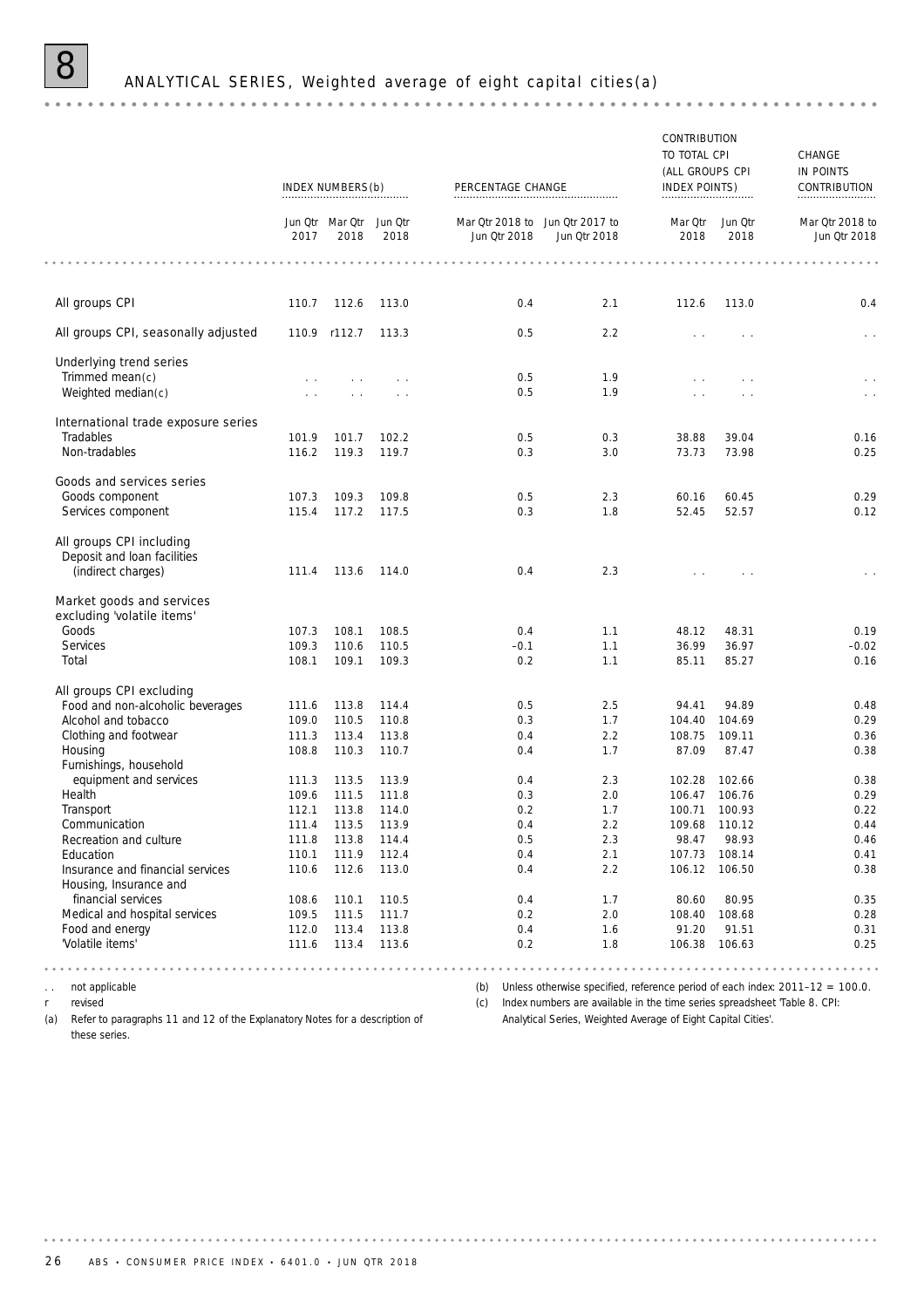# 8 ANALYTICAL SERIES, Weighted average of eight capital cities(a)

| | INDEX NUMBERS(b) | | | PERCENTAGE CHANGE | | CONTRIBUTION TO TOTAL CPI (ALL GROUPS CPI INDEX POINTS) | | CHANGE IN POINTS CONTRIBUTION |
|---|---|---|---|---|---|---|---|---|
| | Jun Qtr 2017 | Mar Qtr 2018 | Jun Qtr 2018 | Mar Qtr 2018 to Jun Qtr 2018 | Jun Qtr 2017 to Jun Qtr 2018 | Mar Qtr 2018 | Jun Qtr 2018 | Mar Qtr 2018 to Jun Qtr 2018 |
| All groups CPI | 110.7 | 112.6 | 113.0 | 0.4 | 2.1 | 112.6 | 113.0 | 0.4 |
| All groups CPI, seasonally adjusted | 110.9 | r112.7 | 113.3 | 0.5 | 2.2 | . . | . . | . . |
| **Underlying trend series** | | | | | | | | |
| Trimmed mean(c) | . . | . . | . . | 0.5 | 1.9 | . . | . . | . . |
| Weighted median(c) | . . | . . | . . | 0.5 | 1.9 | . . | . . | . . |
| **International trade exposure series** | | | | | | | | |
| Tradables | 101.9 | 101.7 | 102.2 | 0.5 | 0.3 | 38.88 | 39.04 | 0.16 |
| Non-tradables | 116.2 | 119.3 | 119.7 | 0.3 | 3.0 | 73.73 | 73.98 | 0.25 |
| **Goods and services series** | | | | | | | | |
| Goods component | 107.3 | 109.3 | 109.8 | 0.5 | 2.3 | 60.16 | 60.45 | 0.29 |
| Services component | 115.4 | 117.2 | 117.5 | 0.3 | 1.8 | 52.45 | 52.57 | 0.12 |
| **All groups CPI including Deposit and loan facilities (indirect charges)** | 111.4 | 113.6 | 114.0 | 0.4 | 2.3 | . . | . . | . . |
| **Market goods and services excluding 'volatile items'** | | | | | | | | |
| Goods | 107.3 | 108.1 | 108.5 | 0.4 | 1.1 | 48.12 | 48.31 | 0.19 |
| Services | 109.3 | 110.6 | 110.5 | –0.1 | 1.1 | 36.99 | 36.97 | –0.02 |
| Total | 108.1 | 109.1 | 109.3 | 0.2 | 1.1 | 85.11 | 85.27 | 0.16 |
| **All groups CPI excluding** | | | | | | | | |
| Food and non-alcoholic beverages | 111.6 | 113.8 | 114.4 | 0.5 | 2.5 | 94.41 | 94.89 | 0.48 |
| Alcohol and tobacco | 109.0 | 110.5 | 110.8 | 0.3 | 1.7 | 104.40 | 104.69 | 0.29 |
| Clothing and footwear | 111.3 | 113.4 | 113.8 | 0.4 | 2.2 | 108.75 | 109.11 | 0.36 |
| Housing | 108.8 | 110.3 | 110.7 | 0.4 | 1.7 | 87.09 | 87.47 | 0.38 |
| Furnishings, household equipment and services | 111.3 | 113.5 | 113.9 | 0.4 | 2.3 | 102.28 | 102.66 | 0.38 |
| Health | 109.6 | 111.5 | 111.8 | 0.3 | 2.0 | 106.47 | 106.76 | 0.29 |
| Transport | 112.1 | 113.8 | 114.0 | 0.2 | 1.7 | 100.71 | 100.93 | 0.22 |
| Communication | 111.4 | 113.5 | 113.9 | 0.4 | 2.2 | 109.68 | 110.12 | 0.44 |
| Recreation and culture | 111.8 | 113.8 | 114.4 | 0.5 | 2.3 | 98.47 | 98.93 | 0.46 |
| Education | 110.1 | 111.9 | 112.4 | 0.4 | 2.1 | 107.73 | 108.14 | 0.41 |
| Insurance and financial services | 110.6 | 112.6 | 113.0 | 0.4 | 2.2 | 106.12 | 106.50 | 0.38 |
| Housing, Insurance and financial services | 108.6 | 110.1 | 110.5 | 0.4 | 1.7 | 80.60 | 80.95 | 0.35 |
| Medical and hospital services | 109.5 | 111.5 | 111.7 | 0.2 | 2.0 | 108.40 | 108.68 | 0.28 |
| Food and energy | 112.0 | 113.4 | 113.8 | 0.4 | 1.6 | 91.20 | 91.51 | 0.31 |
| 'Volatile items' | 111.6 | 113.4 | 113.6 | 0.2 | 1.8 | 106.38 | 106.63 | 0.25 |

. . not applicable

r revised

(a) Refer to paragraphs 11 and 12 of the Explanatory Notes for a description of these series.

(b) Unless otherwise specified, reference period of each index: 2011–12 = 100.0.

(c) Index numbers are available in the time series spreadsheet 'Table 8. CPI: Analytical Series, Weighted Average of Eight Capital Cities'.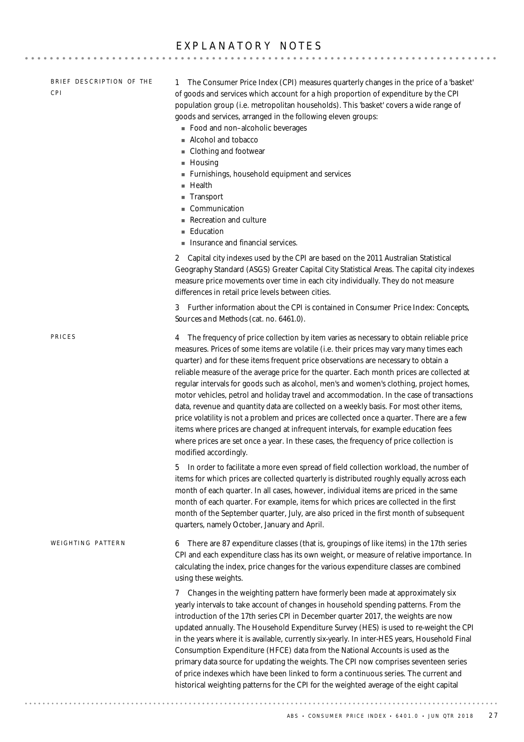# EXPLANATORY NOTES

## BRIEF DESCRIPTION OF THE CPI

1 The Consumer Price Index (CPI) measures quarterly changes in the price of a 'basket' of goods and services which account for a high proportion of expenditure by the CPI population group (i.e. metropolitan households). This 'basket' covers a wide range of goods and services, arranged in the following eleven groups:

- Food and non–alcoholic beverages
- Alcohol and tobacco
- Clothing and footwear
- Housing
- Furnishings, household equipment and services
- Health
- Transport
- Communication
- Recreation and culture
- Education
- Insurance and financial services.

2 Capital city indexes used by the CPI are based on the 2011 Australian Statistical Geography Standard (ASGS) Greater Capital City Statistical Areas. The capital city indexes measure price movements over time in each city individually. They do not measure differences in retail price levels between cities.

3 Further information about the CPI is contained in *Consumer Price Index: Concepts, Sources and Methods* (cat. no. 6461.0).

## PRICES

4 The frequency of price collection by item varies as necessary to obtain reliable price measures. Prices of some items are volatile (i.e. their prices may vary many times each quarter) and for these items frequent price observations are necessary to obtain a reliable measure of the average price for the quarter. Each month prices are collected at regular intervals for goods such as alcohol, men's and women's clothing, project homes, motor vehicles, petrol and holiday travel and accommodation. In the case of transactions data, revenue and quantity data are collected on a weekly basis. For most other items, price volatility is not a problem and prices are collected once a quarter. There are a few items where prices are changed at infrequent intervals, for example education fees where prices are set once a year. In these cases, the frequency of price collection is modified accordingly.

5 In order to facilitate a more even spread of field collection workload, the number of items for which prices are collected quarterly is distributed roughly equally across each month of each quarter. In all cases, however, individual items are priced in the same month of each quarter. For example, items for which prices are collected in the first month of the September quarter, July, are also priced in the first month of subsequent quarters, namely October, January and April.

## WEIGHTING PATTERN

6 There are 87 expenditure classes (that is, groupings of like items) in the 17th series CPI and each expenditure class has its own weight, or measure of relative importance. In calculating the index, price changes for the various expenditure classes are combined using these weights.

7 Changes in the weighting pattern have formerly been made at approximately six yearly intervals to take account of changes in household spending patterns. From the introduction of the 17th series CPI in December quarter 2017, the weights are now updated annually. The Household Expenditure Survey (HES) is used to re-weight the CPI in the years where it is available, currently six-yearly. In inter-HES years, Household Final Consumption Expenditure (HFCE) data from the National Accounts is used as the primary data source for updating the weights. The CPI now comprises seventeen series of price indexes which have been linked to form a continuous series. The current and historical weighting patterns for the CPI for the weighted average of the eight capital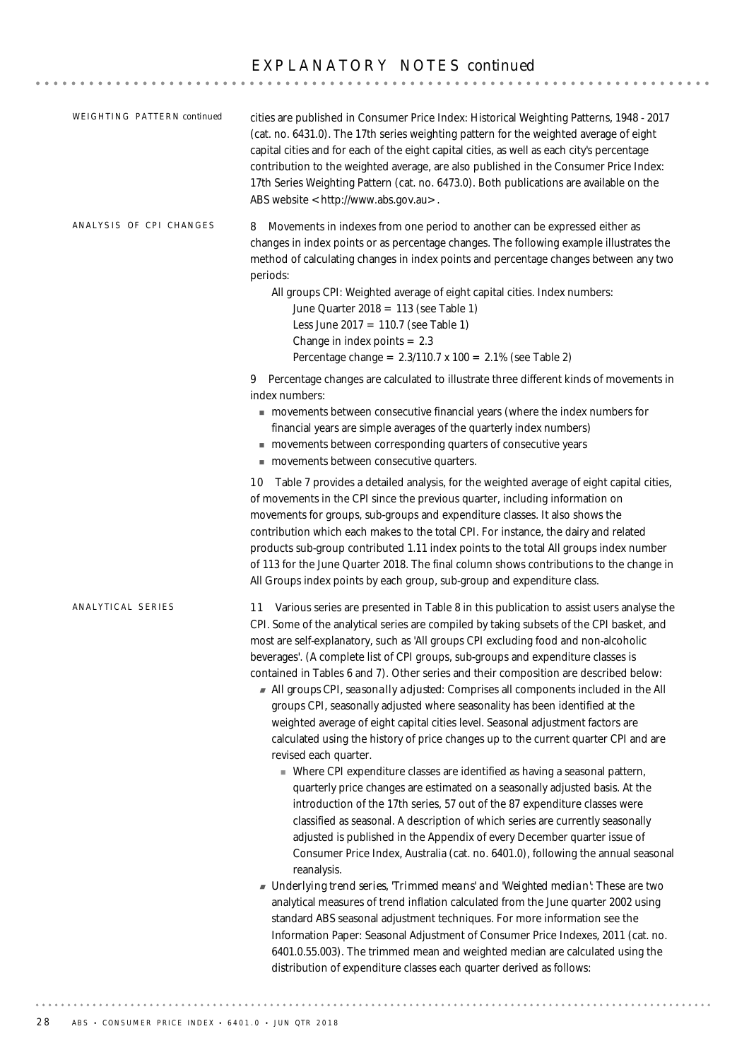# EXPLANATORY NOTES *continued*

WEIGHTING PATTERN *continued*

cities are published in Consumer Price Index: Historical Weighting Patterns, 1948 - 2017 (cat. no. 6431.0). The 17th series weighting pattern for the weighted average of eight capital cities and for each of the eight capital cities, as well as each city's percentage contribution to the weighted average, are also published in the Consumer Price Index: 17th Series Weighting Pattern (cat. no. 6473.0). Both publications are available on the ABS website <http://www.abs.gov.au>.

## ANALYSIS OF CPI CHANGES

8 Movements in indexes from one period to another can be expressed either as changes in index points or as percentage changes. The following example illustrates the method of calculating changes in index points and percentage changes between any two periods:

All groups CPI: Weighted average of eight capital cities. Index numbers:
June Quarter 2018 = 113 (see Table 1)
Less June 2017 = 110.7 (see Table 1)
Change in index points = 2.3
Percentage change = 2.3/110.7 x 100 = 2.1% (see Table 2)

9 Percentage changes are calculated to illustrate three different kinds of movements in index numbers:

- movements between consecutive financial years (where the index numbers for financial years are simple averages of the quarterly index numbers)
- movements between corresponding quarters of consecutive years
- movements between consecutive quarters.

10 Table 7 provides a detailed analysis, for the weighted average of eight capital cities, of movements in the CPI since the previous quarter, including information on movements for groups, sub-groups and expenditure classes. It also shows the contribution which each makes to the total CPI. For instance, the dairy and related products sub-group contributed 1.11 index points to the total All groups index number of 113 for the June Quarter 2018. The final column shows contributions to the change in All Groups index points by each group, sub-group and expenditure class.

## ANALYTICAL SERIES

11 Various series are presented in Table 8 in this publication to assist users analyse the CPI. Some of the analytical series are compiled by taking subsets of the CPI basket, and most are self-explanatory, such as 'All groups CPI excluding food and non-alcoholic beverages'. (A complete list of CPI groups, sub-groups and expenditure classes is contained in Tables 6 and 7). Other series and their composition are described below:

- *All groups CPI, seasonally adjusted*: Comprises all components included in the All groups CPI, seasonally adjusted where seasonality has been identified at the weighted average of eight capital cities level. Seasonal adjustment factors are calculated using the history of price changes up to the current quarter CPI and are revised each quarter.
  - Where CPI expenditure classes are identified as having a seasonal pattern, quarterly price changes are estimated on a seasonally adjusted basis. At the introduction of the 17th series, 57 out of the 87 expenditure classes were classified as seasonal. A description of which series are currently seasonally adjusted is published in the Appendix of every December quarter issue of Consumer Price Index, Australia (cat. no. 6401.0), following the annual seasonal reanalysis.
- *Underlying trend series, 'Trimmed means' and 'Weighted median'*: These are two analytical measures of trend inflation calculated from the June quarter 2002 using standard ABS seasonal adjustment techniques. For more information see the Information Paper: Seasonal Adjustment of Consumer Price Indexes, 2011 (cat. no. 6401.0.55.003). The trimmed mean and weighted median are calculated using the distribution of expenditure classes each quarter derived as follows: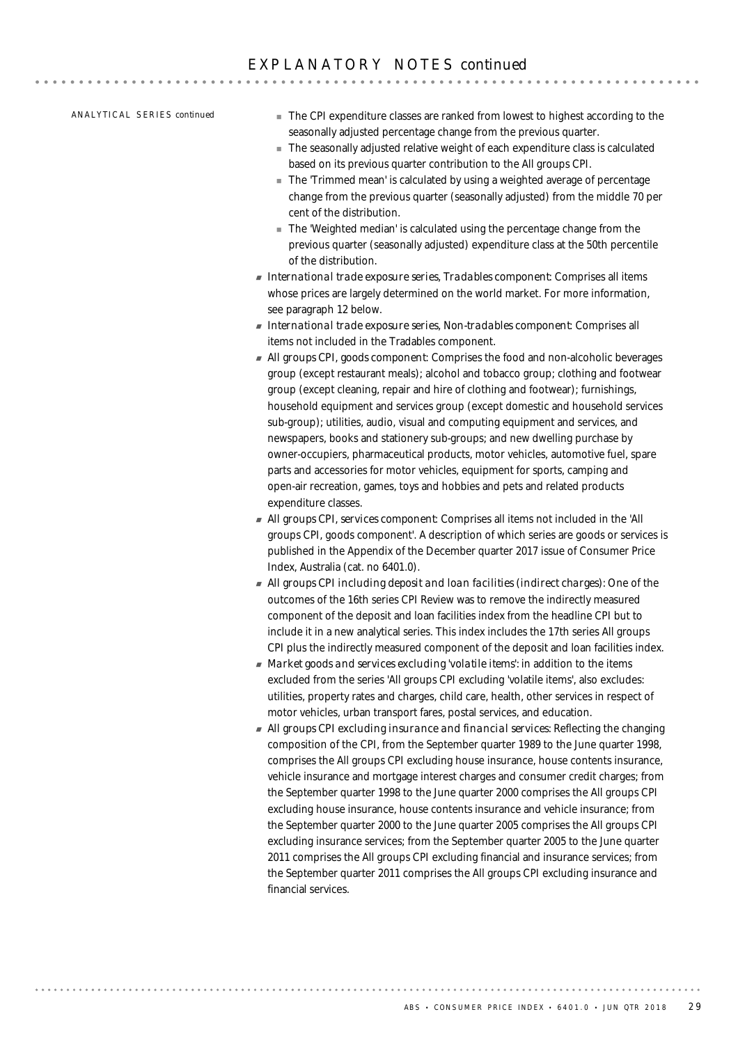# EXPLANATORY NOTES *continued*

ANALYTICAL SERIES *continued*

- The CPI expenditure classes are ranked from lowest to highest according to the seasonally adjusted percentage change from the previous quarter.
- The seasonally adjusted relative weight of each expenditure class is calculated based on its previous quarter contribution to the All groups CPI.
- The 'Trimmed mean' is calculated by using a weighted average of percentage change from the previous quarter (seasonally adjusted) from the middle 70 per cent of the distribution.
- The 'Weighted median' is calculated using the percentage change from the previous quarter (seasonally adjusted) expenditure class at the 50th percentile of the distribution.

- *International trade exposure series, Tradables component*: Comprises all items whose prices are largely determined on the world market. For more information, see paragraph 12 below.
- *International trade exposure series, Non-tradables component*: Comprises all items not included in the Tradables component.
- *All groups CPI, goods component*: Comprises the food and non-alcoholic beverages group (except restaurant meals); alcohol and tobacco group; clothing and footwear group (except cleaning, repair and hire of clothing and footwear); furnishings, household equipment and services group (except domestic and household services sub-group); utilities, audio, visual and computing equipment and services, and newspapers, books and stationery sub-groups; and new dwelling purchase by owner-occupiers, pharmaceutical products, motor vehicles, automotive fuel, spare parts and accessories for motor vehicles, equipment for sports, camping and open-air recreation, games, toys and hobbies and pets and related products expenditure classes.
- *All groups CPI, services component*: Comprises all items not included in the 'All groups CPI, goods component'. A description of which series are goods or services is published in the Appendix of the December quarter 2017 issue of Consumer Price Index, Australia (cat. no 6401.0).
- *All groups CPI including deposit and loan facilities (indirect charges)*: One of the outcomes of the 16th series CPI Review was to remove the indirectly measured component of the deposit and loan facilities index from the headline CPI but to include it in a new analytical series. This index includes the 17th series All groups CPI plus the indirectly measured component of the deposit and loan facilities index.
- *Market goods and services excluding 'volatile items'*: in addition to the items excluded from the series 'All groups CPI excluding 'volatile items', also excludes: utilities, property rates and charges, child care, health, other services in respect of motor vehicles, urban transport fares, postal services, and education.
- *All groups CPI excluding insurance and financial services*: Reflecting the changing composition of the CPI, from the September quarter 1989 to the June quarter 1998, comprises the All groups CPI excluding house insurance, house contents insurance, vehicle insurance and mortgage interest charges and consumer credit charges; from the September quarter 1998 to the June quarter 2000 comprises the All groups CPI excluding house insurance, house contents insurance and vehicle insurance; from the September quarter 2000 to the June quarter 2005 comprises the All groups CPI excluding insurance services; from the September quarter 2005 to the June quarter 2011 comprises the All groups CPI excluding financial and insurance services; from the September quarter 2011 comprises the All groups CPI excluding insurance and financial services.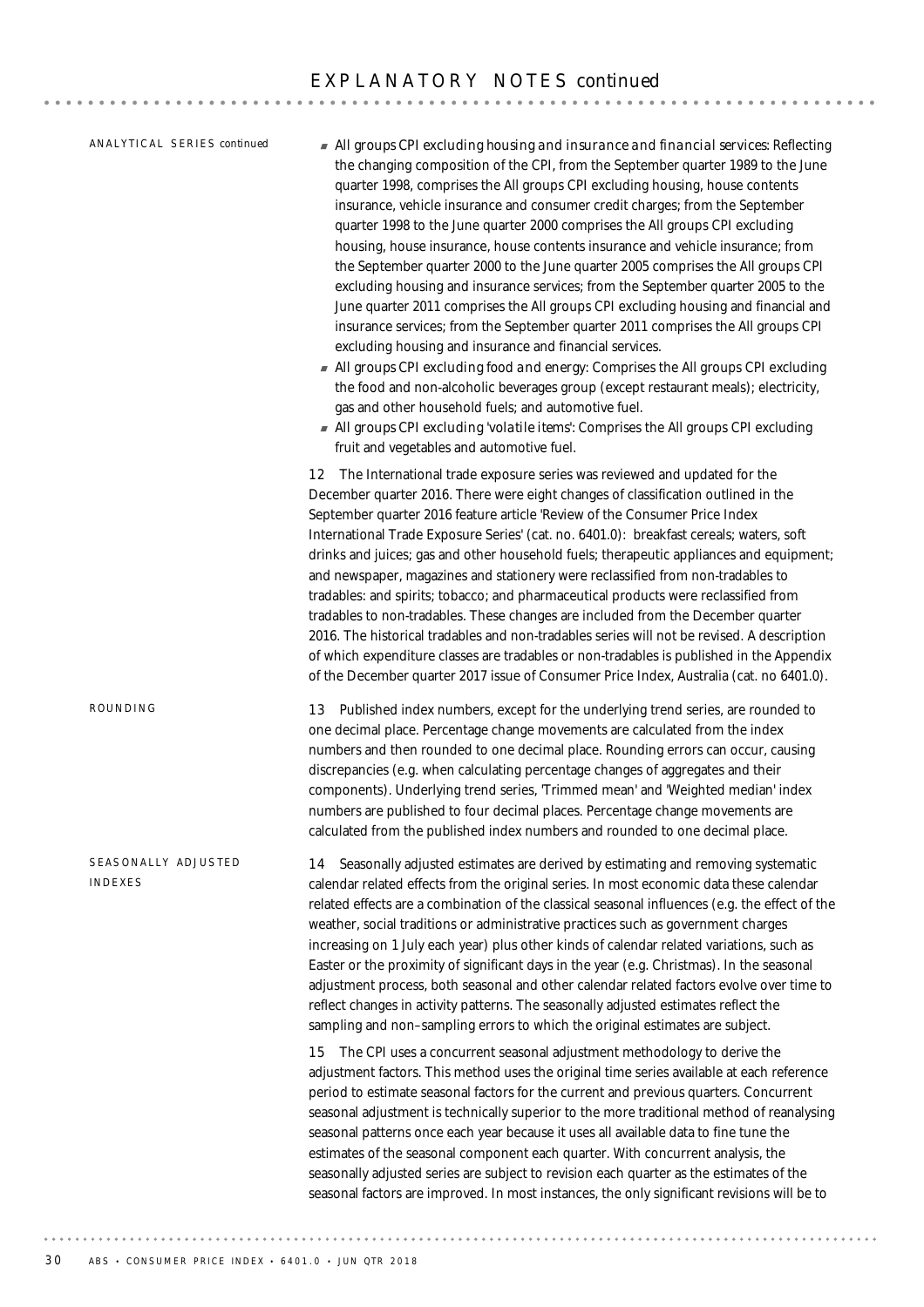## EXPLANATORY NOTES *continued*

### ANALYTICAL SERIES *continued*

- *All groups CPI excluding housing and insurance and financial services*: Reflecting the changing composition of the CPI, from the September quarter 1989 to the June quarter 1998, comprises the All groups CPI excluding housing, house contents insurance, vehicle insurance and consumer credit charges; from the September quarter 1998 to the June quarter 2000 comprises the All groups CPI excluding housing, house insurance, house contents insurance and vehicle insurance; from the September quarter 2000 to the June quarter 2005 comprises the All groups CPI excluding housing and insurance services; from the September quarter 2005 to the June quarter 2011 comprises the All groups CPI excluding housing and financial and insurance services; from the September quarter 2011 comprises the All groups CPI excluding housing and insurance and financial services.
- *All groups CPI excluding food and energy*: Comprises the All groups CPI excluding the food and non-alcoholic beverages group (except restaurant meals); electricity, gas and other household fuels; and automotive fuel.
- *All groups CPI excluding 'volatile items'*: Comprises the All groups CPI excluding fruit and vegetables and automotive fuel.

12 The International trade exposure series was reviewed and updated for the December quarter 2016. There were eight changes of classification outlined in the September quarter 2016 feature article 'Review of the Consumer Price Index International Trade Exposure Series' (cat. no. 6401.0): breakfast cereals; waters, soft drinks and juices; gas and other household fuels; therapeutic appliances and equipment; and newspaper, magazines and stationery were reclassified from non-tradables to tradables: and spirits; tobacco; and pharmaceutical products were reclassified from tradables to non-tradables. These changes are included from the December quarter 2016. The historical tradables and non-tradables series will not be revised. A description of which expenditure classes are tradables or non-tradables is published in the Appendix of the December quarter 2017 issue of Consumer Price Index, Australia (cat. no 6401.0).

### ROUNDING

13 Published index numbers, except for the underlying trend series, are rounded to one decimal place. Percentage change movements are calculated from the index numbers and then rounded to one decimal place. Rounding errors can occur, causing discrepancies (e.g. when calculating percentage changes of aggregates and their components). Underlying trend series, 'Trimmed mean' and 'Weighted median' index numbers are published to four decimal places. Percentage change movements are calculated from the published index numbers and rounded to one decimal place.

### SEASONALLY ADJUSTED INDEXES

14 Seasonally adjusted estimates are derived by estimating and removing systematic calendar related effects from the original series. In most economic data these calendar related effects are a combination of the classical seasonal influences (e.g. the effect of the weather, social traditions or administrative practices such as government charges increasing on 1 July each year) plus other kinds of calendar related variations, such as Easter or the proximity of significant days in the year (e.g. Christmas). In the seasonal adjustment process, both seasonal and other calendar related factors evolve over time to reflect changes in activity patterns. The seasonally adjusted estimates reflect the sampling and non–sampling errors to which the original estimates are subject.

15 The CPI uses a concurrent seasonal adjustment methodology to derive the adjustment factors. This method uses the original time series available at each reference period to estimate seasonal factors for the current and previous quarters. Concurrent seasonal adjustment is technically superior to the more traditional method of reanalysing seasonal patterns once each year because it uses all available data to fine tune the estimates of the seasonal component each quarter. With concurrent analysis, the seasonally adjusted series are subject to revision each quarter as the estimates of the seasonal factors are improved. In most instances, the only significant revisions will be to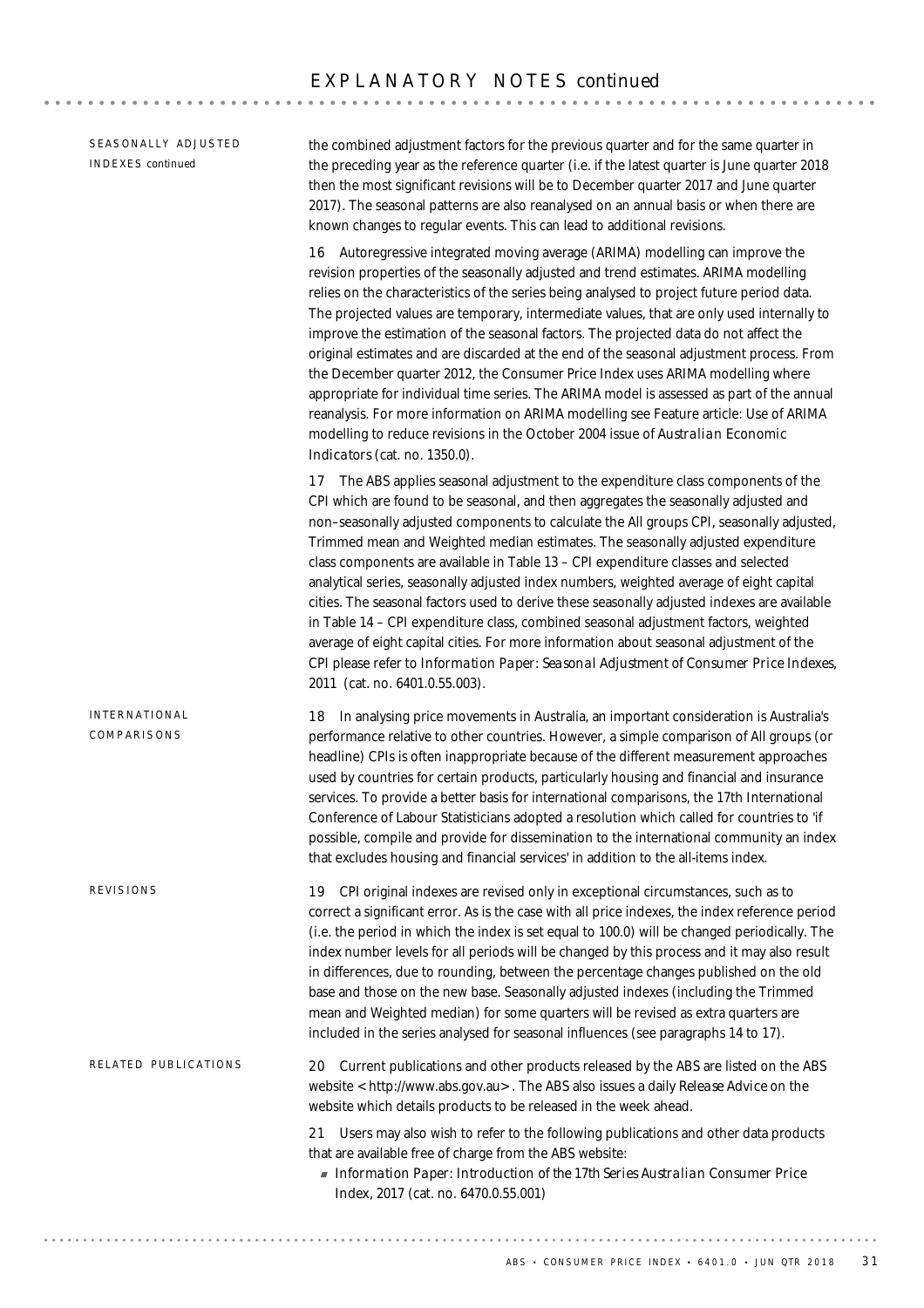## SEASONALLY ADJUSTED INDEXES *continued*

the combined adjustment factors for the previous quarter and for the same quarter in the preceding year as the reference quarter (i.e. if the latest quarter is June quarter 2018 then the most significant revisions will be to December quarter 2017 and June quarter 2017). The seasonal patterns are also reanalysed on an annual basis or when there are known changes to regular events. This can lead to additional revisions.

16 Autoregressive integrated moving average (ARIMA) modelling can improve the revision properties of the seasonally adjusted and trend estimates. ARIMA modelling relies on the characteristics of the series being analysed to project future period data. The projected values are temporary, intermediate values, that are only used internally to improve the estimation of the seasonal factors. The projected data do not affect the original estimates and are discarded at the end of the seasonal adjustment process. From the December quarter 2012, the Consumer Price Index uses ARIMA modelling where appropriate for individual time series. The ARIMA model is assessed as part of the annual reanalysis. For more information on ARIMA modelling see Feature article: Use of ARIMA modelling to reduce revisions in the October 2004 issue of *Australian Economic Indicators* (cat. no. 1350.0).

17 The ABS applies seasonal adjustment to the expenditure class components of the CPI which are found to be seasonal, and then aggregates the seasonally adjusted and non–seasonally adjusted components to calculate the All groups CPI, seasonally adjusted, Trimmed mean and Weighted median estimates. The seasonally adjusted expenditure class components are available in Table 13 – CPI expenditure classes and selected analytical series, seasonally adjusted index numbers, weighted average of eight capital cities. The seasonal factors used to derive these seasonally adjusted indexes are available in Table 14 – CPI expenditure class, combined seasonal adjustment factors, weighted average of eight capital cities. For more information about seasonal adjustment of the CPI please refer to *Information Paper: Seasonal Adjustment of Consumer Price Indexes, 2011* (cat. no. 6401.0.55.003).

## INTERNATIONAL COMPARISONS

18 In analysing price movements in Australia, an important consideration is Australia's performance relative to other countries. However, a simple comparison of All groups (or headline) CPIs is often inappropriate because of the different measurement approaches used by countries for certain products, particularly housing and financial and insurance services. To provide a better basis for international comparisons, the 17th International Conference of Labour Statisticians adopted a resolution which called for countries to 'if possible, compile and provide for dissemination to the international community an index that excludes housing and financial services' in addition to the all-items index.

## REVISIONS

19 CPI original indexes are revised only in exceptional circumstances, such as to correct a significant error. As is the case with all price indexes, the index reference period (i.e. the period in which the index is set equal to 100.0) will be changed periodically. The index number levels for all periods will be changed by this process and it may also result in differences, due to rounding, between the percentage changes published on the old base and those on the new base. Seasonally adjusted indexes (including the Trimmed mean and Weighted median) for some quarters will be revised as extra quarters are included in the series analysed for seasonal influences (see paragraphs 14 to 17).

## RELATED PUBLICATIONS

20 Current publications and other products released by the ABS are listed on the ABS website <http://www.abs.gov.au>. The ABS also issues a daily *Release Advice* on the website which details products to be released in the week ahead.

21 Users may also wish to refer to the following publications and other data products that are available free of charge from the ABS website:

- *Information Paper: Introduction of the 17th Series Australian Consumer Price Index, 2017* (cat. no. 6470.0.55.001)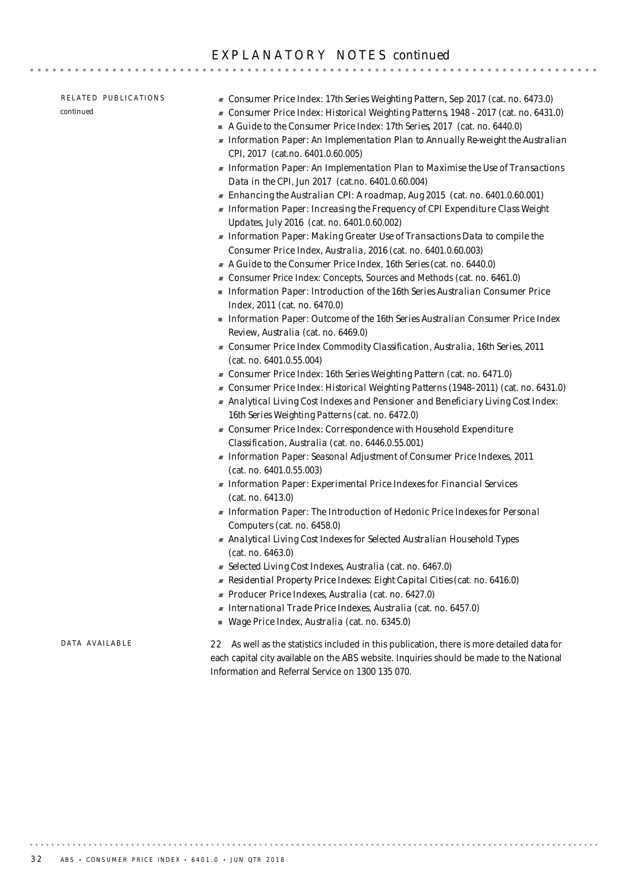## RELATED PUBLICATIONS *continued*

- Consumer Price Index: 17th Series Weighting Pattern, Sep 2017 (cat. no. 6473.0)
- Consumer Price Index: Historical Weighting Patterns, 1948 - 2017 (cat. no. 6431.0)
- A Guide to the Consumer Price Index: 17th Series, 2017 (cat. no. 6440.0)
- Information Paper: An Implementation Plan to Annually Re-weight the Australian CPI, 2017 (cat.no. 6401.0.60.005)
- Information Paper: An Implementation Plan to Maximise the Use of Transactions Data in the CPI, Jun 2017 (cat.no. 6401.0.60.004)
- Enhancing the Australian CPI: A roadmap, Aug 2015 (cat. no. 6401.0.60.001)
- Information Paper: Increasing the Frequency of CPI Expenditure Class Weight Updates, July 2016 (cat. no. 6401.0.60.002)
- Information Paper: Making Greater Use of Transactions Data to compile the Consumer Price Index, Australia, 2016 (cat. no. 6401.0.60.003)
- A Guide to the Consumer Price Index, 16th Series (cat. no. 6440.0)
- Consumer Price Index: Concepts, Sources and Methods (cat. no. 6461.0)
- Information Paper: Introduction of the 16th Series Australian Consumer Price Index, 2011 (cat. no. 6470.0)
- Information Paper: Outcome of the 16th Series Australian Consumer Price Index Review, Australia (cat. no. 6469.0)
- Consumer Price Index Commodity Classification, Australia, 16th Series, 2011 (cat. no. 6401.0.55.004)
- Consumer Price Index: 16th Series Weighting Pattern (cat. no. 6471.0)
- Consumer Price Index: Historical Weighting Patterns (1948–2011) (cat. no. 6431.0)
- Analytical Living Cost Indexes and Pensioner and Beneficiary Living Cost Index: 16th Series Weighting Patterns (cat. no. 6472.0)
- Consumer Price Index: Correspondence with Household Expenditure Classification, Australia (cat. no. 6446.0.55.001)
- Information Paper: Seasonal Adjustment of Consumer Price Indexes, 2011 (cat. no. 6401.0.55.003)
- Information Paper: Experimental Price Indexes for Financial Services (cat. no. 6413.0)
- Information Paper: The Introduction of Hedonic Price Indexes for Personal Computers (cat. no. 6458.0)
- Analytical Living Cost Indexes for Selected Australian Household Types (cat. no. 6463.0)
- Selected Living Cost Indexes, Australia (cat. no. 6467.0)
- Residential Property Price Indexes: Eight Capital Cities (cat. no. 6416.0)
- Producer Price Indexes, Australia (cat. no. 6427.0)
- International Trade Price Indexes, Australia (cat. no. 6457.0)
- Wage Price Index, Australia (cat. no. 6345.0)

## DATA AVAILABLE

22 As well as the statistics included in this publication, there is more detailed data for each capital city available on the ABS website. Inquiries should be made to the National Information and Referral Service on 1300 135 070.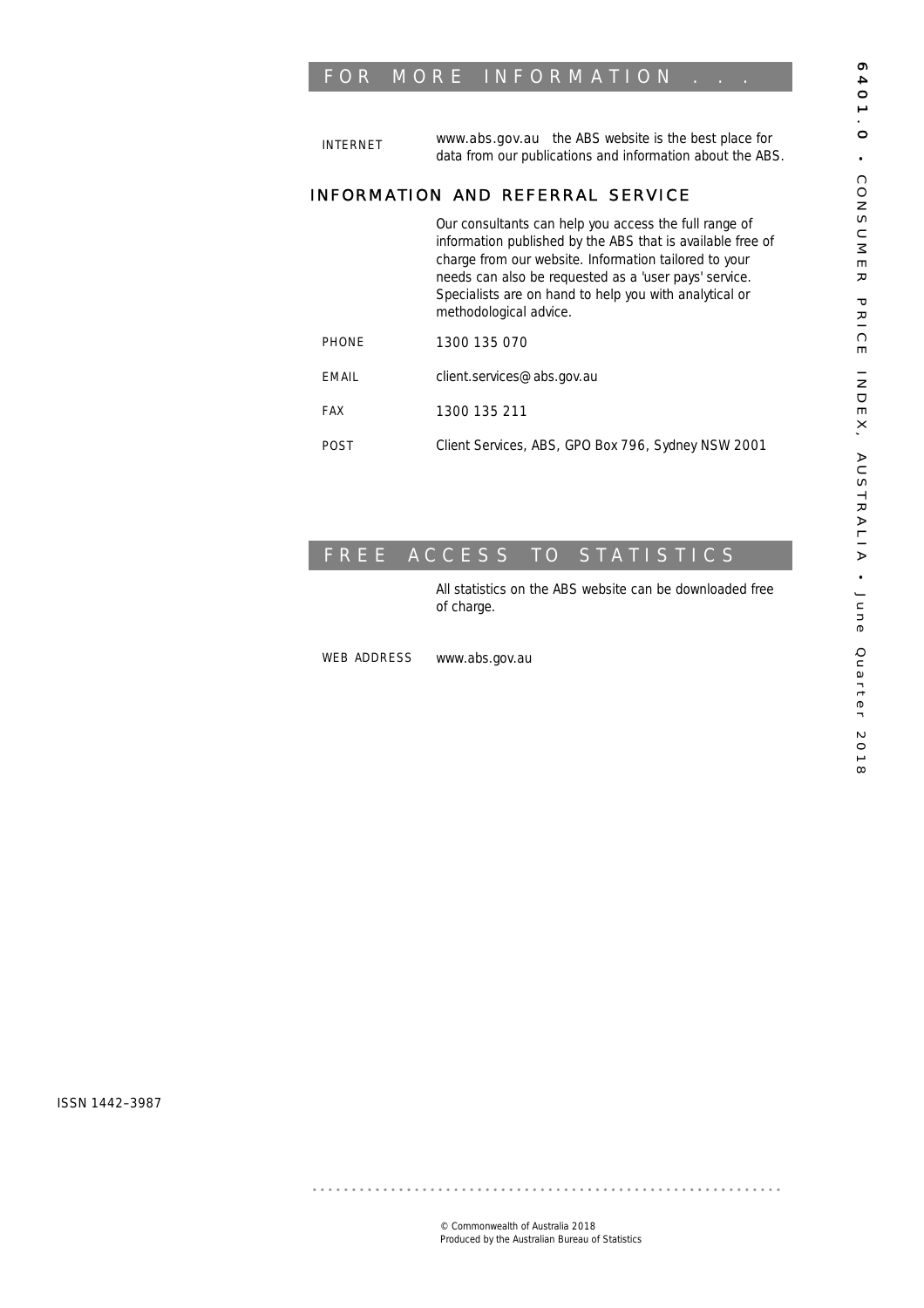## FOR MORE INFORMATION . . .

INTERNET — www.abs.gov.au the ABS website is the best place for data from our publications and information about the ABS.

## INFORMATION AND REFERRAL SERVICE

Our consultants can help you access the full range of information published by the ABS that is available free of charge from our website. Information tailored to your needs can also be requested as a 'user pays' service. Specialists are on hand to help you with analytical or methodological advice.

| | |
|---|---|
| PHONE | 1300 135 070 |
| EMAIL | client.services@abs.gov.au |
| FAX | 1300 135 211 |
| POST | Client Services, ABS, GPO Box 796, Sydney NSW 2001 |

## FREE ACCESS TO STATISTICS

All statistics on the ABS website can be downloaded free of charge.

WEB ADDRESS — www.abs.gov.au

ISSN 1442–3987

© Commonwealth of Australia 2018
Produced by the Australian Bureau of Statistics